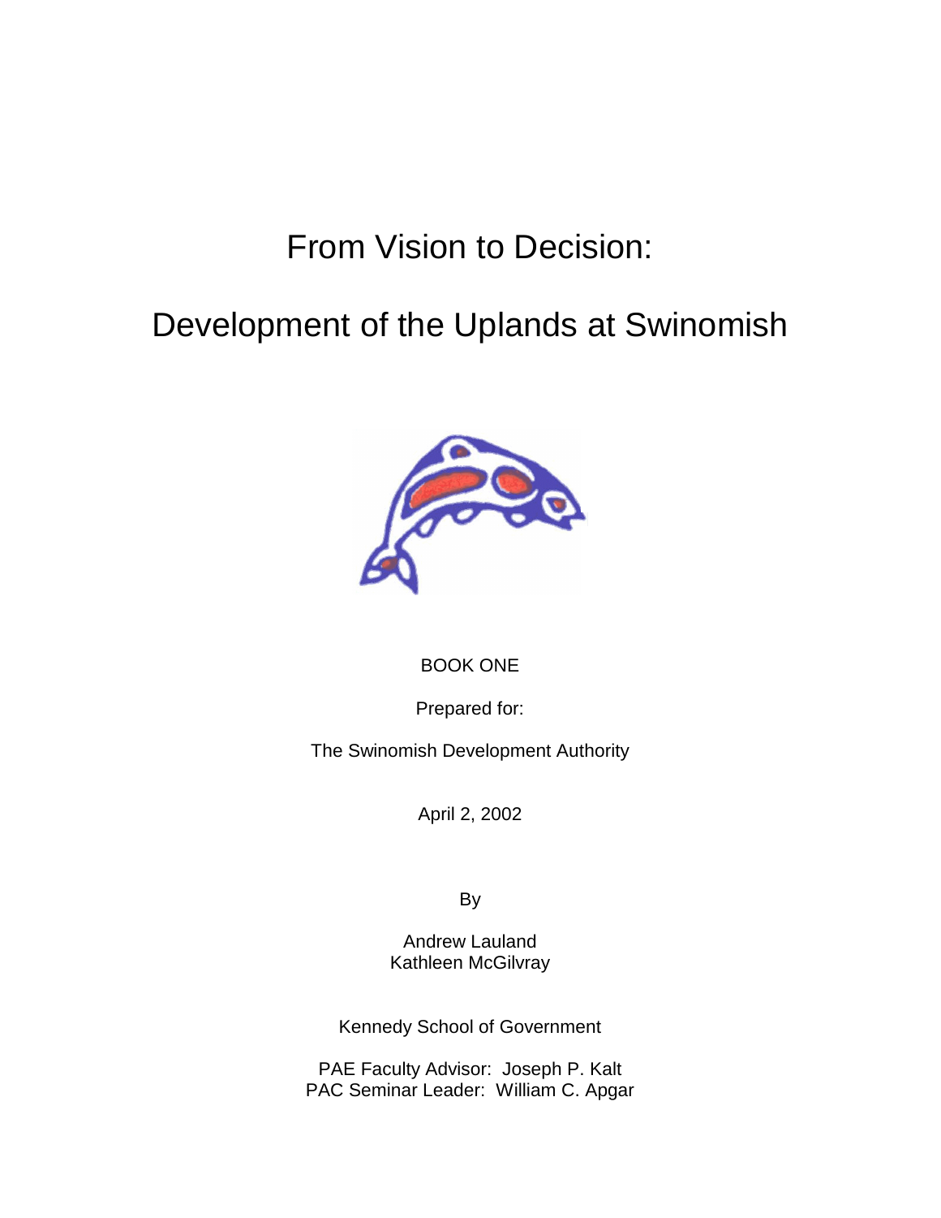# From Vision to Decision:

# Development of the Uplands at Swinomish

BOOK ONE

Prepared for:

The Swinomish Development Authority

April 2, 2002

By

Andrew Lauland
Kathleen McGilvray

Kennedy School of Government

PAE Faculty Advisor: Joseph P. Kalt
PAC Seminar Leader: William C. Apgar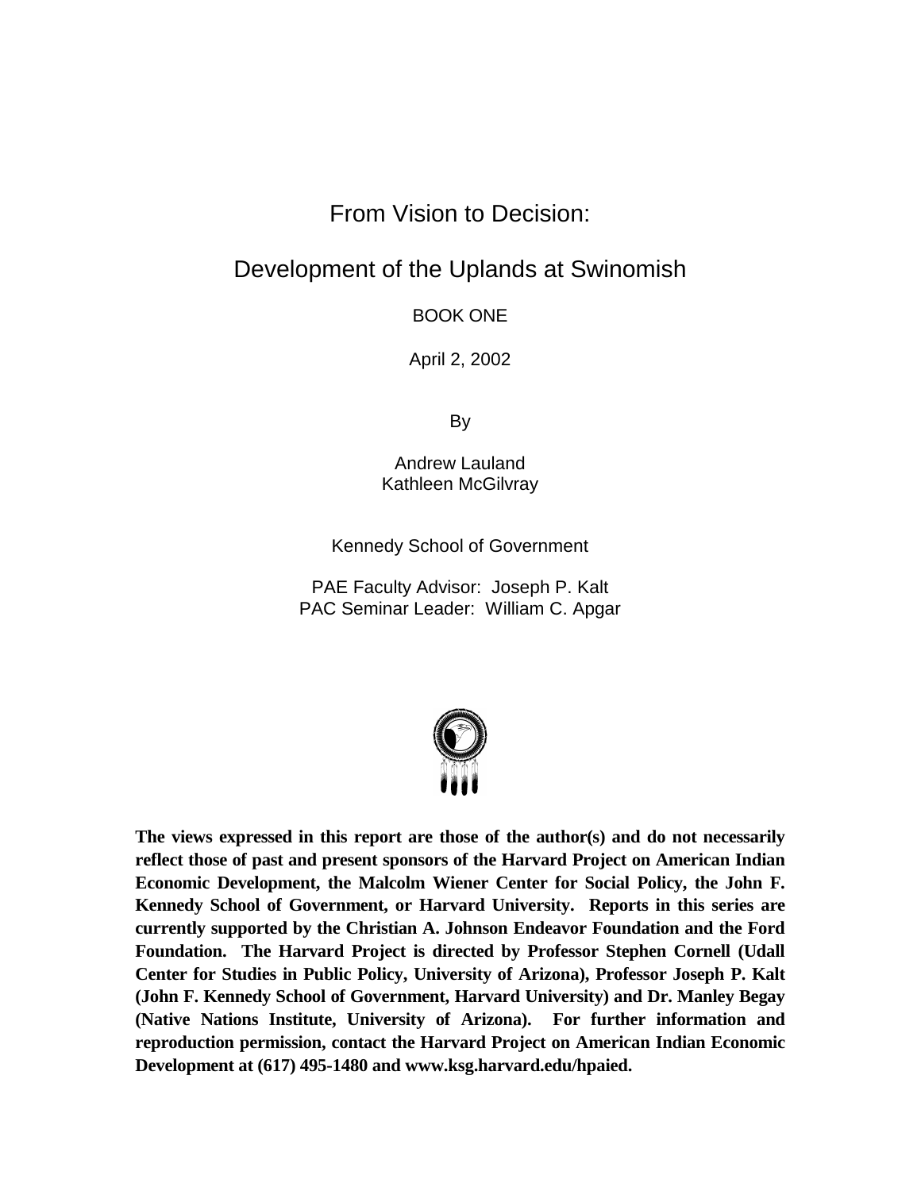# From Vision to Decision:

# Development of the Uplands at Swinomish

BOOK ONE

April 2, 2002

By

Andrew Lauland
Kathleen McGilvray

Kennedy School of Government

PAE Faculty Advisor: Joseph P. Kalt
PAC Seminar Leader: William C. Apgar

**The views expressed in this report are those of the author(s) and do not necessarily reflect those of past and present sponsors of the Harvard Project on American Indian Economic Development, the Malcolm Wiener Center for Social Policy, the John F. Kennedy School of Government, or Harvard University. Reports in this series are currently supported by the Christian A. Johnson Endeavor Foundation and the Ford Foundation. The Harvard Project is directed by Professor Stephen Cornell (Udall Center for Studies in Public Policy, University of Arizona), Professor Joseph P. Kalt (John F. Kennedy School of Government, Harvard University) and Dr. Manley Begay (Native Nations Institute, University of Arizona). For further information and reproduction permission, contact the Harvard Project on American Indian Economic Development at (617) 495-1480 and www.ksg.harvard.edu/hpaied.**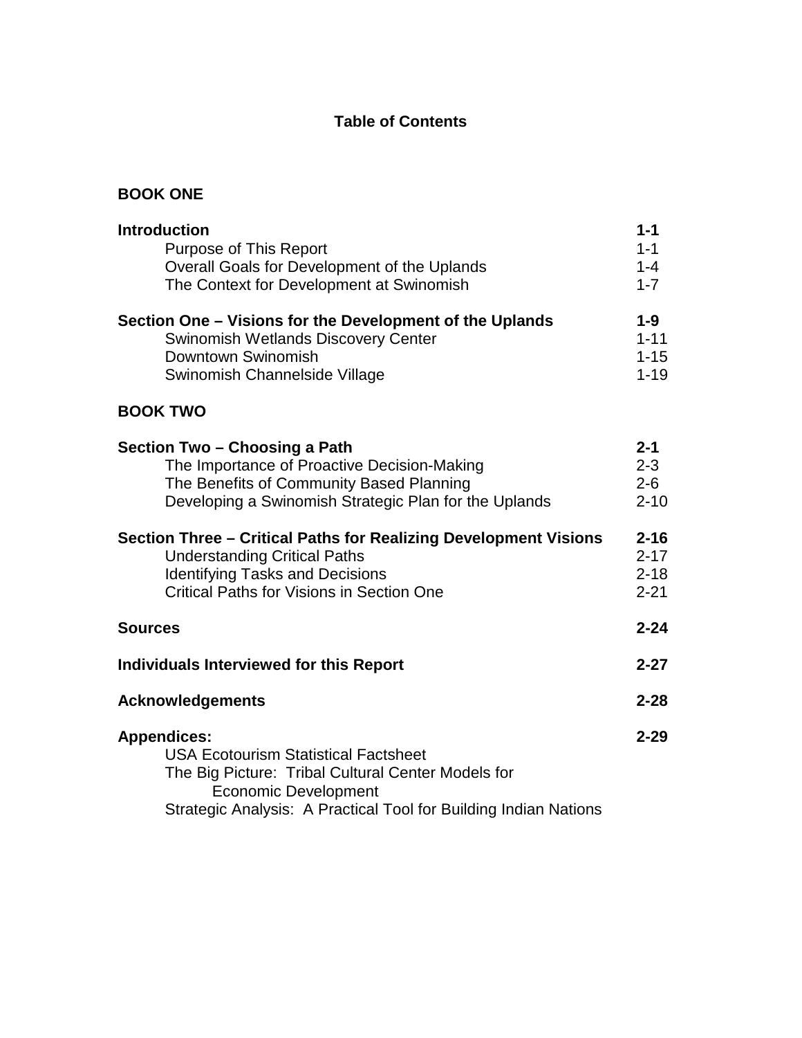# Table of Contents

## BOOK ONE

| | |
|---|---|
| **Introduction** | **1-1** |
| Purpose of This Report | 1-1 |
| Overall Goals for Development of the Uplands | 1-4 |
| The Context for Development at Swinomish | 1-7 |
| **Section One – Visions for the Development of the Uplands** | **1-9** |
| Swinomish Wetlands Discovery Center | 1-11 |
| Downtown Swinomish | 1-15 |
| Swinomish Channelside Village | 1-19 |

## BOOK TWO

| | |
|---|---|
| **Section Two – Choosing a Path** | **2-1** |
| The Importance of Proactive Decision-Making | 2-3 |
| The Benefits of Community Based Planning | 2-6 |
| Developing a Swinomish Strategic Plan for the Uplands | 2-10 |
| **Section Three – Critical Paths for Realizing Development Visions** | **2-16** |
| Understanding Critical Paths | 2-17 |
| Identifying Tasks and Decisions | 2-18 |
| Critical Paths for Visions in Section One | 2-21 |
| **Sources** | **2-24** |
| **Individuals Interviewed for this Report** | **2-27** |
| **Acknowledgements** | **2-28** |
| **Appendices:** | **2-29** |
| USA Ecotourism Statistical Factsheet | |
| The Big Picture: Tribal Cultural Center Models for Economic Development | |
| Strategic Analysis: A Practical Tool for Building Indian Nations | |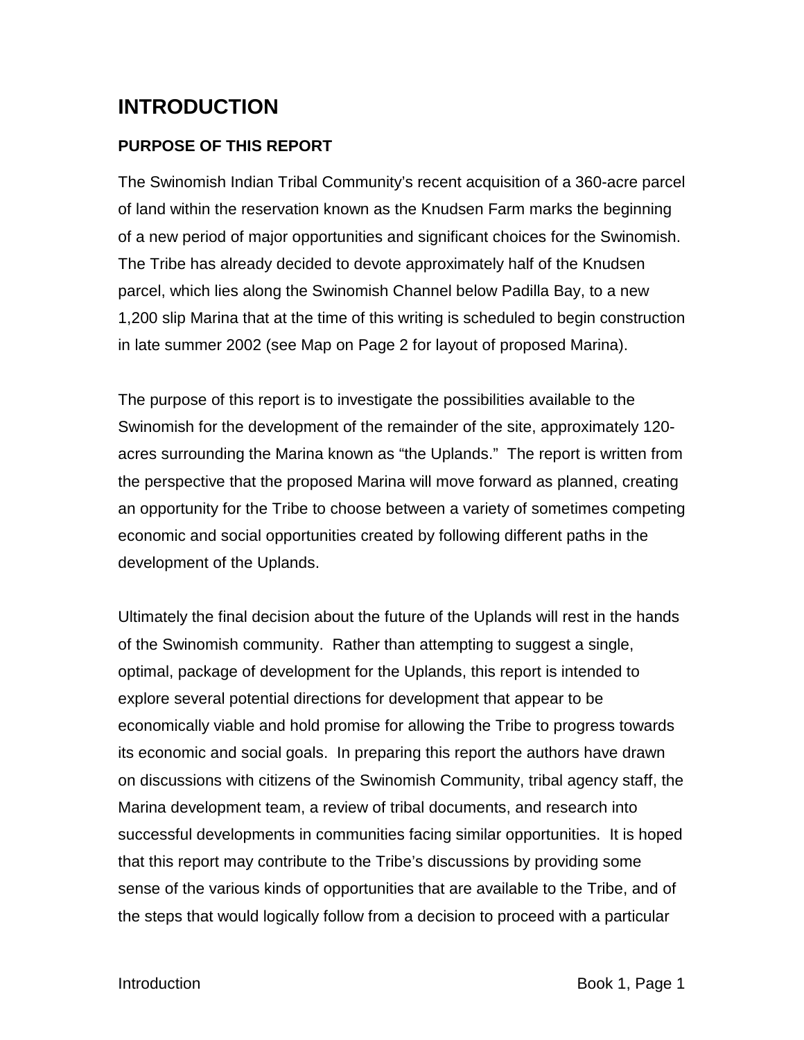# INTRODUCTION

## PURPOSE OF THIS REPORT

The Swinomish Indian Tribal Community's recent acquisition of a 360-acre parcel of land within the reservation known as the Knudsen Farm marks the beginning of a new period of major opportunities and significant choices for the Swinomish. The Tribe has already decided to devote approximately half of the Knudsen parcel, which lies along the Swinomish Channel below Padilla Bay, to a new 1,200 slip Marina that at the time of this writing is scheduled to begin construction in late summer 2002 (see Map on Page 2 for layout of proposed Marina).

The purpose of this report is to investigate the possibilities available to the Swinomish for the development of the remainder of the site, approximately 120-acres surrounding the Marina known as "the Uplands." The report is written from the perspective that the proposed Marina will move forward as planned, creating an opportunity for the Tribe to choose between a variety of sometimes competing economic and social opportunities created by following different paths in the development of the Uplands.

Ultimately the final decision about the future of the Uplands will rest in the hands of the Swinomish community. Rather than attempting to suggest a single, optimal, package of development for the Uplands, this report is intended to explore several potential directions for development that appear to be economically viable and hold promise for allowing the Tribe to progress towards its economic and social goals. In preparing this report the authors have drawn on discussions with citizens of the Swinomish Community, tribal agency staff, the Marina development team, a review of tribal documents, and research into successful developments in communities facing similar opportunities. It is hoped that this report may contribute to the Tribe's discussions by providing some sense of the various kinds of opportunities that are available to the Tribe, and of the steps that would logically follow from a decision to proceed with a particular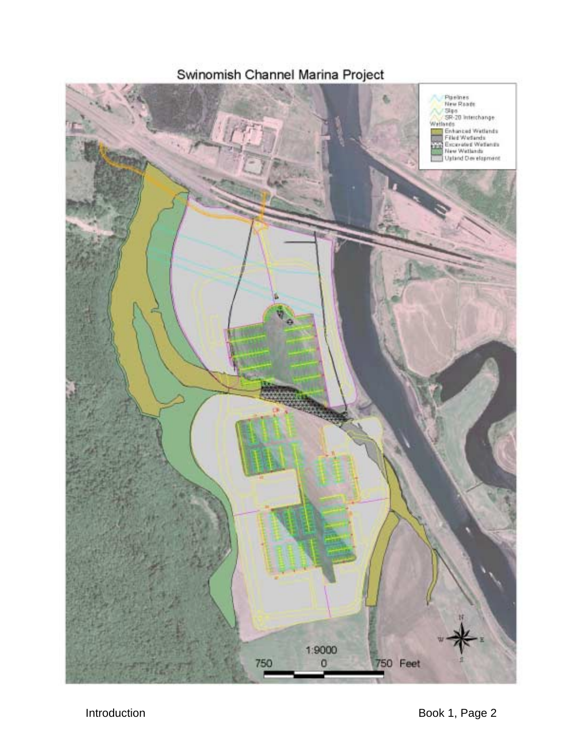# Swinomish Channel Marina Project

Pipelines
New Roads
Slips
SR-20 Interchange
Wetlands
Enhanced Wetlands
Filled Wetlands
Excavated Wetlands
New Wetlands
Upland Development

1:9000

750 0 750 Feet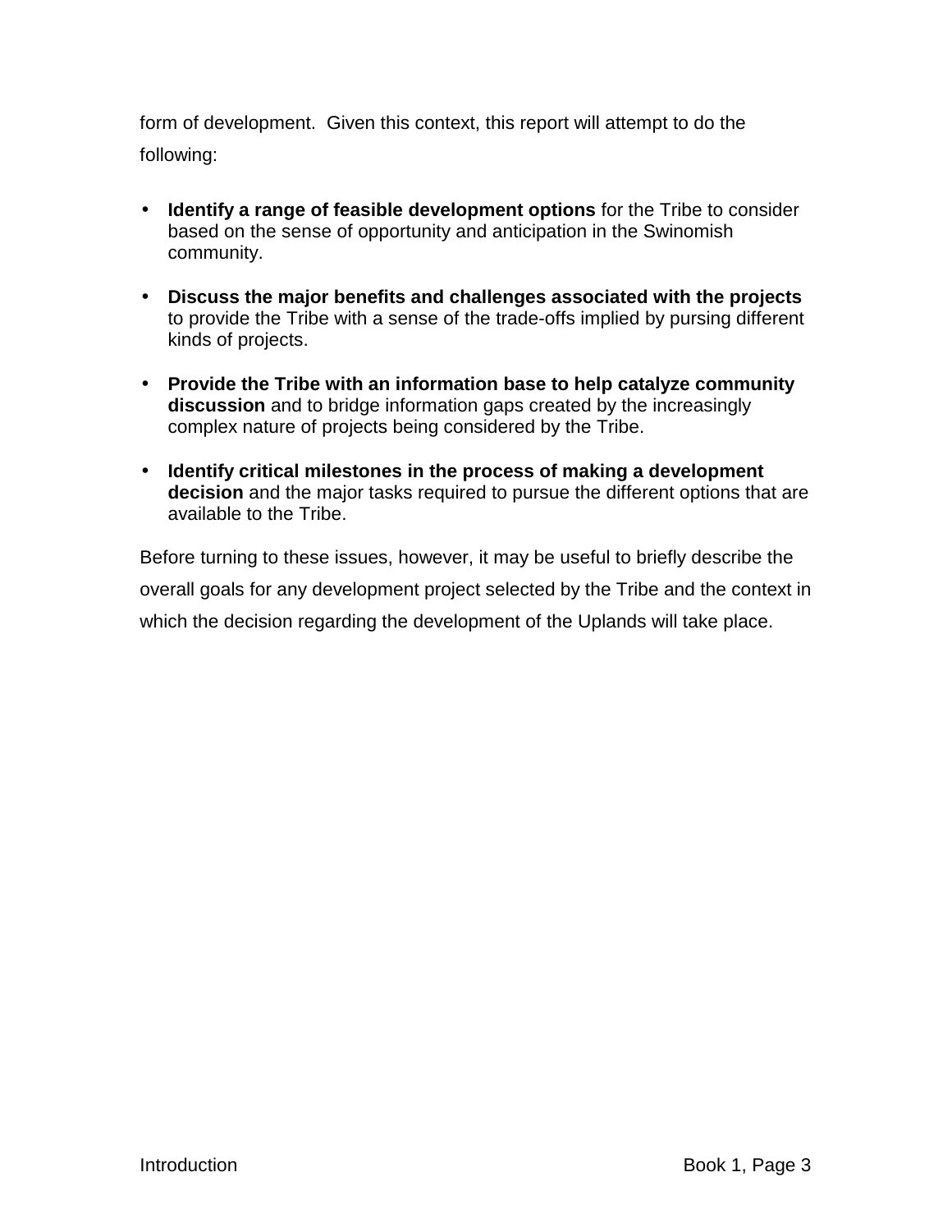form of development.  Given this context, this report will attempt to do the following:

- **Identify a range of feasible development options** for the Tribe to consider based on the sense of opportunity and anticipation in the Swinomish community.
- **Discuss the major benefits and challenges associated with the projects** to provide the Tribe with a sense of the trade-offs implied by pursing different kinds of projects.
- **Provide the Tribe with an information base to help catalyze community discussion** and to bridge information gaps created by the increasingly complex nature of projects being considered by the Tribe.
- **Identify critical milestones in the process of making a development decision** and the major tasks required to pursue the different options that are available to the Tribe.

Before turning to these issues, however, it may be useful to briefly describe the overall goals for any development project selected by the Tribe and the context in which the decision regarding the development of the Uplands will take place.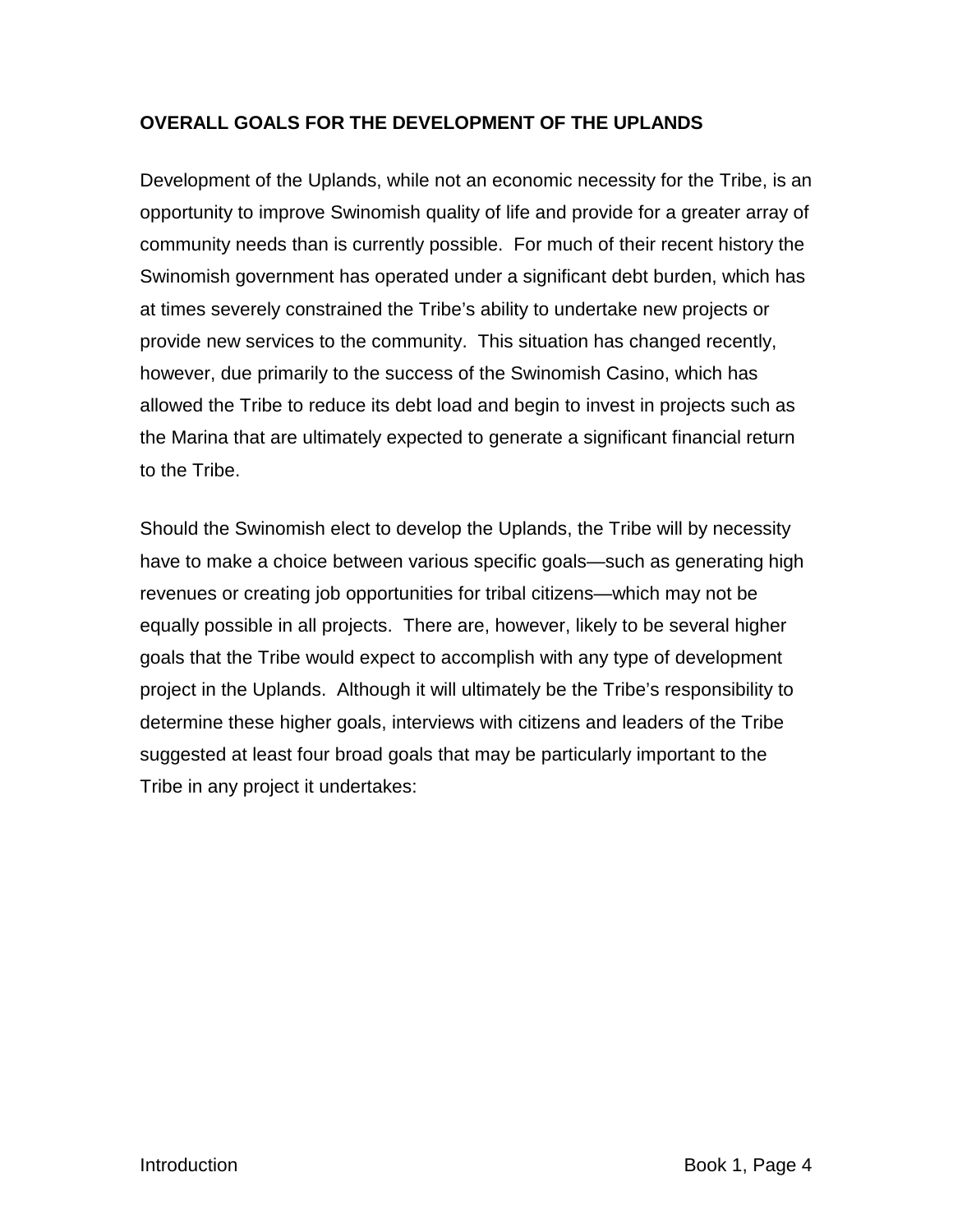**OVERALL GOALS FOR THE DEVELOPMENT OF THE UPLANDS**

Development of the Uplands, while not an economic necessity for the Tribe, is an opportunity to improve Swinomish quality of life and provide for a greater array of community needs than is currently possible. For much of their recent history the Swinomish government has operated under a significant debt burden, which has at times severely constrained the Tribe's ability to undertake new projects or provide new services to the community. This situation has changed recently, however, due primarily to the success of the Swinomish Casino, which has allowed the Tribe to reduce its debt load and begin to invest in projects such as the Marina that are ultimately expected to generate a significant financial return to the Tribe.

Should the Swinomish elect to develop the Uplands, the Tribe will by necessity have to make a choice between various specific goals—such as generating high revenues or creating job opportunities for tribal citizens—which may not be equally possible in all projects. There are, however, likely to be several higher goals that the Tribe would expect to accomplish with any type of development project in the Uplands. Although it will ultimately be the Tribe's responsibility to determine these higher goals, interviews with citizens and leaders of the Tribe suggested at least four broad goals that may be particularly important to the Tribe in any project it undertakes: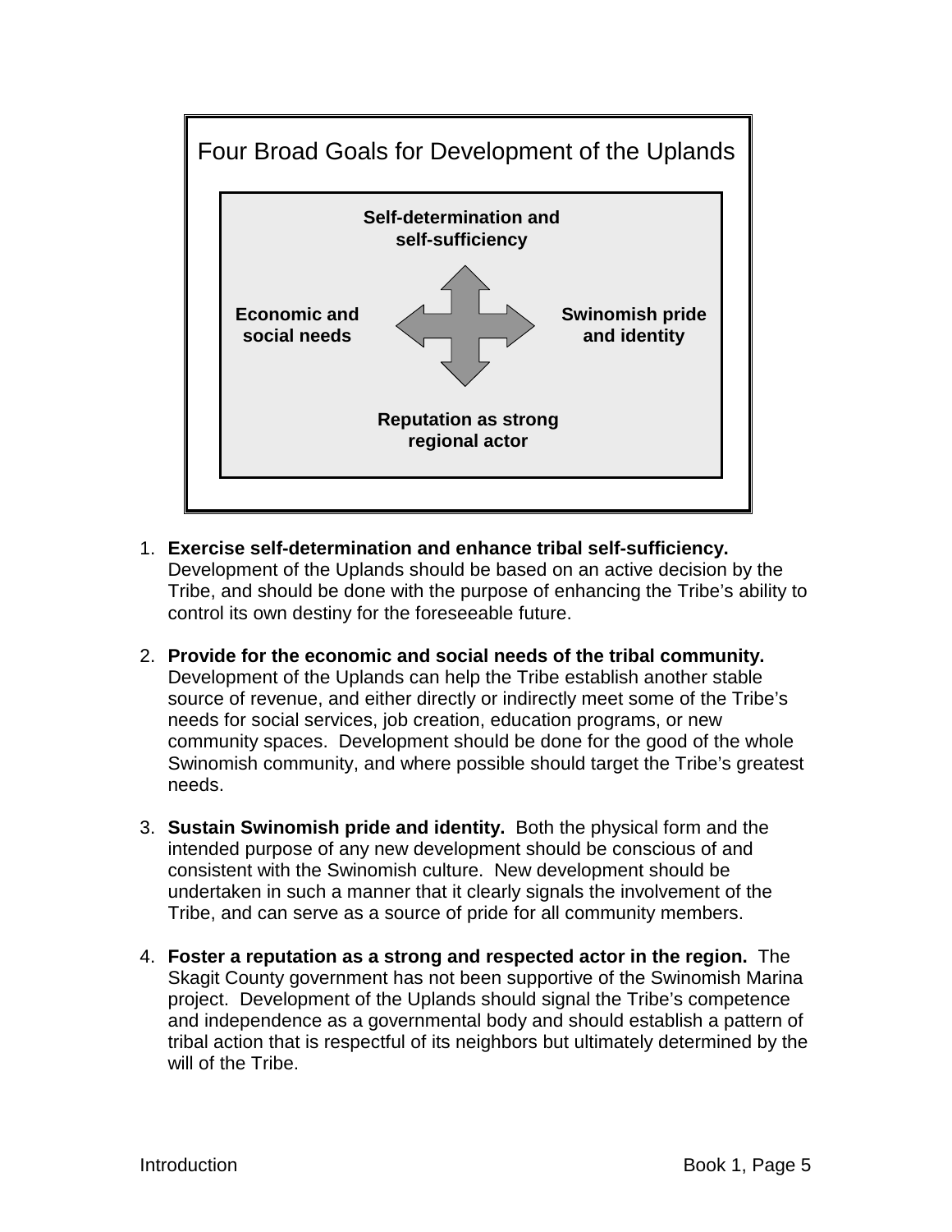## Four Broad Goals for Development of the Uplands

**Self-determination and self-sufficiency**

**Economic and social needs**

**Swinomish pride and identity**

**Reputation as strong regional actor**

1. **Exercise self-determination and enhance tribal self-sufficiency.** Development of the Uplands should be based on an active decision by the Tribe, and should be done with the purpose of enhancing the Tribe's ability to control its own destiny for the foreseeable future.

2. **Provide for the economic and social needs of the tribal community.** Development of the Uplands can help the Tribe establish another stable source of revenue, and either directly or indirectly meet some of the Tribe's needs for social services, job creation, education programs, or new community spaces. Development should be done for the good of the whole Swinomish community, and where possible should target the Tribe's greatest needs.

3. **Sustain Swinomish pride and identity.** Both the physical form and the intended purpose of any new development should be conscious of and consistent with the Swinomish culture. New development should be undertaken in such a manner that it clearly signals the involvement of the Tribe, and can serve as a source of pride for all community members.

4. **Foster a reputation as a strong and respected actor in the region.** The Skagit County government has not been supportive of the Swinomish Marina project. Development of the Uplands should signal the Tribe's competence and independence as a governmental body and should establish a pattern of tribal action that is respectful of its neighbors but ultimately determined by the will of the Tribe.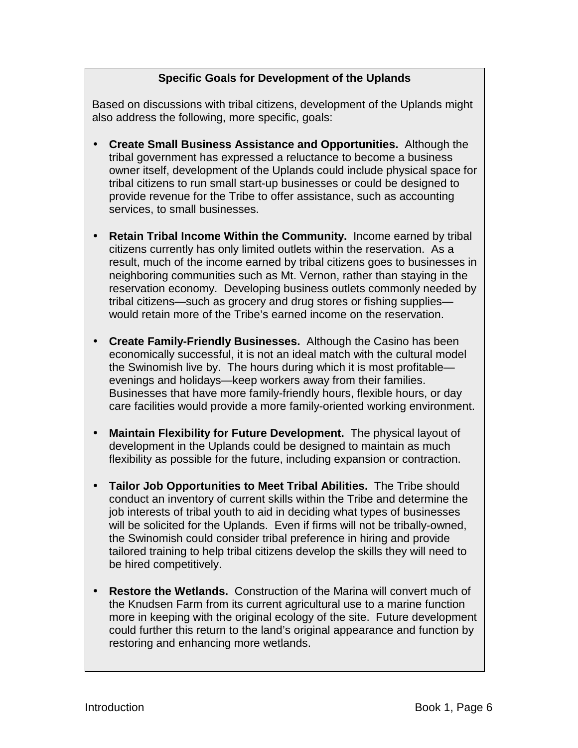### Specific Goals for Development of the Uplands

Based on discussions with tribal citizens, development of the Uplands might also address the following, more specific, goals:

- **Create Small Business Assistance and Opportunities.** Although the tribal government has expressed a reluctance to become a business owner itself, development of the Uplands could include physical space for tribal citizens to run small start-up businesses or could be designed to provide revenue for the Tribe to offer assistance, such as accounting services, to small businesses.

- **Retain Tribal Income Within the Community.** Income earned by tribal citizens currently has only limited outlets within the reservation. As a result, much of the income earned by tribal citizens goes to businesses in neighboring communities such as Mt. Vernon, rather than staying in the reservation economy. Developing business outlets commonly needed by tribal citizens—such as grocery and drug stores or fishing supplies—would retain more of the Tribe's earned income on the reservation.

- **Create Family-Friendly Businesses.** Although the Casino has been economically successful, it is not an ideal match with the cultural model the Swinomish live by. The hours during which it is most profitable—evenings and holidays—keep workers away from their families. Businesses that have more family-friendly hours, flexible hours, or day care facilities would provide a more family-oriented working environment.

- **Maintain Flexibility for Future Development.** The physical layout of development in the Uplands could be designed to maintain as much flexibility as possible for the future, including expansion or contraction.

- **Tailor Job Opportunities to Meet Tribal Abilities.** The Tribe should conduct an inventory of current skills within the Tribe and determine the job interests of tribal youth to aid in deciding what types of businesses will be solicited for the Uplands. Even if firms will not be tribally-owned, the Swinomish could consider tribal preference in hiring and provide tailored training to help tribal citizens develop the skills they will need to be hired competitively.

- **Restore the Wetlands.** Construction of the Marina will convert much of the Knudsen Farm from its current agricultural use to a marine function more in keeping with the original ecology of the site. Future development could further this return to the land's original appearance and function by restoring and enhancing more wetlands.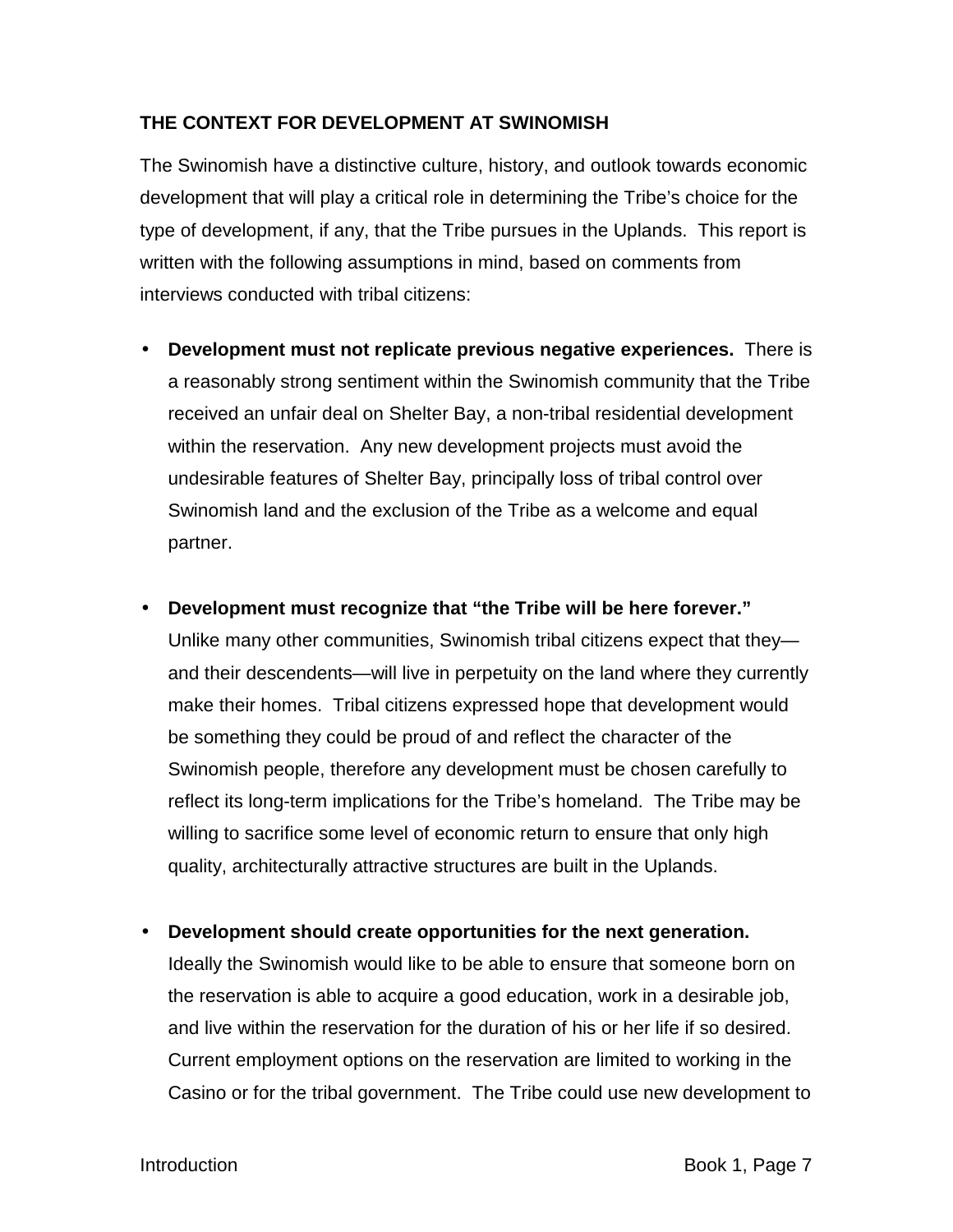## THE CONTEXT FOR DEVELOPMENT AT SWINOMISH

The Swinomish have a distinctive culture, history, and outlook towards economic development that will play a critical role in determining the Tribe's choice for the type of development, if any, that the Tribe pursues in the Uplands. This report is written with the following assumptions in mind, based on comments from interviews conducted with tribal citizens:

- **Development must not replicate previous negative experiences.** There is a reasonably strong sentiment within the Swinomish community that the Tribe received an unfair deal on Shelter Bay, a non-tribal residential development within the reservation. Any new development projects must avoid the undesirable features of Shelter Bay, principally loss of tribal control over Swinomish land and the exclusion of the Tribe as a welcome and equal partner.

- **Development must recognize that "the Tribe will be here forever."** Unlike many other communities, Swinomish tribal citizens expect that they—and their descendents—will live in perpetuity on the land where they currently make their homes. Tribal citizens expressed hope that development would be something they could be proud of and reflect the character of the Swinomish people, therefore any development must be chosen carefully to reflect its long-term implications for the Tribe's homeland. The Tribe may be willing to sacrifice some level of economic return to ensure that only high quality, architecturally attractive structures are built in the Uplands.

- **Development should create opportunities for the next generation.** Ideally the Swinomish would like to be able to ensure that someone born on the reservation is able to acquire a good education, work in a desirable job, and live within the reservation for the duration of his or her life if so desired. Current employment options on the reservation are limited to working in the Casino or for the tribal government. The Tribe could use new development to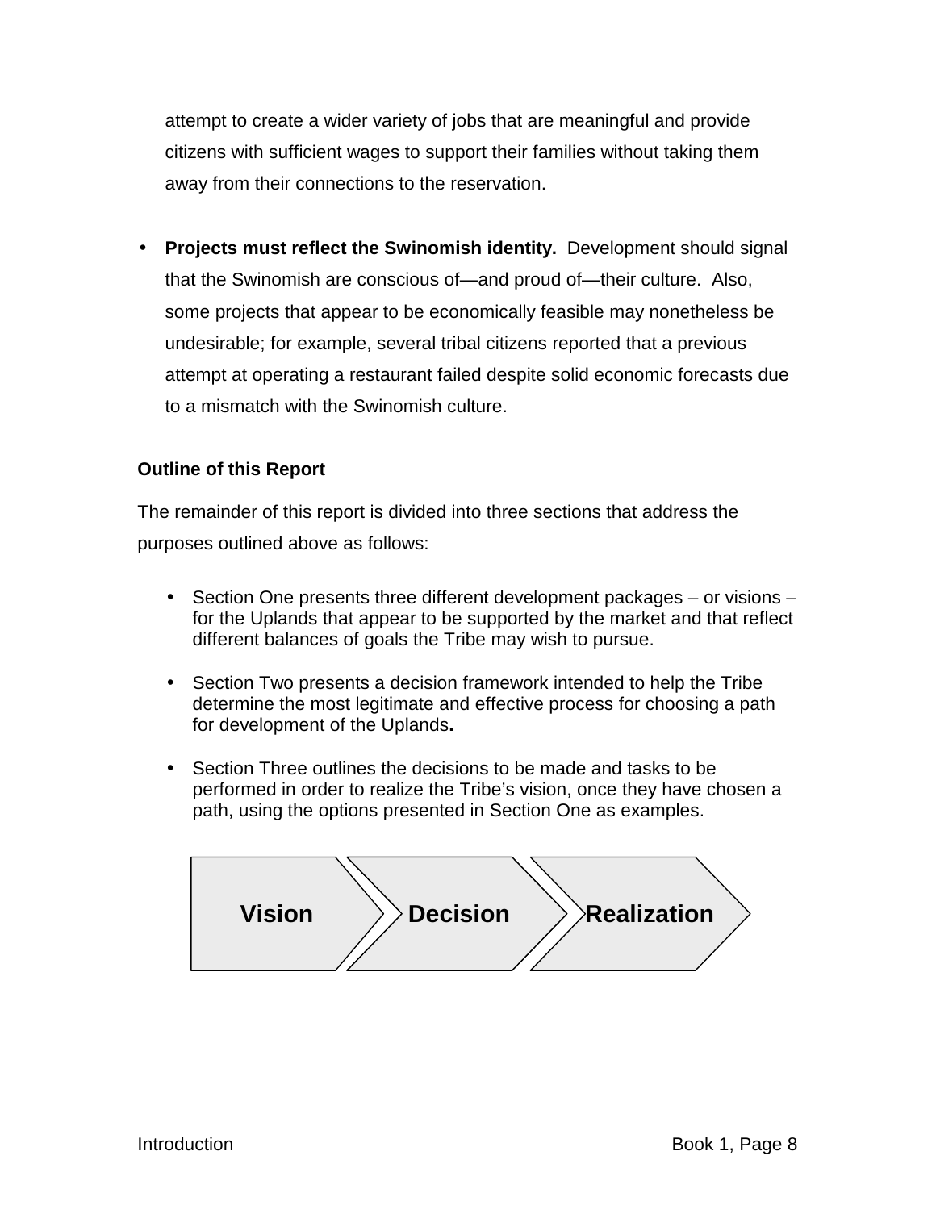attempt to create a wider variety of jobs that are meaningful and provide citizens with sufficient wages to support their families without taking them away from their connections to the reservation.

- **Projects must reflect the Swinomish identity.** Development should signal that the Swinomish are conscious of—and proud of—their culture. Also, some projects that appear to be economically feasible may nonetheless be undesirable; for example, several tribal citizens reported that a previous attempt at operating a restaurant failed despite solid economic forecasts due to a mismatch with the Swinomish culture.

### Outline of this Report

The remainder of this report is divided into three sections that address the purposes outlined above as follows:

- Section One presents three different development packages – or visions – for the Uplands that appear to be supported by the market and that reflect different balances of goals the Tribe may wish to pursue.

- Section Two presents a decision framework intended to help the Tribe determine the most legitimate and effective process for choosing a path for development of the Uplands**.**

- Section Three outlines the decisions to be made and tasks to be performed in order to realize the Tribe's vision, once they have chosen a path, using the options presented in Section One as examples.

**Vision** → **Decision** → **Realization**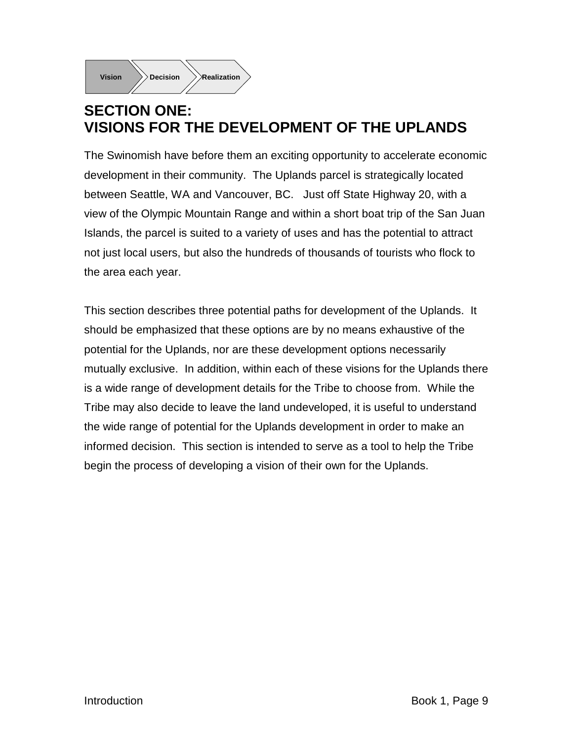Vision › Decision › Realization

# SECTION ONE: VISIONS FOR THE DEVELOPMENT OF THE UPLANDS

The Swinomish have before them an exciting opportunity to accelerate economic development in their community. The Uplands parcel is strategically located between Seattle, WA and Vancouver, BC. Just off State Highway 20, with a view of the Olympic Mountain Range and within a short boat trip of the San Juan Islands, the parcel is suited to a variety of uses and has the potential to attract not just local users, but also the hundreds of thousands of tourists who flock to the area each year.

This section describes three potential paths for development of the Uplands. It should be emphasized that these options are by no means exhaustive of the potential for the Uplands, nor are these development options necessarily mutually exclusive. In addition, within each of these visions for the Uplands there is a wide range of development details for the Tribe to choose from. While the Tribe may also decide to leave the land undeveloped, it is useful to understand the wide range of potential for the Uplands development in order to make an informed decision. This section is intended to serve as a tool to help the Tribe begin the process of developing a vision of their own for the Uplands.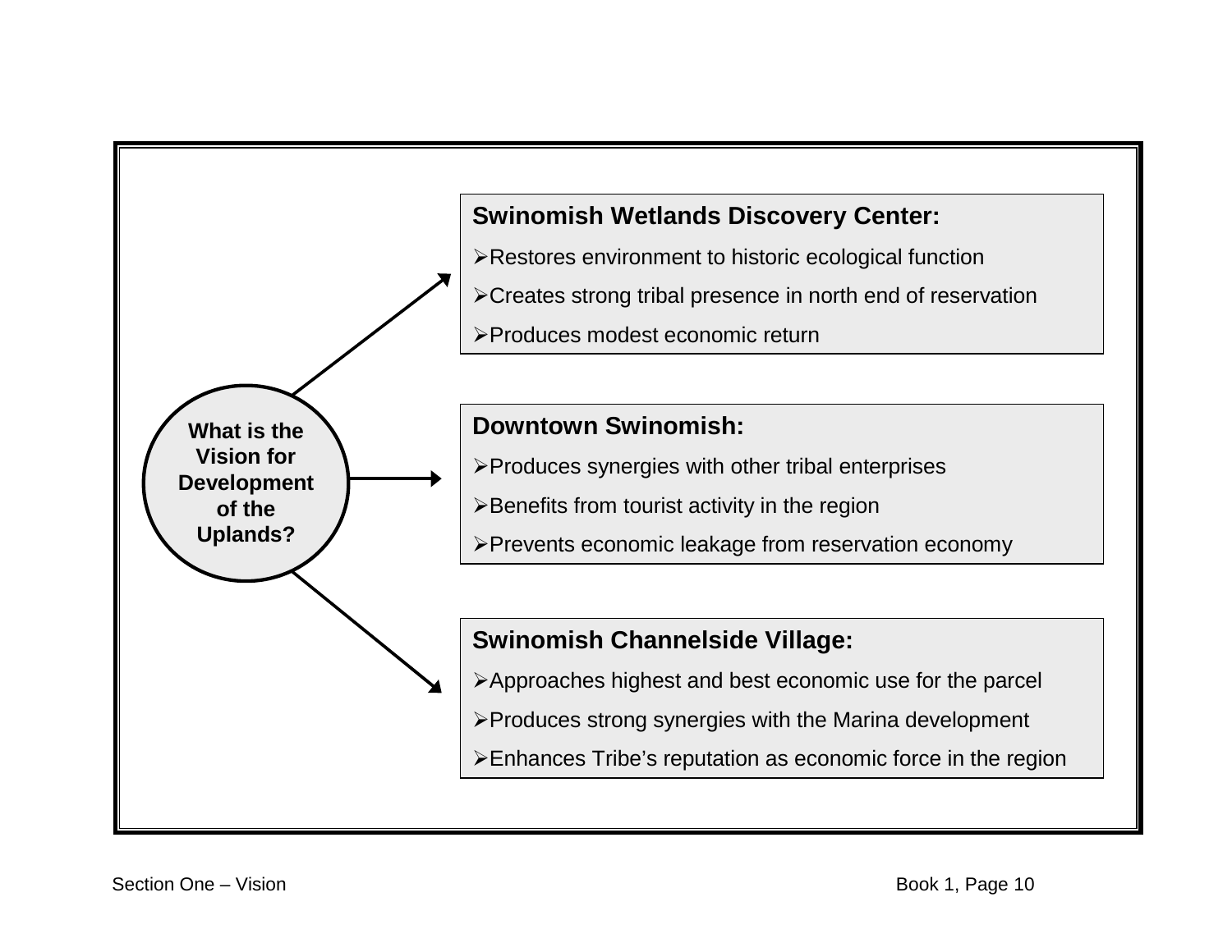**What is the Vision for Development of the Uplands?**

**Swinomish Wetlands Discovery Center:**

- Restores environment to historic ecological function
- Creates strong tribal presence in north end of reservation
- Produces modest economic return

**Downtown Swinomish:**

- Produces synergies with other tribal enterprises
- Benefits from tourist activity in the region
- Prevents economic leakage from reservation economy

**Swinomish Channelside Village:**

- Approaches highest and best economic use for the parcel
- Produces strong synergies with the Marina development
- Enhances Tribe's reputation as economic force in the region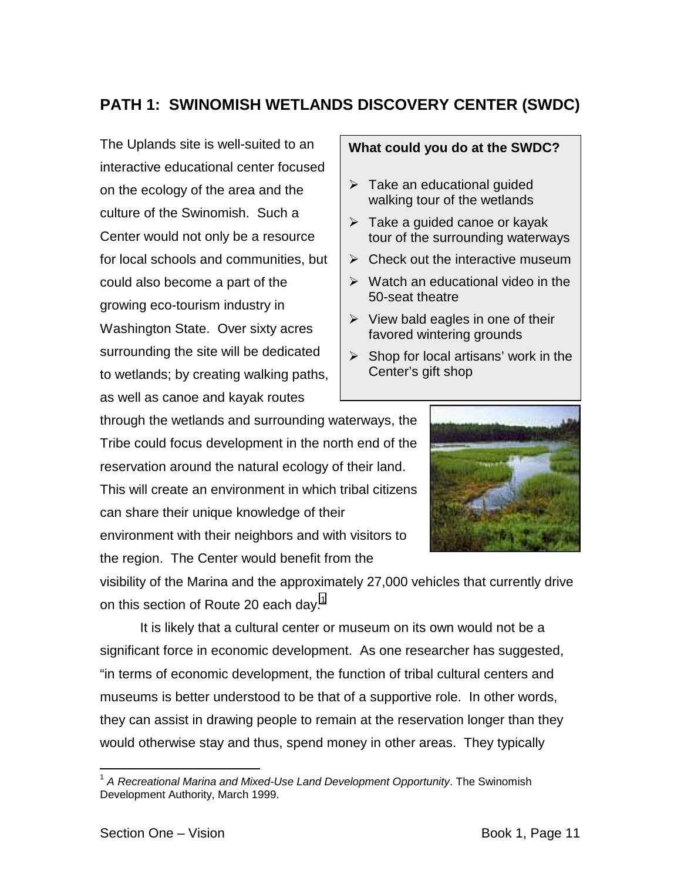## PATH 1: SWINOMISH WETLANDS DISCOVERY CENTER (SWDC)

The Uplands site is well-suited to an interactive educational center focused on the ecology of the area and the culture of the Swinomish. Such a Center would not only be a resource for local schools and communities, but could also become a part of the growing eco-tourism industry in Washington State. Over sixty acres surrounding the site will be dedicated to wetlands; by creating walking paths, as well as canoe and kayak routes through the wetlands and surrounding waterways, the Tribe could focus development in the north end of the reservation around the natural ecology of their land. This will create an environment in which tribal citizens can share their unique knowledge of their environment with their neighbors and with visitors to the region. The Center would benefit from the visibility of the Marina and the approximately 27,000 vehicles that currently drive on this section of Route 20 each day.[1]

**What could you do at the SWDC?**

- Take an educational guided walking tour of the wetlands
- Take a guided canoe or kayak tour of the surrounding waterways
- Check out the interactive museum
- Watch an educational video in the 50-seat theatre
- View bald eagles in one of their favored wintering grounds
- Shop for local artisans' work in the Center's gift shop

It is likely that a cultural center or museum on its own would not be a significant force in economic development. As one researcher has suggested, "in terms of economic development, the function of tribal cultural centers and museums is better understood to be that of a supportive role. In other words, they can assist in drawing people to remain at the reservation longer than they would otherwise stay and thus, spend money in other areas. They typically

[1] *A Recreational Marina and Mixed-Use Land Development Opportunity*. The Swinomish Development Authority, March 1999.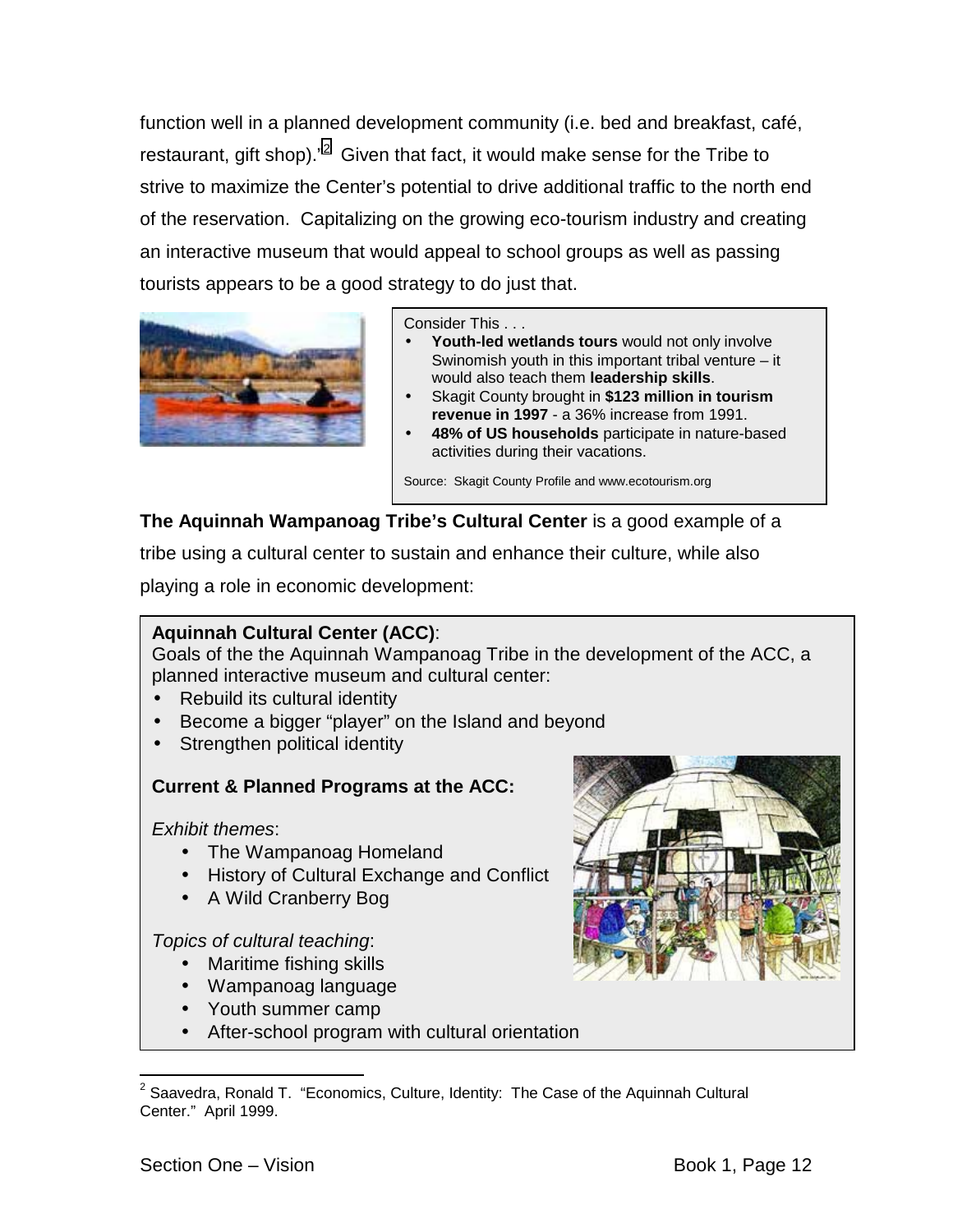function well in a planned development community (i.e. bed and breakfast, café, restaurant, gift shop)."[2] Given that fact, it would make sense for the Tribe to strive to maximize the Center's potential to drive additional traffic to the north end of the reservation. Capitalizing on the growing eco-tourism industry and creating an interactive museum that would appeal to school groups as well as passing tourists appears to be a good strategy to do just that.

Consider This . . .

- **Youth-led wetlands tours** would not only involve Swinomish youth in this important tribal venture – it would also teach them **leadership skills**.
- Skagit County brought in **$123 million in tourism revenue in 1997** - a 36% increase from 1991.
- **48% of US households** participate in nature-based activities during their vacations.

Source: Skagit County Profile and www.ecotourism.org

**The Aquinnah Wampanoag Tribe's Cultural Center** is a good example of a tribe using a cultural center to sustain and enhance their culture, while also playing a role in economic development:

**Aquinnah Cultural Center (ACC)**:
Goals of the the Aquinnah Wampanoag Tribe in the development of the ACC, a planned interactive museum and cultural center:

- Rebuild its cultural identity
- Become a bigger "player" on the Island and beyond
- Strengthen political identity

**Current & Planned Programs at the ACC:**

*Exhibit themes*:

- The Wampanoag Homeland
- History of Cultural Exchange and Conflict
- A Wild Cranberry Bog

*Topics of cultural teaching*:

- Maritime fishing skills
- Wampanoag language
- Youth summer camp
- After-school program with cultural orientation

[2] Saavedra, Ronald T. "Economics, Culture, Identity: The Case of the Aquinnah Cultural Center." April 1999.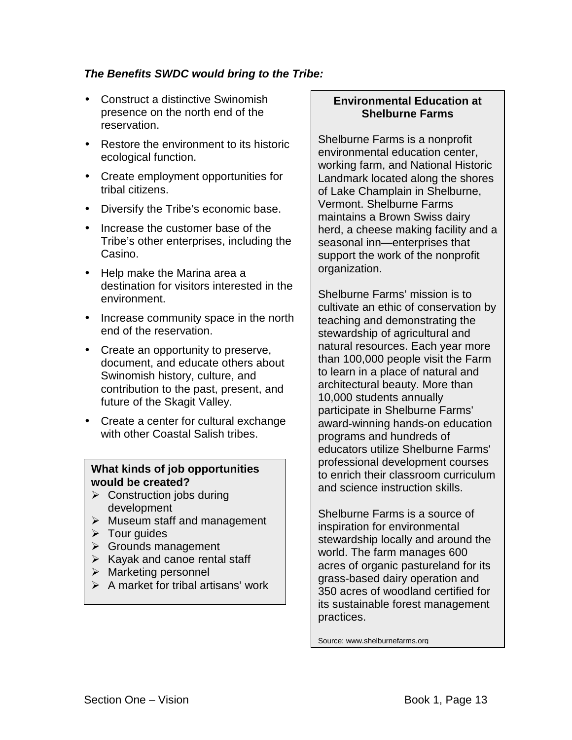***The Benefits SWDC would bring to the Tribe:***

- Construct a distinctive Swinomish presence on the north end of the reservation.
- Restore the environment to its historic ecological function.
- Create employment opportunities for tribal citizens.
- Diversify the Tribe's economic base.
- Increase the customer base of the Tribe's other enterprises, including the Casino.
- Help make the Marina area a destination for visitors interested in the environment.
- Increase community space in the north end of the reservation.
- Create an opportunity to preserve, document, and educate others about Swinomish history, culture, and contribution to the past, present, and future of the Skagit Valley.
- Create a center for cultural exchange with other Coastal Salish tribes.

**What kinds of job opportunities would be created?**

- Construction jobs during development
- Museum staff and management
- Tour guides
- Grounds management
- Kayak and canoe rental staff
- Marketing personnel
- A market for tribal artisans' work

**Environmental Education at Shelburne Farms**

Shelburne Farms is a nonprofit environmental education center, working farm, and National Historic Landmark located along the shores of Lake Champlain in Shelburne, Vermont. Shelburne Farms maintains a Brown Swiss dairy herd, a cheese making facility and a seasonal inn—enterprises that support the work of the nonprofit organization.

Shelburne Farms' mission is to cultivate an ethic of conservation by teaching and demonstrating the stewardship of agricultural and natural resources. Each year more than 100,000 people visit the Farm to learn in a place of natural and architectural beauty. More than 10,000 students annually participate in Shelburne Farms' award-winning hands-on education programs and hundreds of educators utilize Shelburne Farms' professional development courses to enrich their classroom curriculum and science instruction skills.

Shelburne Farms is a source of inspiration for environmental stewardship locally and around the world. The farm manages 600 acres of organic pastureland for its grass-based dairy operation and 350 acres of woodland certified for its sustainable forest management practices.

Source: www.shelburnefarms.org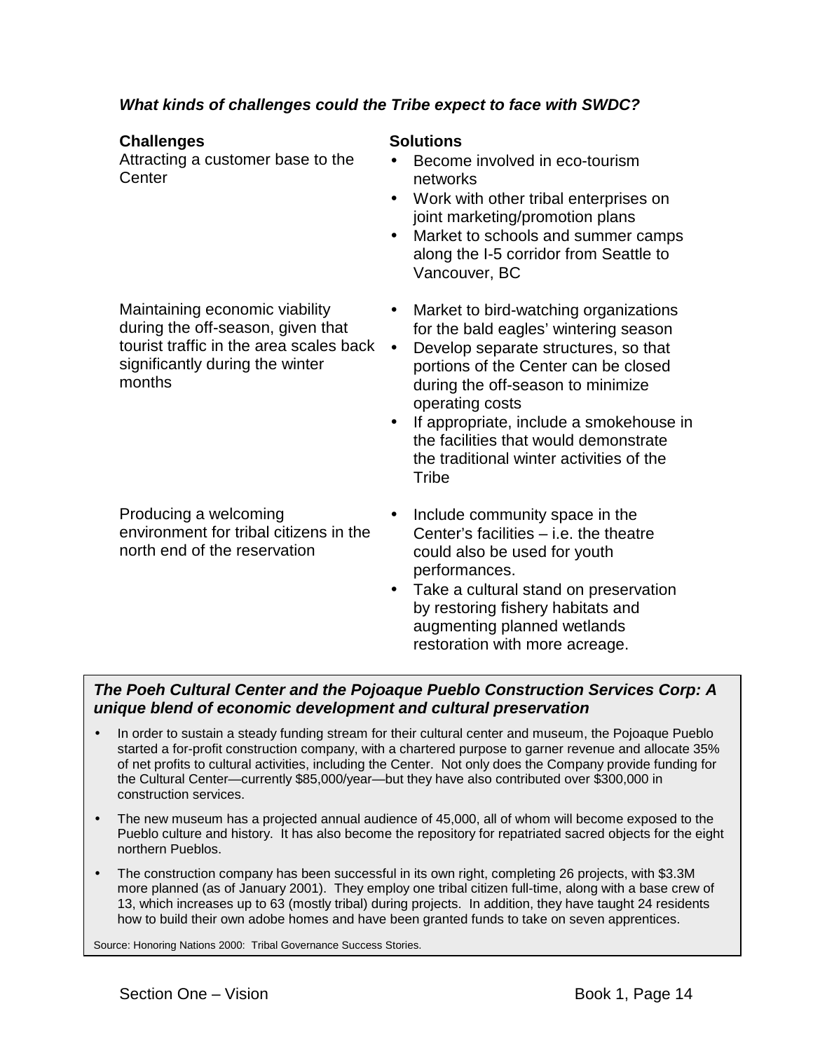***What kinds of challenges could the Tribe expect to face with SWDC?***

| Challenges | Solutions |
| --- | --- |
| Attracting a customer base to the Center | • Become involved in eco-tourism networks<br>• Work with other tribal enterprises on joint marketing/promotion plans<br>• Market to schools and summer camps along the I-5 corridor from Seattle to Vancouver, BC |
| Maintaining economic viability during the off-season, given that tourist traffic in the area scales back significantly during the winter months | • Market to bird-watching organizations for the bald eagles' wintering season<br>• Develop separate structures, so that portions of the Center can be closed during the off-season to minimize operating costs<br>• If appropriate, include a smokehouse in the facilities that would demonstrate the traditional winter activities of the Tribe |
| Producing a welcoming environment for tribal citizens in the north end of the reservation | • Include community space in the Center's facilities – i.e. the theatre could also be used for youth performances.<br>• Take a cultural stand on preservation by restoring fishery habitats and augmenting planned wetlands restoration with more acreage. |

***The Poeh Cultural Center and the Pojoaque Pueblo Construction Services Corp: A unique blend of economic development and cultural preservation***

- In order to sustain a steady funding stream for their cultural center and museum, the Pojoaque Pueblo started a for-profit construction company, with a chartered purpose to garner revenue and allocate 35% of net profits to cultural activities, including the Center. Not only does the Company provide funding for the Cultural Center—currently \$85,000/year—but they have also contributed over \$300,000 in construction services.
- The new museum has a projected annual audience of 45,000, all of whom will become exposed to the Pueblo culture and history. It has also become the repository for repatriated sacred objects for the eight northern Pueblos.
- The construction company has been successful in its own right, completing 26 projects, with \$3.3M more planned (as of January 2001). They employ one tribal citizen full-time, along with a base crew of 13, which increases up to 63 (mostly tribal) during projects. In addition, they have taught 24 residents how to build their own adobe homes and have been granted funds to take on seven apprentices.

Source: Honoring Nations 2000: Tribal Governance Success Stories.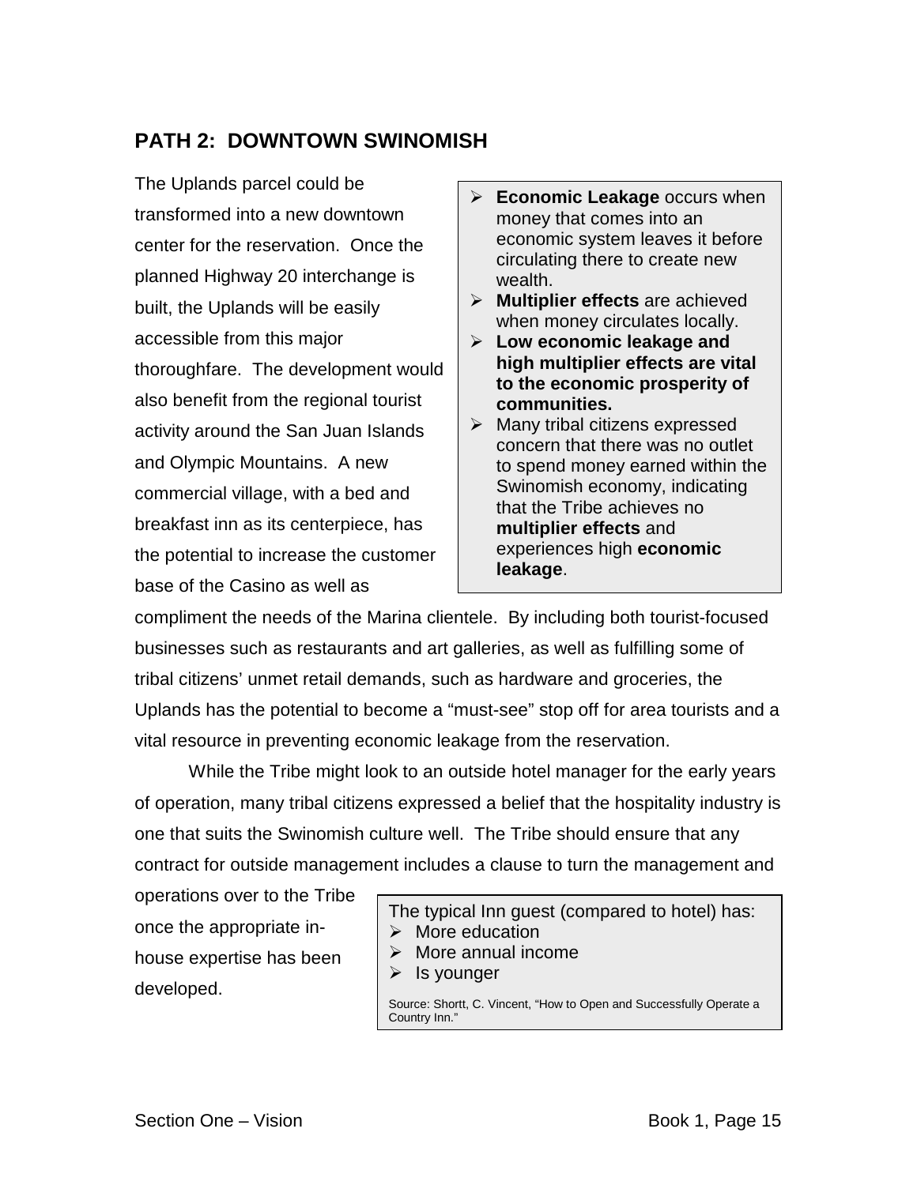## PATH 2: DOWNTOWN SWINOMISH

The Uplands parcel could be transformed into a new downtown center for the reservation. Once the planned Highway 20 interchange is built, the Uplands will be easily accessible from this major thoroughfare. The development would also benefit from the regional tourist activity around the San Juan Islands and Olympic Mountains. A new commercial village, with a bed and breakfast inn as its centerpiece, has the potential to increase the customer base of the Casino as well as compliment the needs of the Marina clientele. By including both tourist-focused businesses such as restaurants and art galleries, as well as fulfilling some of tribal citizens' unmet retail demands, such as hardware and groceries, the Uplands has the potential to become a "must-see" stop off for area tourists and a vital resource in preventing economic leakage from the reservation.

> - **Economic Leakage** occurs when money that comes into an economic system leaves it before circulating there to create new wealth.
> - **Multiplier effects** are achieved when money circulates locally.
> - **Low economic leakage and high multiplier effects are vital to the economic prosperity of communities.**
> - Many tribal citizens expressed concern that there was no outlet to spend money earned within the Swinomish economy, indicating that the Tribe achieves no **multiplier effects** and experiences high **economic leakage**.

While the Tribe might look to an outside hotel manager for the early years of operation, many tribal citizens expressed a belief that the hospitality industry is one that suits the Swinomish culture well. The Tribe should ensure that any contract for outside management includes a clause to turn the management and operations over to the Tribe once the appropriate in-house expertise has been developed.

> The typical Inn guest (compared to hotel) has:
> - More education
> - More annual income
> - Is younger
>
> Source: Shortt, C. Vincent, "How to Open and Successfully Operate a Country Inn."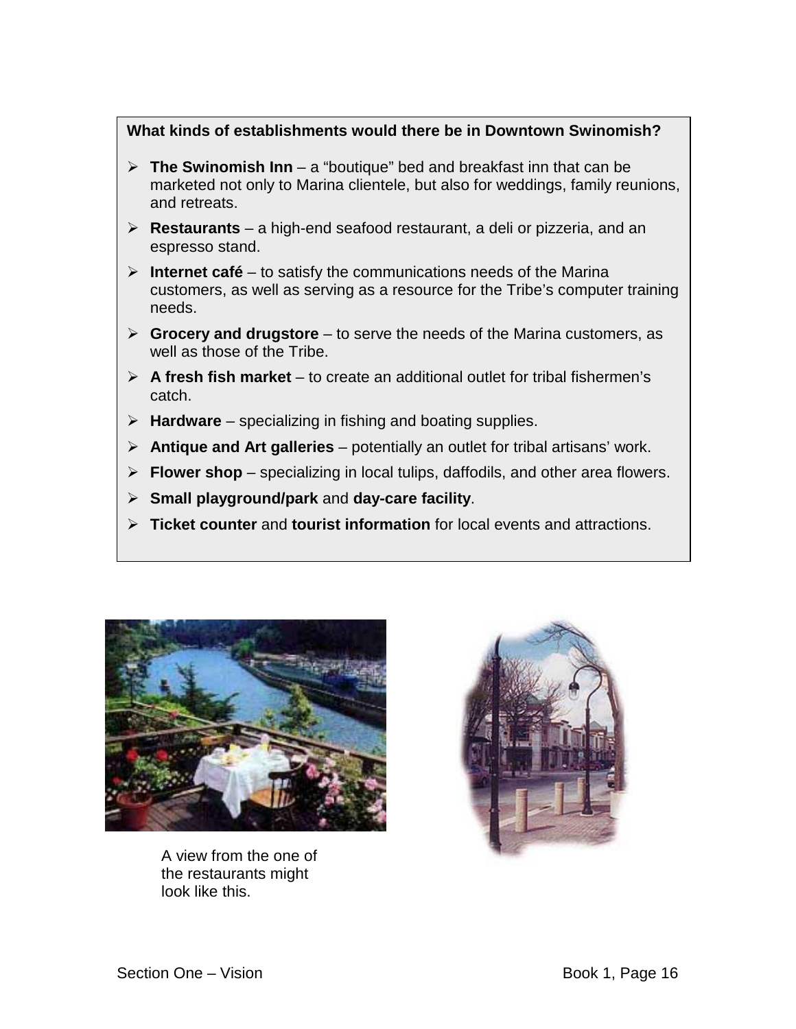**What kinds of establishments would there be in Downtown Swinomish?**

- **The Swinomish Inn** – a "boutique" bed and breakfast inn that can be marketed not only to Marina clientele, but also for weddings, family reunions, and retreats.
- **Restaurants** – a high-end seafood restaurant, a deli or pizzeria, and an espresso stand.
- **Internet café** – to satisfy the communications needs of the Marina customers, as well as serving as a resource for the Tribe's computer training needs.
- **Grocery and drugstore** – to serve the needs of the Marina customers, as well as those of the Tribe.
- **A fresh fish market** – to create an additional outlet for tribal fishermen's catch.
- **Hardware** – specializing in fishing and boating supplies.
- **Antique and Art galleries** – potentially an outlet for tribal artisans' work.
- **Flower shop** – specializing in local tulips, daffodils, and other area flowers.
- **Small playground/park** and **day-care facility**.
- **Ticket counter** and **tourist information** for local events and attractions.

A view from the one of the restaurants might look like this.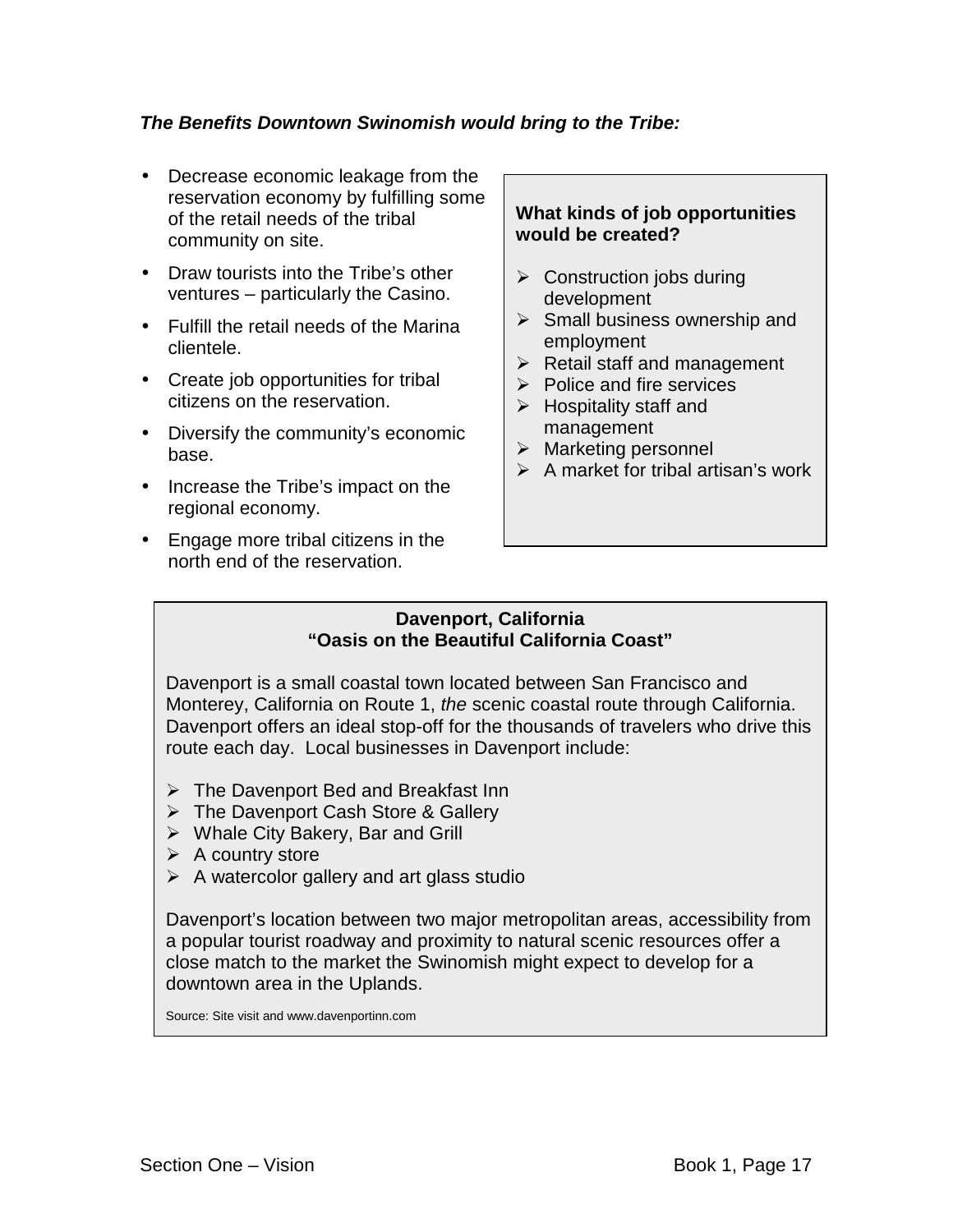***The Benefits Downtown Swinomish would bring to the Tribe:***

- Decrease economic leakage from the reservation economy by fulfilling some of the retail needs of the tribal community on site.
- Draw tourists into the Tribe's other ventures – particularly the Casino.
- Fulfill the retail needs of the Marina clientele.
- Create job opportunities for tribal citizens on the reservation.
- Diversify the community's economic base.
- Increase the Tribe's impact on the regional economy.
- Engage more tribal citizens in the north end of the reservation.

**What kinds of job opportunities would be created?**

- Construction jobs during development
- Small business ownership and employment
- Retail staff and management
- Police and fire services
- Hospitality staff and management
- Marketing personnel
- A market for tribal artisan's work

**Davenport, California**
**"Oasis on the Beautiful California Coast"**

Davenport is a small coastal town located between San Francisco and Monterey, California on Route 1, *the* scenic coastal route through California. Davenport offers an ideal stop-off for the thousands of travelers who drive this route each day. Local businesses in Davenport include:

- The Davenport Bed and Breakfast Inn
- The Davenport Cash Store & Gallery
- Whale City Bakery, Bar and Grill
- A country store
- A watercolor gallery and art glass studio

Davenport's location between two major metropolitan areas, accessibility from a popular tourist roadway and proximity to natural scenic resources offer a close match to the market the Swinomish might expect to develop for a downtown area in the Uplands.

Source: Site visit and www.davenportinn.com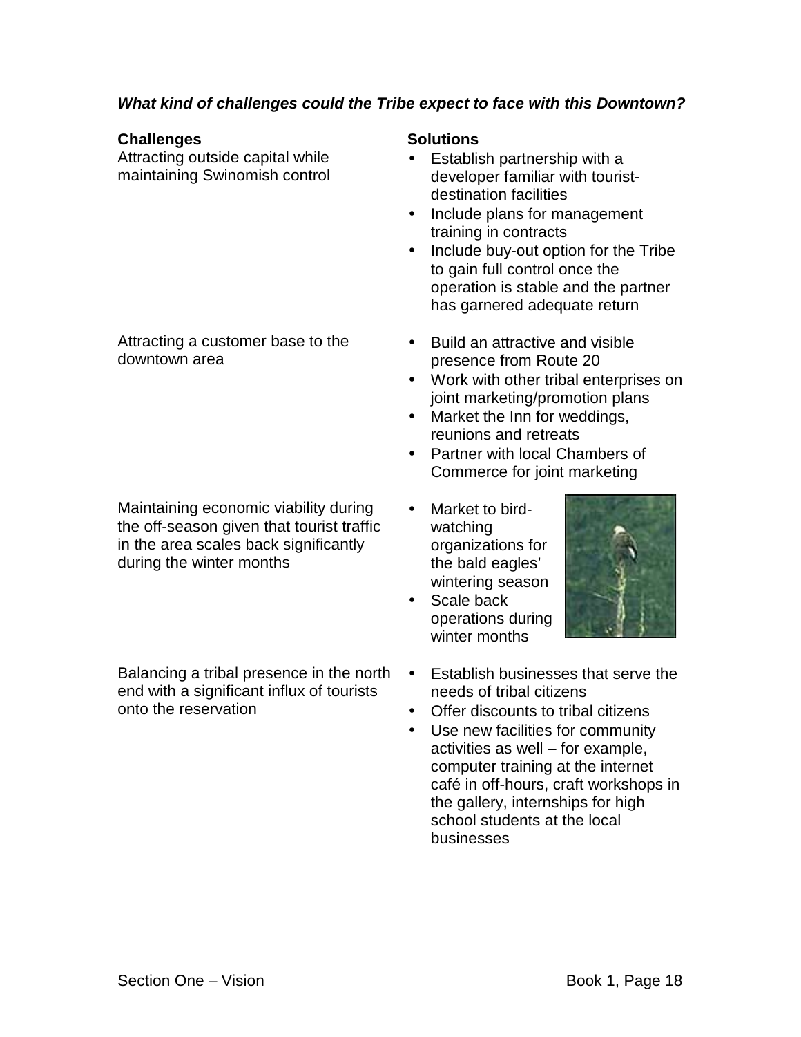***What kind of challenges could the Tribe expect to face with this Downtown?***

| Challenges | Solutions |
| --- | --- |
| Attracting outside capital while maintaining Swinomish control | • Establish partnership with a developer familiar with tourist-destination facilities<br>• Include plans for management training in contracts<br>• Include buy-out option for the Tribe to gain full control once the operation is stable and the partner has garnered adequate return |
| Attracting a customer base to the downtown area | • Build an attractive and visible presence from Route 20<br>• Work with other tribal enterprises on joint marketing/promotion plans<br>• Market the Inn for weddings, reunions and retreats<br>• Partner with local Chambers of Commerce for joint marketing |
| Maintaining economic viability during the off-season given that tourist traffic in the area scales back significantly during the winter months | • Market to bird-watching organizations for the bald eagles' wintering season<br>• Scale back operations during winter months |
| Balancing a tribal presence in the north end with a significant influx of tourists onto the reservation | • Establish businesses that serve the needs of tribal citizens<br>• Offer discounts to tribal citizens<br>• Use new facilities for community activities as well – for example, computer training at the internet café in off-hours, craft workshops in the gallery, internships for high school students at the local businesses |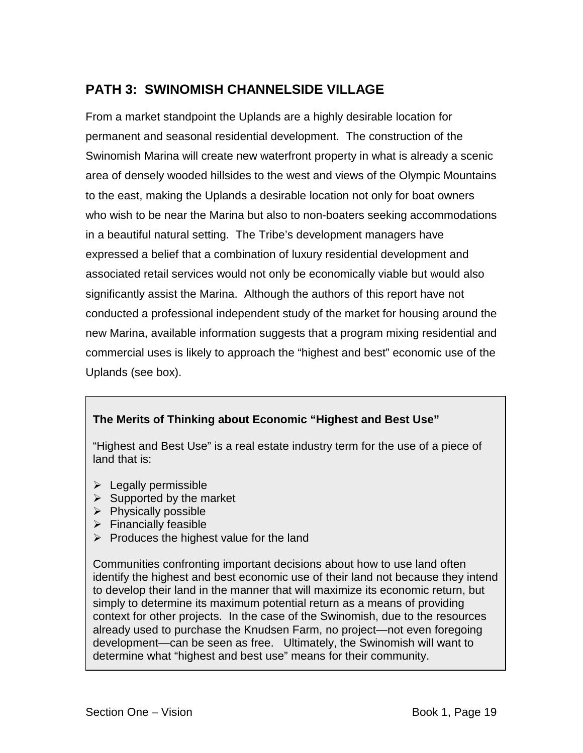## PATH 3: SWINOMISH CHANNELSIDE VILLAGE

From a market standpoint the Uplands are a highly desirable location for permanent and seasonal residential development. The construction of the Swinomish Marina will create new waterfront property in what is already a scenic area of densely wooded hillsides to the west and views of the Olympic Mountains to the east, making the Uplands a desirable location not only for boat owners who wish to be near the Marina but also to non-boaters seeking accommodations in a beautiful natural setting. The Tribe's development managers have expressed a belief that a combination of luxury residential development and associated retail services would not only be economically viable but would also significantly assist the Marina. Although the authors of this report have not conducted a professional independent study of the market for housing around the new Marina, available information suggests that a program mixing residential and commercial uses is likely to approach the "highest and best" economic use of the Uplands (see box).

> **The Merits of Thinking about Economic "Highest and Best Use"**
>
> "Highest and Best Use" is a real estate industry term for the use of a piece of land that is:
>
> - Legally permissible
> - Supported by the market
> - Physically possible
> - Financially feasible
> - Produces the highest value for the land
>
> Communities confronting important decisions about how to use land often identify the highest and best economic use of their land not because they intend to develop their land in the manner that will maximize its economic return, but simply to determine its maximum potential return as a means of providing context for other projects. In the case of the Swinomish, due to the resources already used to purchase the Knudsen Farm, no project—not even foregoing development—can be seen as free. Ultimately, the Swinomish will want to determine what "highest and best use" means for their community.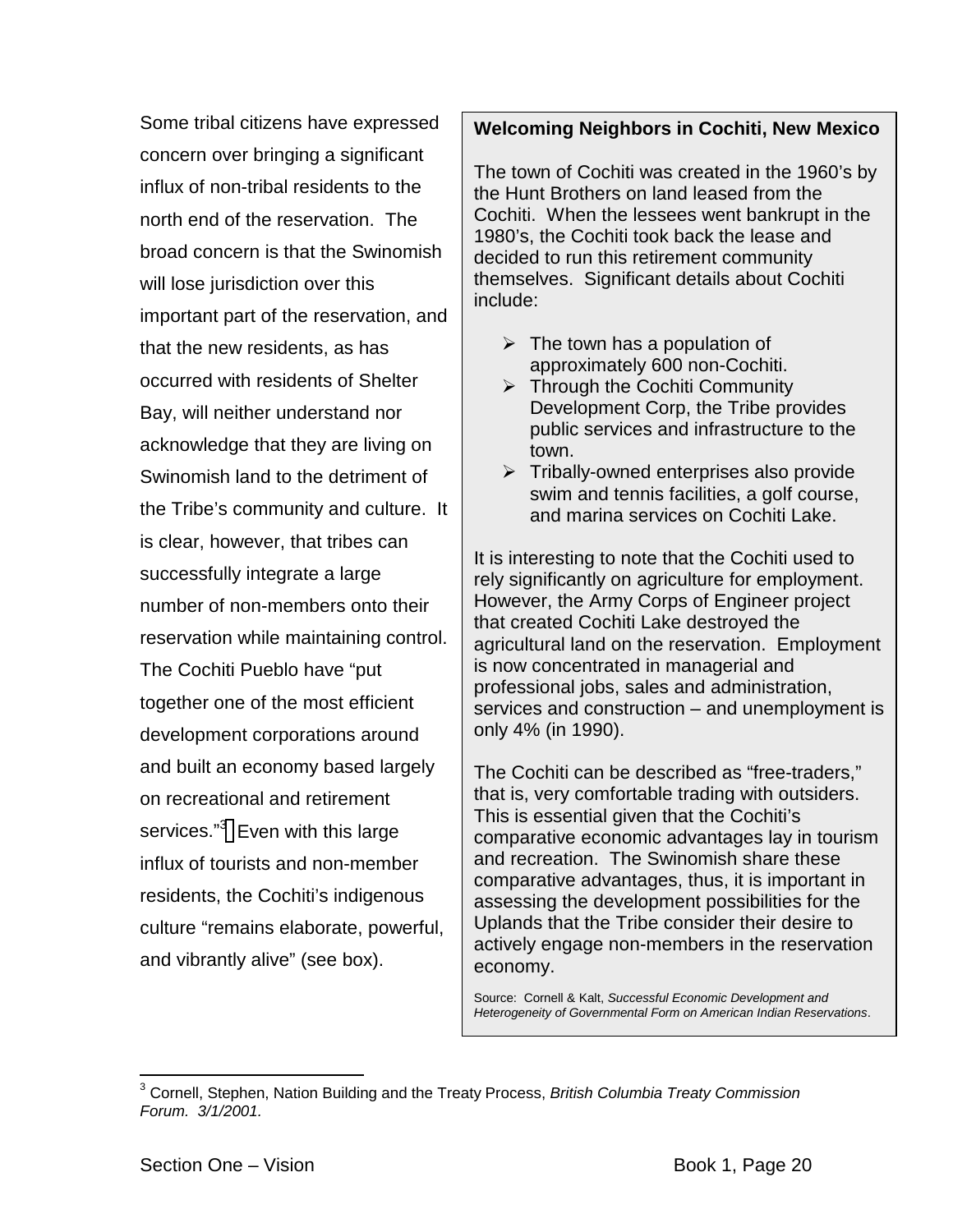Some tribal citizens have expressed concern over bringing a significant influx of non-tribal residents to the north end of the reservation. The broad concern is that the Swinomish will lose jurisdiction over this important part of the reservation, and that the new residents, as has occurred with residents of Shelter Bay, will neither understand nor acknowledge that they are living on Swinomish land to the detriment of the Tribe's community and culture. It is clear, however, that tribes can successfully integrate a large number of non-members onto their reservation while maintaining control. The Cochiti Pueblo have "put together one of the most efficient development corporations around and built an economy based largely on recreational and retirement services."[3] Even with this large influx of tourists and non-member residents, the Cochiti's indigenous culture "remains elaborate, powerful, and vibrantly alive" (see box).

**Welcoming Neighbors in Cochiti, New Mexico**

The town of Cochiti was created in the 1960's by the Hunt Brothers on land leased from the Cochiti. When the lessees went bankrupt in the 1980's, the Cochiti took back the lease and decided to run this retirement community themselves. Significant details about Cochiti include:

- The town has a population of approximately 600 non-Cochiti.
- Through the Cochiti Community Development Corp, the Tribe provides public services and infrastructure to the town.
- Tribally-owned enterprises also provide swim and tennis facilities, a golf course, and marina services on Cochiti Lake.

It is interesting to note that the Cochiti used to rely significantly on agriculture for employment. However, the Army Corps of Engineer project that created Cochiti Lake destroyed the agricultural land on the reservation. Employment is now concentrated in managerial and professional jobs, sales and administration, services and construction – and unemployment is only 4% (in 1990).

The Cochiti can be described as "free-traders," that is, very comfortable trading with outsiders. This is essential given that the Cochiti's comparative economic advantages lay in tourism and recreation. The Swinomish share these comparative advantages, thus, it is important in assessing the development possibilities for the Uplands that the Tribe consider their desire to actively engage non-members in the reservation economy.

Source: Cornell & Kalt, *Successful Economic Development and Heterogeneity of Governmental Form on American Indian Reservations*.

---

[3] Cornell, Stephen, Nation Building and the Treaty Process, *British Columbia Treaty Commission Forum. 3/1/2001.*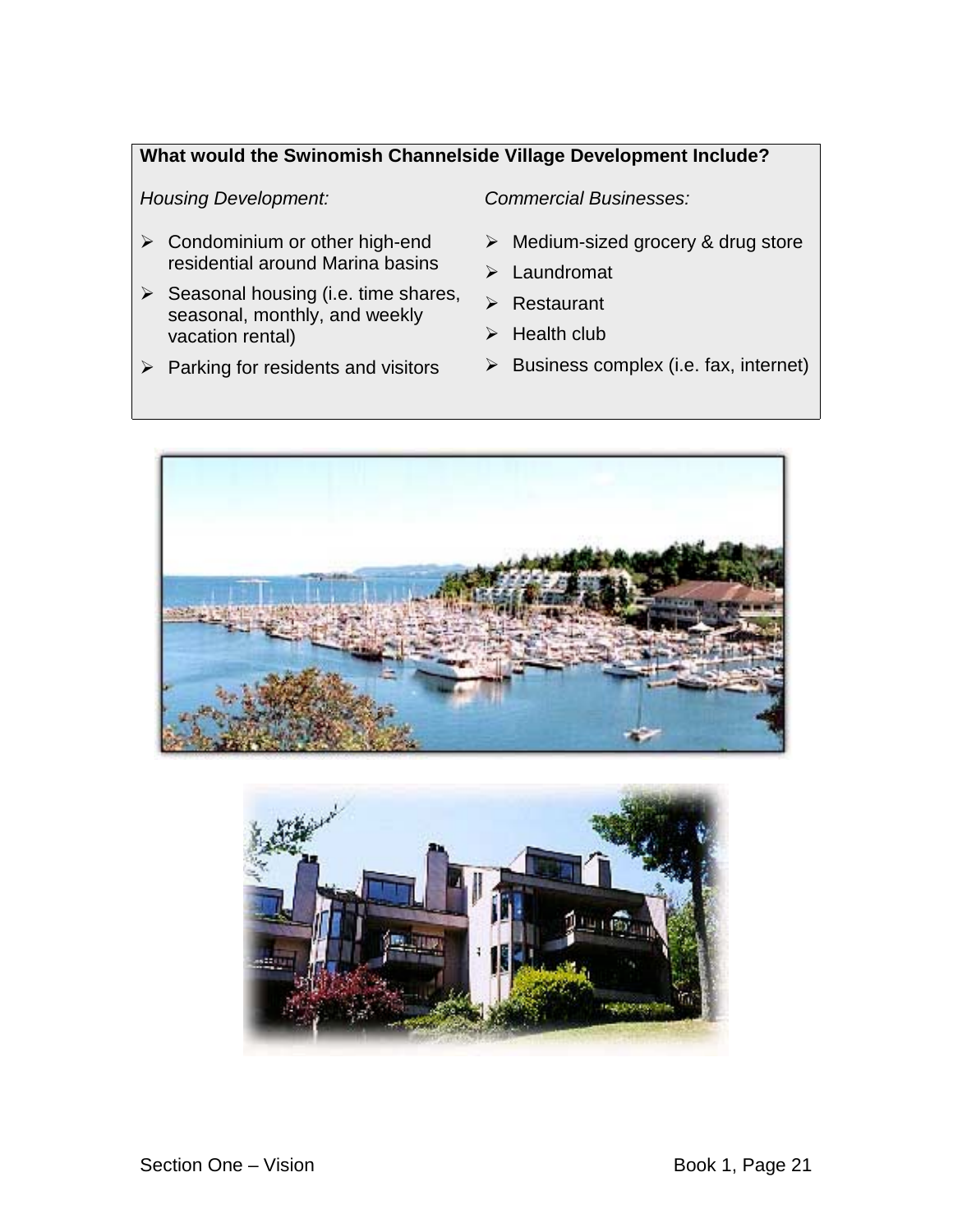**What would the Swinomish Channelside Village Development Include?**

*Housing Development:*

- Condominium or other high-end residential around Marina basins
- Seasonal housing (i.e. time shares, seasonal, monthly, and weekly vacation rental)
- Parking for residents and visitors

*Commercial Businesses:*

- Medium-sized grocery & drug store
- Laundromat
- Restaurant
- Health club
- Business complex (i.e. fax, internet)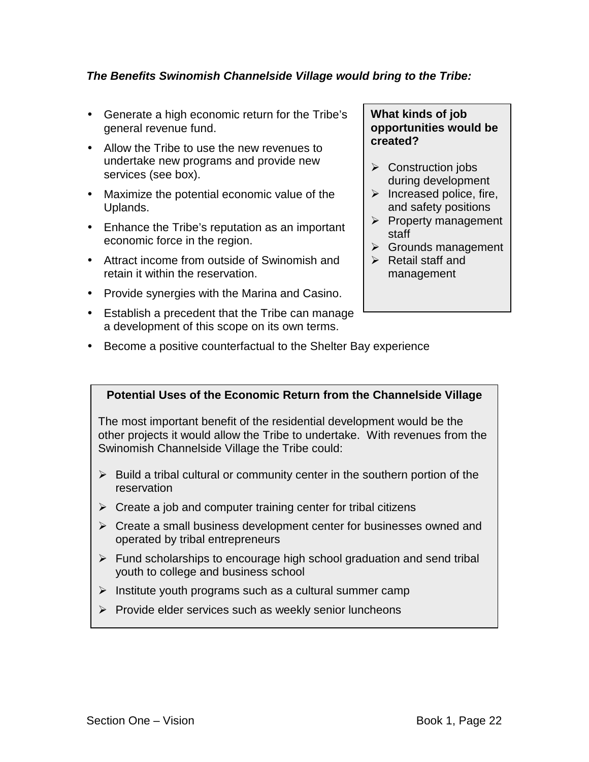***The Benefits Swinomish Channelside Village would bring to the Tribe:***

- Generate a high economic return for the Tribe's general revenue fund.
- Allow the Tribe to use the new revenues to undertake new programs and provide new services (see box).
- Maximize the potential economic value of the Uplands.
- Enhance the Tribe's reputation as an important economic force in the region.
- Attract income from outside of Swinomish and retain it within the reservation.
- Provide synergies with the Marina and Casino.
- Establish a precedent that the Tribe can manage a development of this scope on its own terms.
- Become a positive counterfactual to the Shelter Bay experience

**What kinds of job opportunities would be created?**

- Construction jobs during development
- Increased police, fire, and safety positions
- Property management staff
- Grounds management
- Retail staff and management

**Potential Uses of the Economic Return from the Channelside Village**

The most important benefit of the residential development would be the other projects it would allow the Tribe to undertake. With revenues from the Swinomish Channelside Village the Tribe could:

- Build a tribal cultural or community center in the southern portion of the reservation
- Create a job and computer training center for tribal citizens
- Create a small business development center for businesses owned and operated by tribal entrepreneurs
- Fund scholarships to encourage high school graduation and send tribal youth to college and business school
- Institute youth programs such as a cultural summer camp
- Provide elder services such as weekly senior luncheons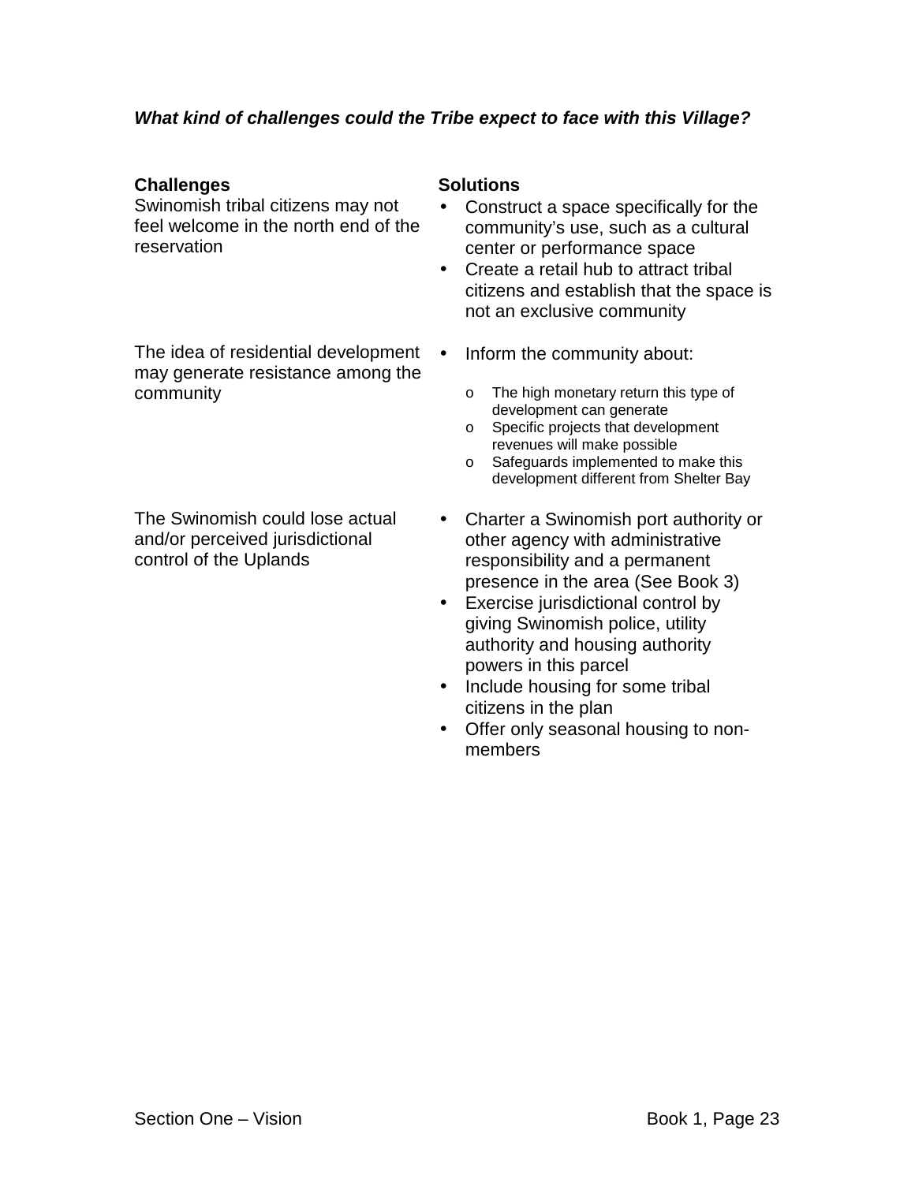***What kind of challenges could the Tribe expect to face with this Village?***

| **Challenges** | **Solutions** |
| --- | --- |
| Swinomish tribal citizens may not feel welcome in the north end of the reservation | • Construct a space specifically for the community's use, such as a cultural center or performance space<br>• Create a retail hub to attract tribal citizens and establish that the space is not an exclusive community |
| The idea of residential development may generate resistance among the community | • Inform the community about:<br>o The high monetary return this type of development can generate<br>o Specific projects that development revenues will make possible<br>o Safeguards implemented to make this development different from Shelter Bay |
| The Swinomish could lose actual and/or perceived jurisdictional control of the Uplands | • Charter a Swinomish port authority or other agency with administrative responsibility and a permanent presence in the area (See Book 3)<br>• Exercise jurisdictional control by giving Swinomish police, utility authority and housing authority powers in this parcel<br>• Include housing for some tribal citizens in the plan<br>• Offer only seasonal housing to non-members |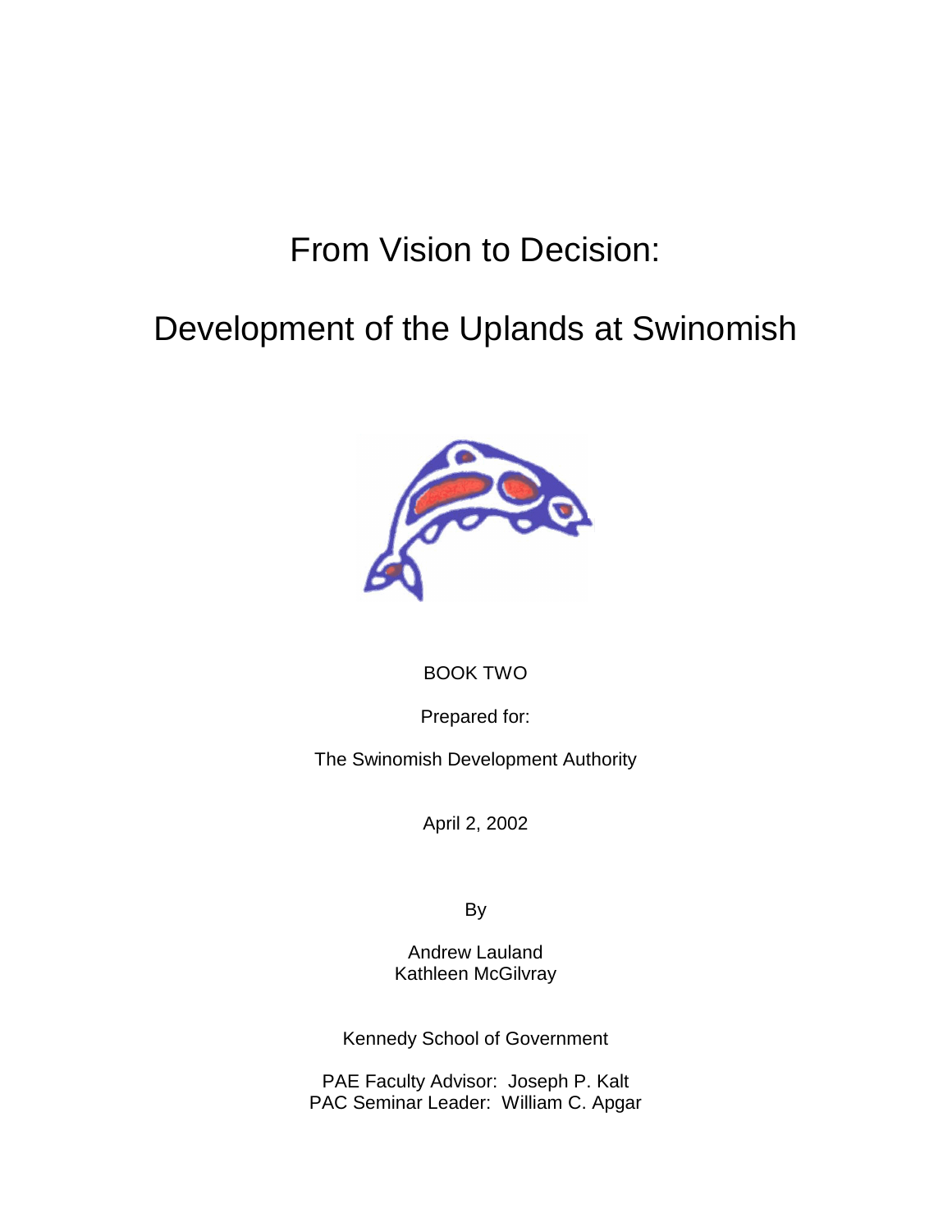# From Vision to Decision:

# Development of the Uplands at Swinomish

BOOK TWO

Prepared for:

The Swinomish Development Authority

April 2, 2002

By

Andrew Lauland
Kathleen McGilvray

Kennedy School of Government

PAE Faculty Advisor: Joseph P. Kalt
PAC Seminar Leader: William C. Apgar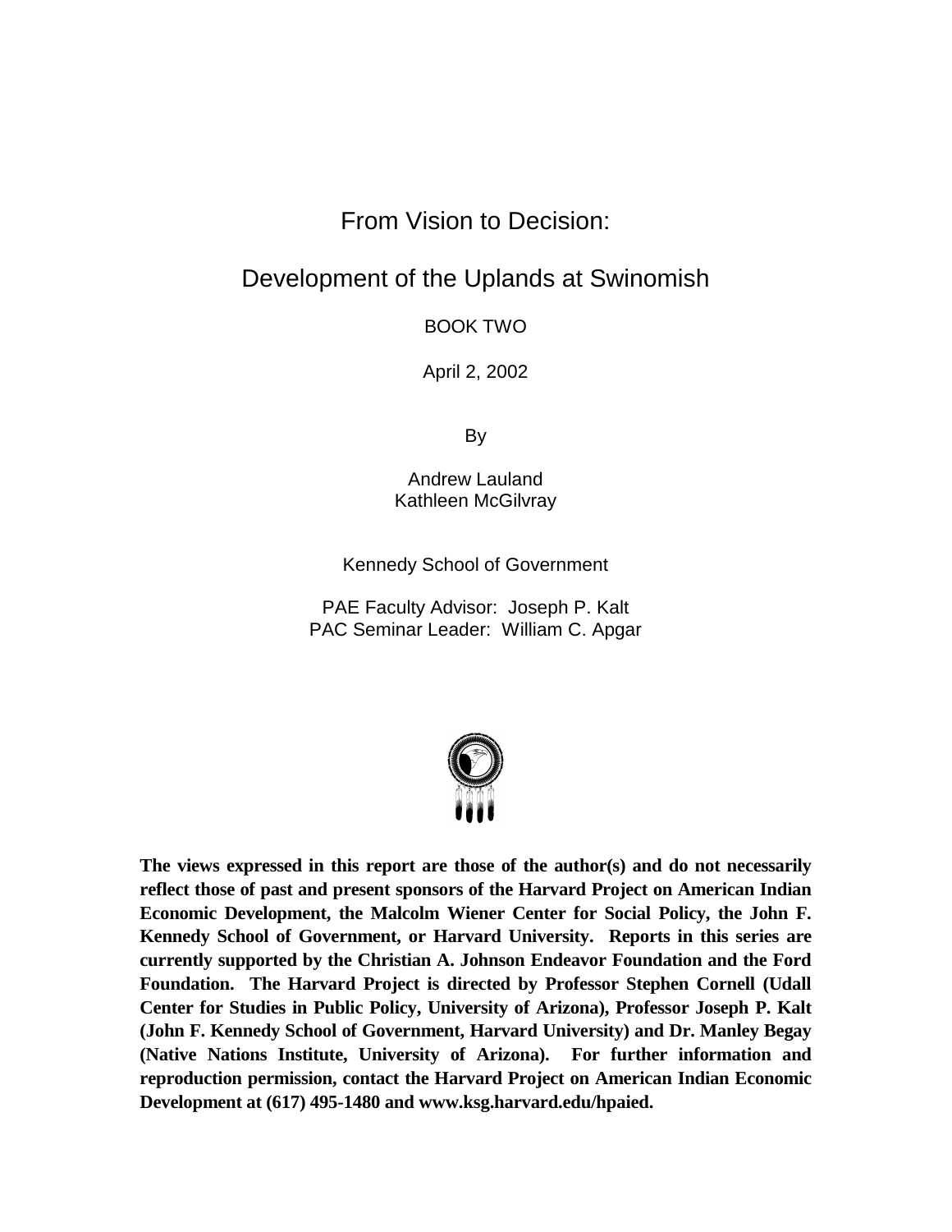# From Vision to Decision:

# Development of the Uplands at Swinomish

BOOK TWO

April 2, 2002

By

Andrew Lauland
Kathleen McGilvray

Kennedy School of Government

PAE Faculty Advisor: Joseph P. Kalt
PAC Seminar Leader: William C. Apgar

**The views expressed in this report are those of the author(s) and do not necessarily reflect those of past and present sponsors of the Harvard Project on American Indian Economic Development, the Malcolm Wiener Center for Social Policy, the John F. Kennedy School of Government, or Harvard University. Reports in this series are currently supported by the Christian A. Johnson Endeavor Foundation and the Ford Foundation. The Harvard Project is directed by Professor Stephen Cornell (Udall Center for Studies in Public Policy, University of Arizona), Professor Joseph P. Kalt (John F. Kennedy School of Government, Harvard University) and Dr. Manley Begay (Native Nations Institute, University of Arizona). For further information and reproduction permission, contact the Harvard Project on American Indian Economic Development at (617) 495-1480 and www.ksg.harvard.edu/hpaied.**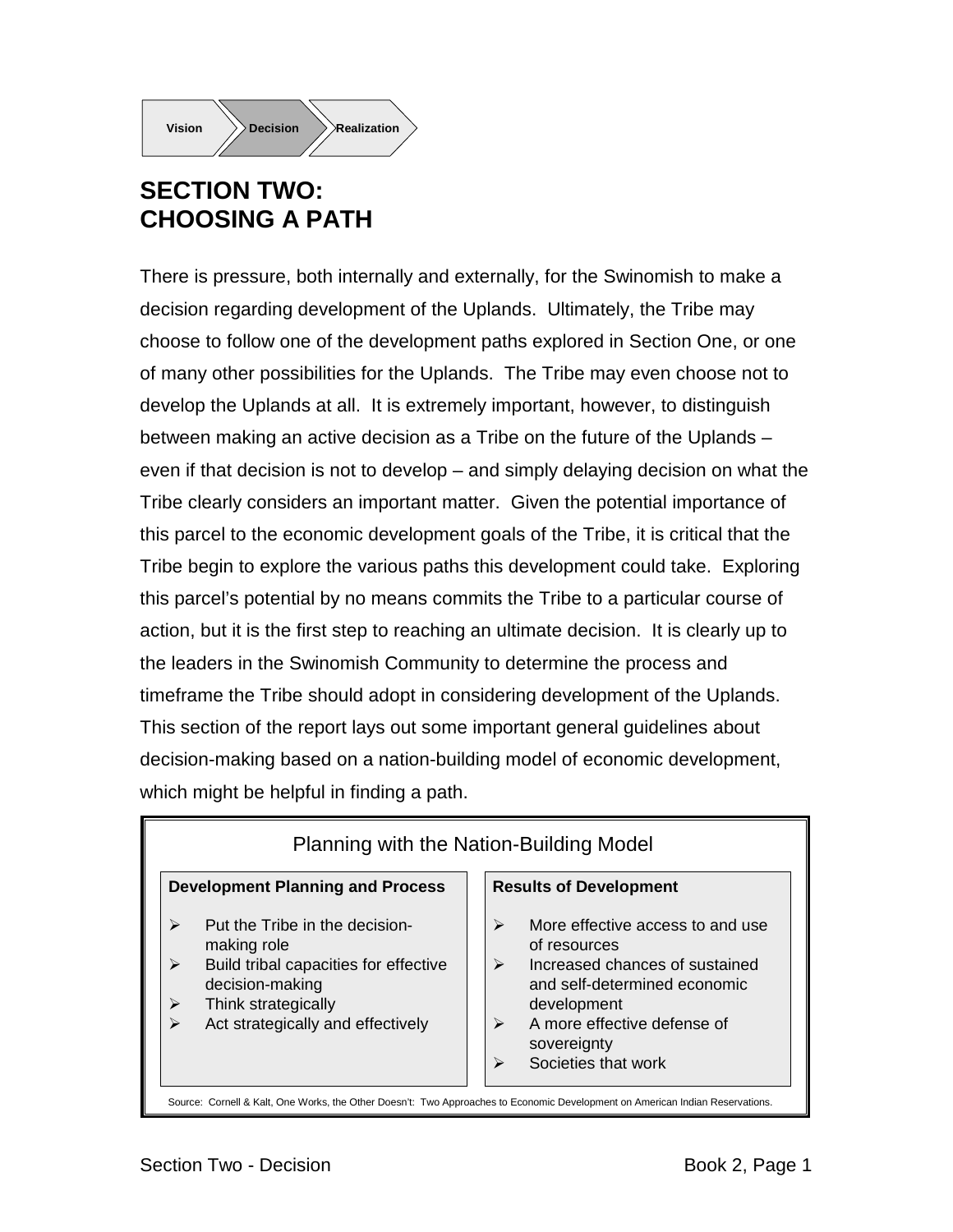Vision → Decision → Realization

# SECTION TWO: CHOOSING A PATH

There is pressure, both internally and externally, for the Swinomish to make a decision regarding development of the Uplands. Ultimately, the Tribe may choose to follow one of the development paths explored in Section One, or one of many other possibilities for the Uplands. The Tribe may even choose not to develop the Uplands at all. It is extremely important, however, to distinguish between making an active decision as a Tribe on the future of the Uplands – even if that decision is not to develop – and simply delaying decision on what the Tribe clearly considers an important matter. Given the potential importance of this parcel to the economic development goals of the Tribe, it is critical that the Tribe begin to explore the various paths this development could take. Exploring this parcel's potential by no means commits the Tribe to a particular course of action, but it is the first step to reaching an ultimate decision. It is clearly up to the leaders in the Swinomish Community to determine the process and timeframe the Tribe should adopt in considering development of the Uplands. This section of the report lays out some important general guidelines about decision-making based on a nation-building model of economic development, which might be helpful in finding a path.

**Planning with the Nation-Building Model**

| Development Planning and Process | Results of Development |
|---|---|
| Put the Tribe in the decision-making role | More effective access to and use of resources |
| Build tribal capacities for effective decision-making | Increased chances of sustained and self-determined economic development |
| Think strategically | A more effective defense of sovereignty |
| Act strategically and effectively | Societies that work |

Source: Cornell & Kalt, One Works, the Other Doesn't: Two Approaches to Economic Development on American Indian Reservations.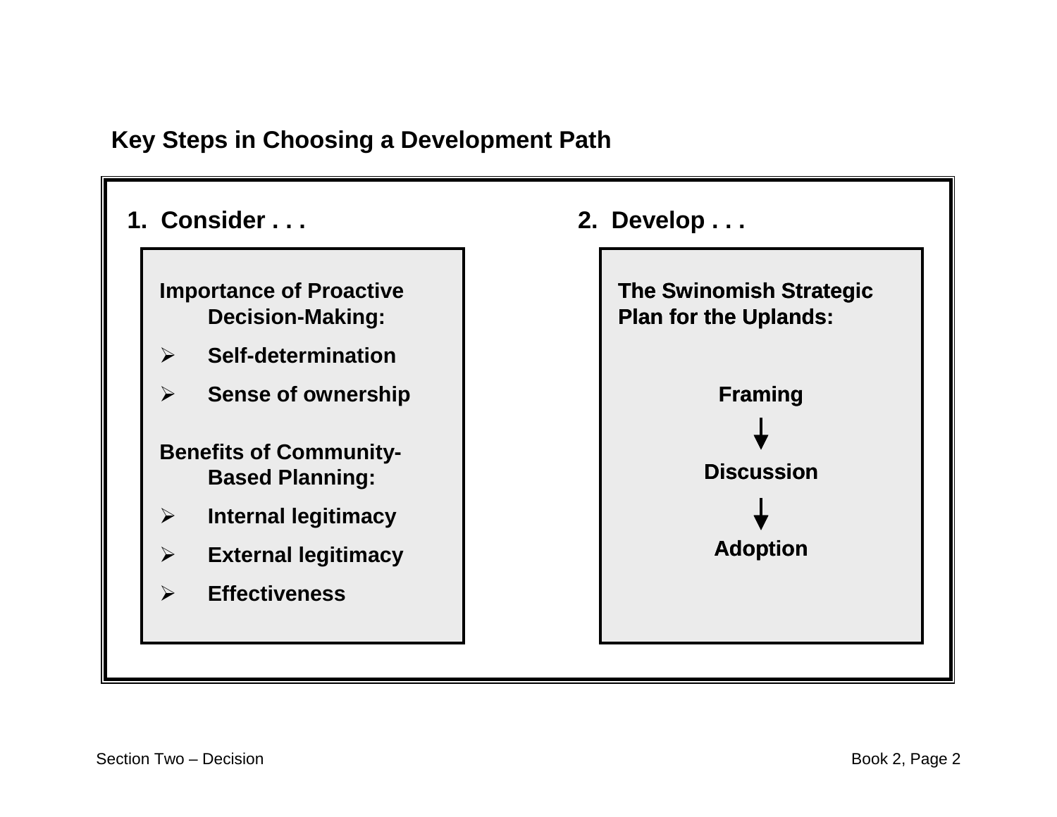## Key Steps in Choosing a Development Path

### 1. Consider . . .

**Importance of Proactive Decision-Making:**

- **Self-determination**
- **Sense of ownership**

**Benefits of Community-Based Planning:**

- **Internal legitimacy**
- **External legitimacy**
- **Effectiveness**

### 2. Develop . . .

**The Swinomish Strategic Plan for the Uplands:**

**Framing**

↓

**Discussion**

↓

**Adoption**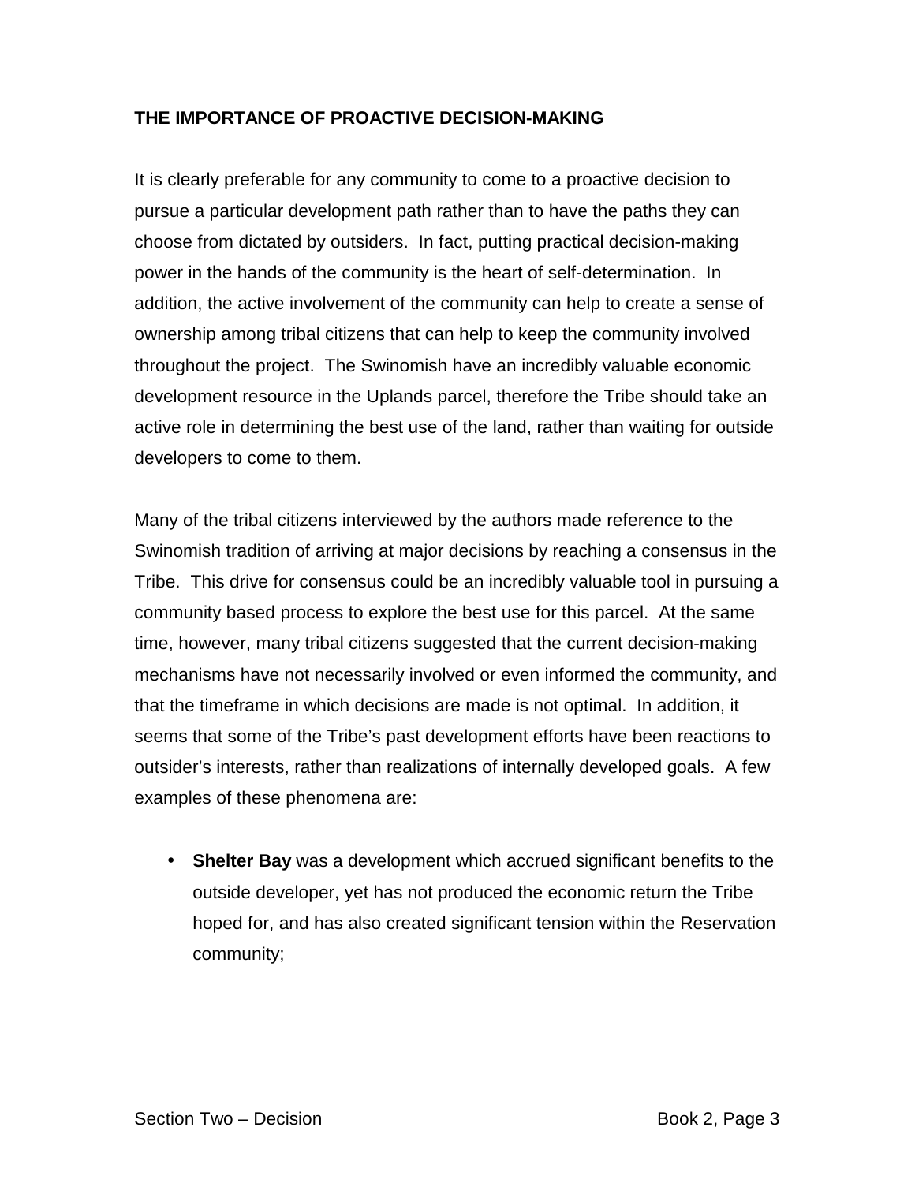## THE IMPORTANCE OF PROACTIVE DECISION-MAKING

It is clearly preferable for any community to come to a proactive decision to pursue a particular development path rather than to have the paths they can choose from dictated by outsiders. In fact, putting practical decision-making power in the hands of the community is the heart of self-determination. In addition, the active involvement of the community can help to create a sense of ownership among tribal citizens that can help to keep the community involved throughout the project. The Swinomish have an incredibly valuable economic development resource in the Uplands parcel, therefore the Tribe should take an active role in determining the best use of the land, rather than waiting for outside developers to come to them.

Many of the tribal citizens interviewed by the authors made reference to the Swinomish tradition of arriving at major decisions by reaching a consensus in the Tribe. This drive for consensus could be an incredibly valuable tool in pursuing a community based process to explore the best use for this parcel. At the same time, however, many tribal citizens suggested that the current decision-making mechanisms have not necessarily involved or even informed the community, and that the timeframe in which decisions are made is not optimal. In addition, it seems that some of the Tribe's past development efforts have been reactions to outsider's interests, rather than realizations of internally developed goals. A few examples of these phenomena are:

- **Shelter Bay** was a development which accrued significant benefits to the outside developer, yet has not produced the economic return the Tribe hoped for, and has also created significant tension within the Reservation community;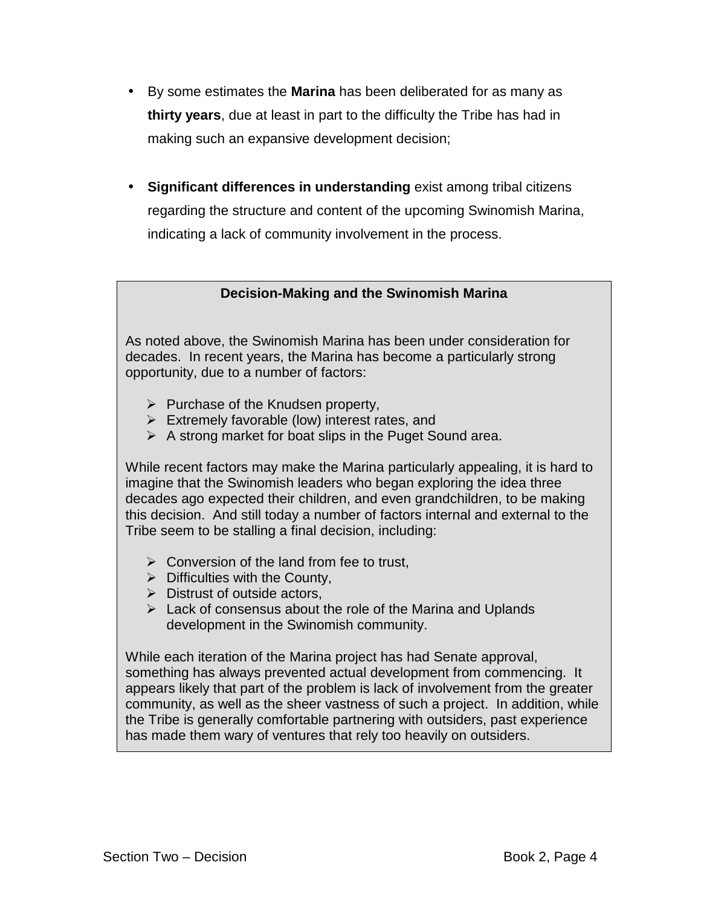- By some estimates the **Marina** has been deliberated for as many as **thirty years**, due at least in part to the difficulty the Tribe has had in making such an expansive development decision;

- **Significant differences in understanding** exist among tribal citizens regarding the structure and content of the upcoming Swinomish Marina, indicating a lack of community involvement in the process.

**Decision-Making and the Swinomish Marina**

As noted above, the Swinomish Marina has been under consideration for decades. In recent years, the Marina has become a particularly strong opportunity, due to a number of factors:

- Purchase of the Knudsen property,
- Extremely favorable (low) interest rates, and
- A strong market for boat slips in the Puget Sound area.

While recent factors may make the Marina particularly appealing, it is hard to imagine that the Swinomish leaders who began exploring the idea three decades ago expected their children, and even grandchildren, to be making this decision. And still today a number of factors internal and external to the Tribe seem to be stalling a final decision, including:

- Conversion of the land from fee to trust,
- Difficulties with the County,
- Distrust of outside actors,
- Lack of consensus about the role of the Marina and Uplands development in the Swinomish community.

While each iteration of the Marina project has had Senate approval, something has always prevented actual development from commencing. It appears likely that part of the problem is lack of involvement from the greater community, as well as the sheer vastness of such a project. In addition, while the Tribe is generally comfortable partnering with outsiders, past experience has made them wary of ventures that rely too heavily on outsiders.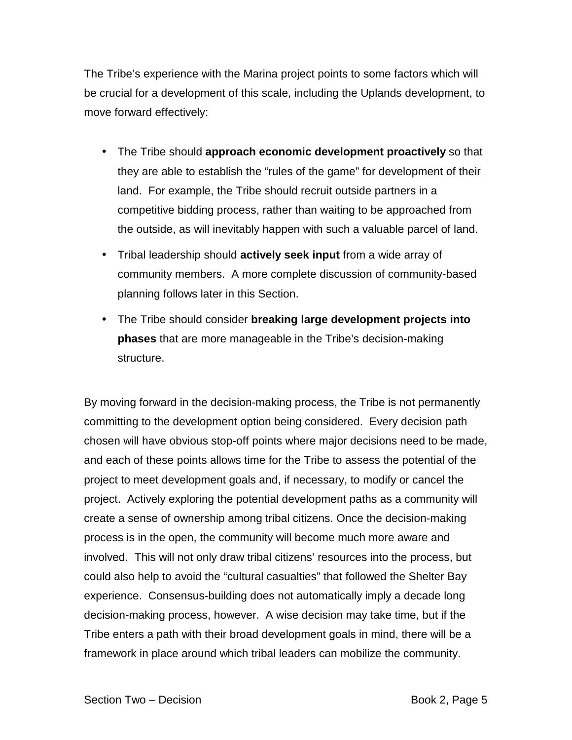The Tribe's experience with the Marina project points to some factors which will be crucial for a development of this scale, including the Uplands development, to move forward effectively:

- The Tribe should **approach economic development proactively** so that they are able to establish the "rules of the game" for development of their land. For example, the Tribe should recruit outside partners in a competitive bidding process, rather than waiting to be approached from the outside, as will inevitably happen with such a valuable parcel of land.
- Tribal leadership should **actively seek input** from a wide array of community members. A more complete discussion of community-based planning follows later in this Section.
- The Tribe should consider **breaking large development projects into phases** that are more manageable in the Tribe's decision-making structure.

By moving forward in the decision-making process, the Tribe is not permanently committing to the development option being considered. Every decision path chosen will have obvious stop-off points where major decisions need to be made, and each of these points allows time for the Tribe to assess the potential of the project to meet development goals and, if necessary, to modify or cancel the project. Actively exploring the potential development paths as a community will create a sense of ownership among tribal citizens. Once the decision-making process is in the open, the community will become much more aware and involved. This will not only draw tribal citizens' resources into the process, but could also help to avoid the "cultural casualties" that followed the Shelter Bay experience. Consensus-building does not automatically imply a decade long decision-making process, however. A wise decision may take time, but if the Tribe enters a path with their broad development goals in mind, there will be a framework in place around which tribal leaders can mobilize the community.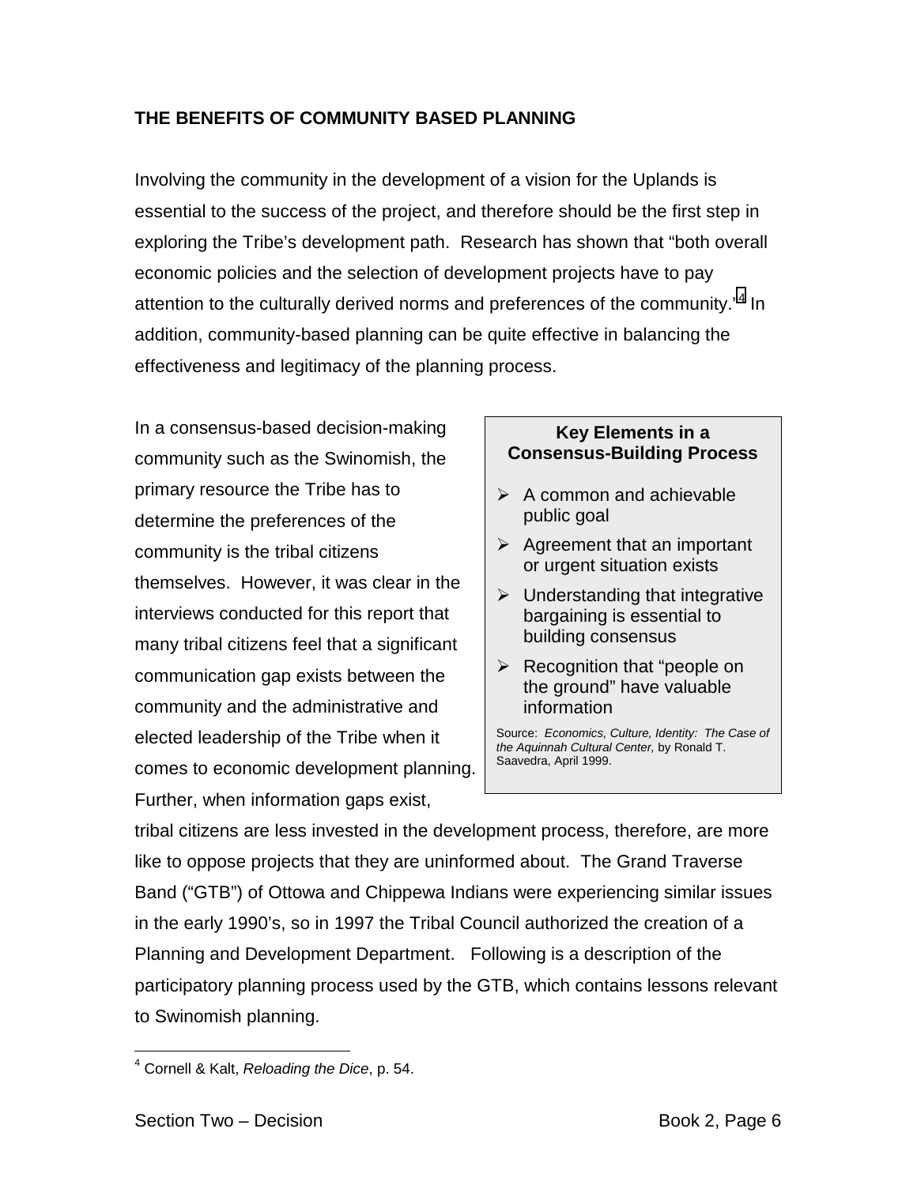## THE BENEFITS OF COMMUNITY BASED PLANNING

Involving the community in the development of a vision for the Uplands is essential to the success of the project, and therefore should be the first step in exploring the Tribe's development path. Research has shown that "both overall economic policies and the selection of development projects have to pay attention to the culturally derived norms and preferences of the community."[4] In addition, community-based planning can be quite effective in balancing the effectiveness and legitimacy of the planning process.

In a consensus-based decision-making community such as the Swinomish, the primary resource the Tribe has to determine the preferences of the community is the tribal citizens themselves. However, it was clear in the interviews conducted for this report that many tribal citizens feel that a significant communication gap exists between the community and the administrative and elected leadership of the Tribe when it comes to economic development planning. Further, when information gaps exist, tribal citizens are less invested in the development process, therefore, are more like to oppose projects that they are uninformed about. The Grand Traverse Band ("GTB") of Ottowa and Chippewa Indians were experiencing similar issues in the early 1990's, so in 1997 the Tribal Council authorized the creation of a Planning and Development Department. Following is a description of the participatory planning process used by the GTB, which contains lessons relevant to Swinomish planning.

> **Key Elements in a Consensus-Building Process**
>
> - A common and achievable public goal
> - Agreement that an important or urgent situation exists
> - Understanding that integrative bargaining is essential to building consensus
> - Recognition that "people on the ground" have valuable information
>
> Source: *Economics, Culture, Identity: The Case of the Aquinnah Cultural Center,* by Ronald T. Saavedra, April 1999.

---

[4] Cornell & Kalt, *Reloading the Dice*, p. 54.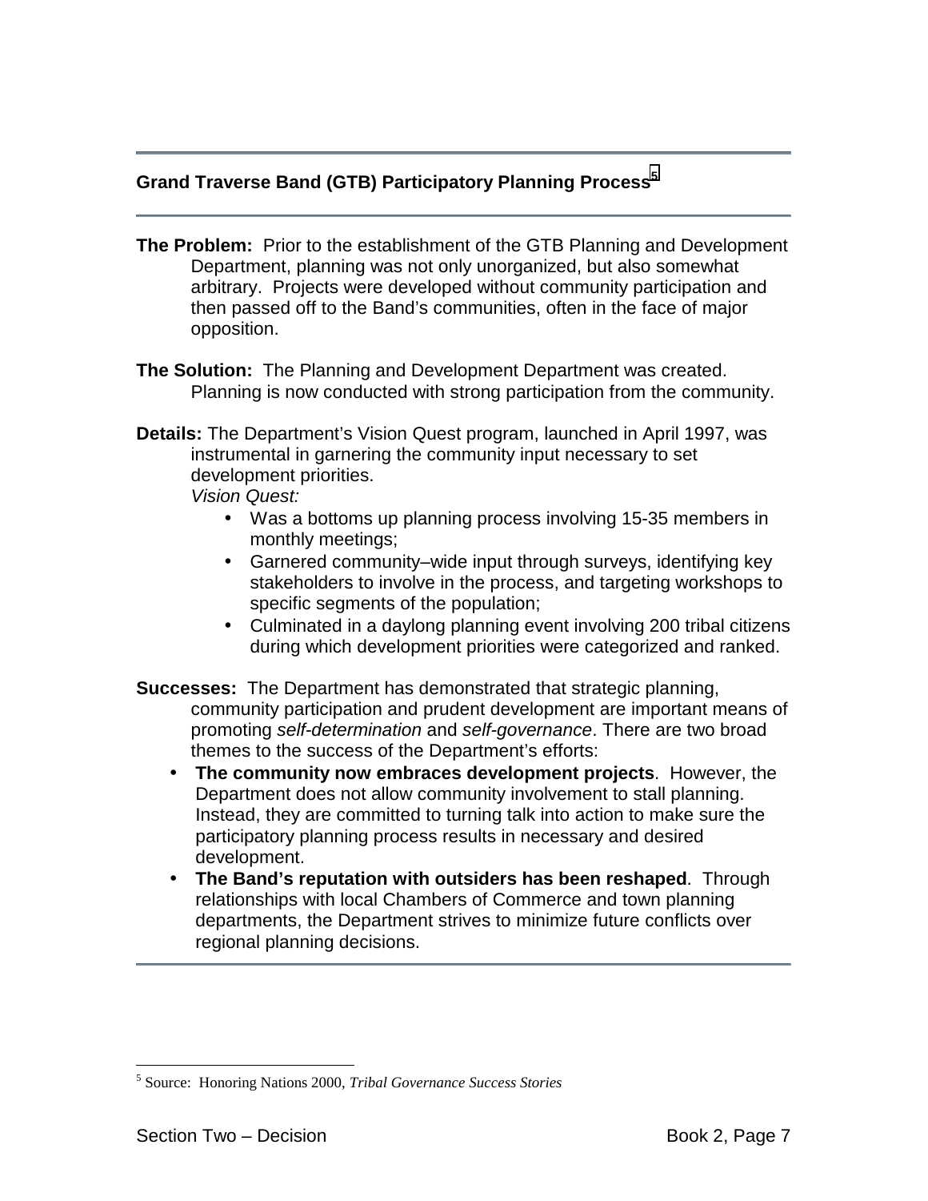## Grand Traverse Band (GTB) Participatory Planning Process[5]

**The Problem:** Prior to the establishment of the GTB Planning and Development Department, planning was not only unorganized, but also somewhat arbitrary. Projects were developed without community participation and then passed off to the Band's communities, often in the face of major opposition.

**The Solution:** The Planning and Development Department was created. Planning is now conducted with strong participation from the community.

**Details:** The Department's Vision Quest program, launched in April 1997, was instrumental in garnering the community input necessary to set development priorities.

*Vision Quest:*

- Was a bottoms up planning process involving 15-35 members in monthly meetings;
- Garnered community–wide input through surveys, identifying key stakeholders to involve in the process, and targeting workshops to specific segments of the population;
- Culminated in a daylong planning event involving 200 tribal citizens during which development priorities were categorized and ranked.

**Successes:** The Department has demonstrated that strategic planning, community participation and prudent development are important means of promoting *self-determination* and *self-governance*. There are two broad themes to the success of the Department's efforts:

- **The community now embraces development projects**. However, the Department does not allow community involvement to stall planning. Instead, they are committed to turning talk into action to make sure the participatory planning process results in necessary and desired development.
- **The Band's reputation with outsiders has been reshaped**. Through relationships with local Chambers of Commerce and town planning departments, the Department strives to minimize future conflicts over regional planning decisions.

---

[5] Source: Honoring Nations 2000, *Tribal Governance Success Stories*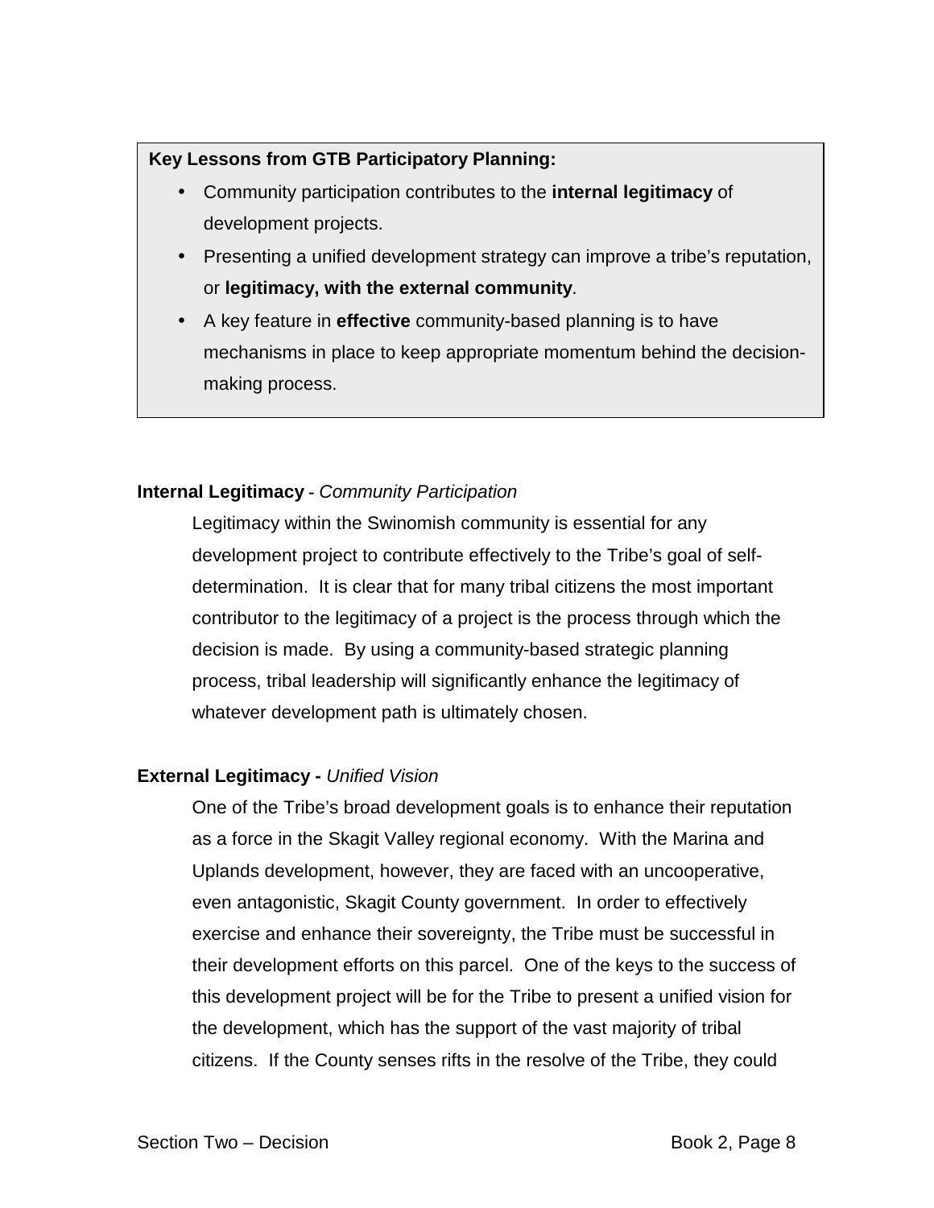**Key Lessons from GTB Participatory Planning:**

- Community participation contributes to the **internal legitimacy** of development projects.
- Presenting a unified development strategy can improve a tribe's reputation, or **legitimacy, with the external community**.
- A key feature in **effective** community-based planning is to have mechanisms in place to keep appropriate momentum behind the decision-making process.

**Internal Legitimacy** - *Community Participation*

Legitimacy within the Swinomish community is essential for any development project to contribute effectively to the Tribe's goal of self-determination. It is clear that for many tribal citizens the most important contributor to the legitimacy of a project is the process through which the decision is made. By using a community-based strategic planning process, tribal leadership will significantly enhance the legitimacy of whatever development path is ultimately chosen.

**External Legitimacy -** *Unified Vision*

One of the Tribe's broad development goals is to enhance their reputation as a force in the Skagit Valley regional economy. With the Marina and Uplands development, however, they are faced with an uncooperative, even antagonistic, Skagit County government. In order to effectively exercise and enhance their sovereignty, the Tribe must be successful in their development efforts on this parcel. One of the keys to the success of this development project will be for the Tribe to present a unified vision for the development, which has the support of the vast majority of tribal citizens. If the County senses rifts in the resolve of the Tribe, they could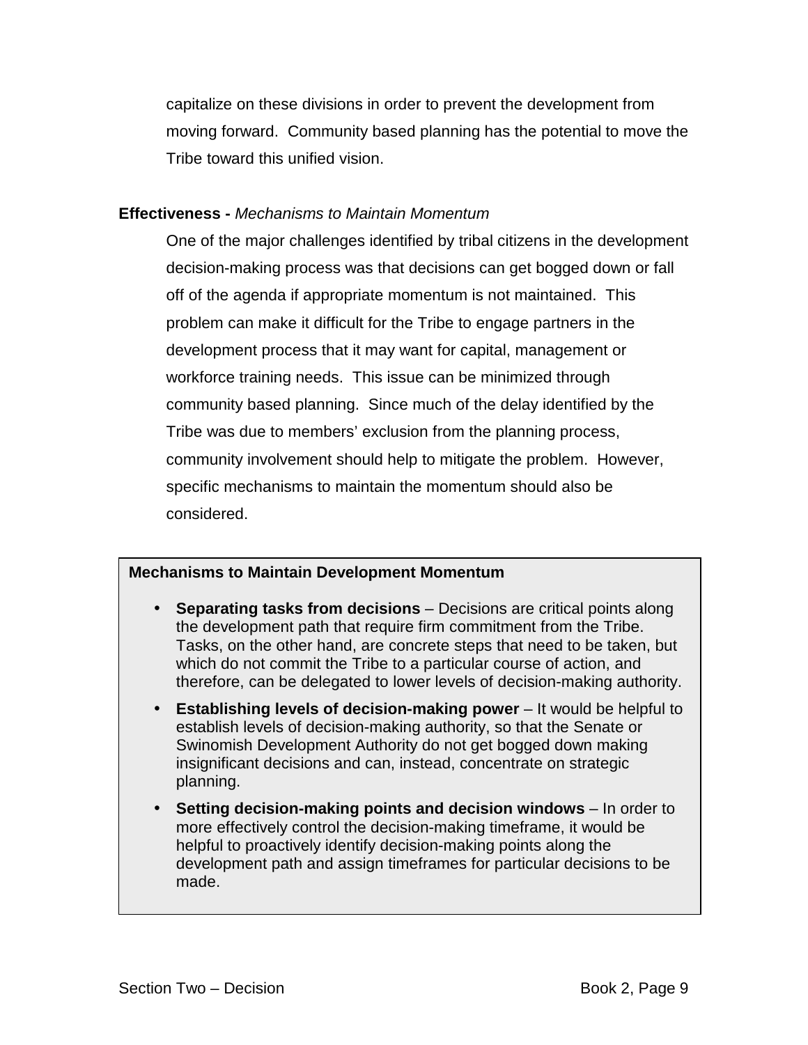capitalize on these divisions in order to prevent the development from moving forward. Community based planning has the potential to move the Tribe toward this unified vision.

**Effectiveness -** *Mechanisms to Maintain Momentum*

One of the major challenges identified by tribal citizens in the development decision-making process was that decisions can get bogged down or fall off of the agenda if appropriate momentum is not maintained. This problem can make it difficult for the Tribe to engage partners in the development process that it may want for capital, management or workforce training needs. This issue can be minimized through community based planning. Since much of the delay identified by the Tribe was due to members' exclusion from the planning process, community involvement should help to mitigate the problem. However, specific mechanisms to maintain the momentum should also be considered.

**Mechanisms to Maintain Development Momentum**

- **Separating tasks from decisions** – Decisions are critical points along the development path that require firm commitment from the Tribe. Tasks, on the other hand, are concrete steps that need to be taken, but which do not commit the Tribe to a particular course of action, and therefore, can be delegated to lower levels of decision-making authority.
- **Establishing levels of decision-making power** – It would be helpful to establish levels of decision-making authority, so that the Senate or Swinomish Development Authority do not get bogged down making insignificant decisions and can, instead, concentrate on strategic planning.
- **Setting decision-making points and decision windows** – In order to more effectively control the decision-making timeframe, it would be helpful to proactively identify decision-making points along the development path and assign timeframes for particular decisions to be made.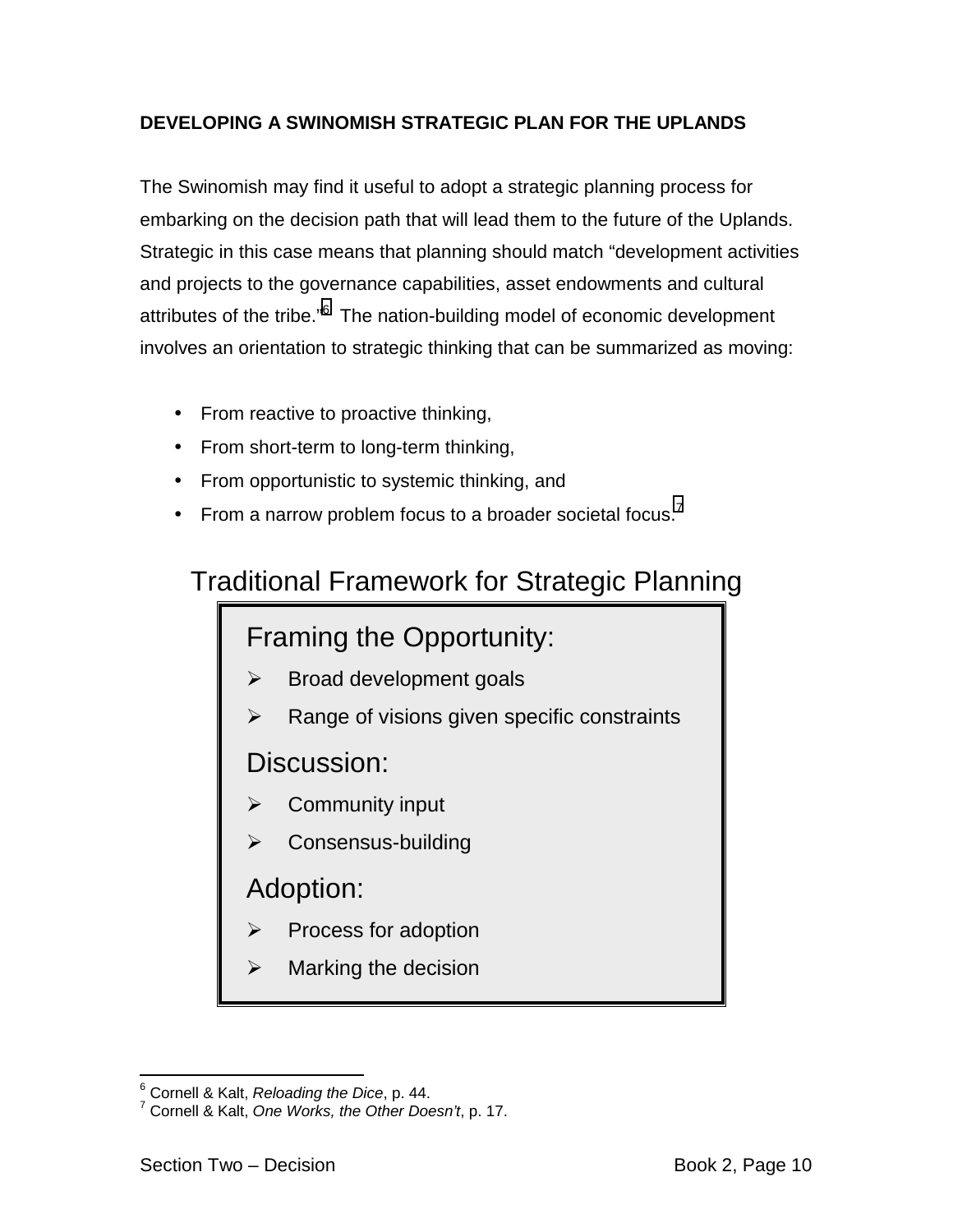## DEVELOPING A SWINOMISH STRATEGIC PLAN FOR THE UPLANDS

The Swinomish may find it useful to adopt a strategic planning process for embarking on the decision path that will lead them to the future of the Uplands. Strategic in this case means that planning should match "development activities and projects to the governance capabilities, asset endowments and cultural attributes of the tribe."[6] The nation-building model of economic development involves an orientation to strategic thinking that can be summarized as moving:

- From reactive to proactive thinking,
- From short-term to long-term thinking,
- From opportunistic to systemic thinking, and
- From a narrow problem focus to a broader societal focus.[7]

### Traditional Framework for Strategic Planning

**Framing the Opportunity:**

- Broad development goals
- Range of visions given specific constraints

**Discussion:**

- Community input
- Consensus-building

**Adoption:**

- Process for adoption
- Marking the decision

---

[6] Cornell & Kalt, *Reloading the Dice*, p. 44.
[7] Cornell & Kalt, *One Works, the Other Doesn't*, p. 17.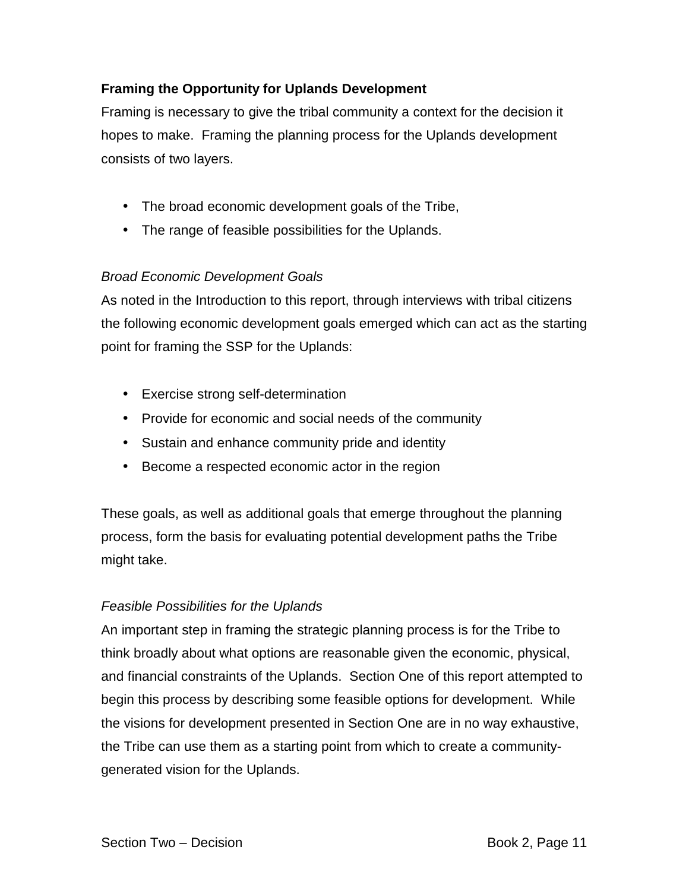**Framing the Opportunity for Uplands Development**

Framing is necessary to give the tribal community a context for the decision it hopes to make. Framing the planning process for the Uplands development consists of two layers.

- The broad economic development goals of the Tribe,
- The range of feasible possibilities for the Uplands.

*Broad Economic Development Goals*

As noted in the Introduction to this report, through interviews with tribal citizens the following economic development goals emerged which can act as the starting point for framing the SSP for the Uplands:

- Exercise strong self-determination
- Provide for economic and social needs of the community
- Sustain and enhance community pride and identity
- Become a respected economic actor in the region

These goals, as well as additional goals that emerge throughout the planning process, form the basis for evaluating potential development paths the Tribe might take.

*Feasible Possibilities for the Uplands*

An important step in framing the strategic planning process is for the Tribe to think broadly about what options are reasonable given the economic, physical, and financial constraints of the Uplands. Section One of this report attempted to begin this process by describing some feasible options for development. While the visions for development presented in Section One are in no way exhaustive, the Tribe can use them as a starting point from which to create a community-generated vision for the Uplands.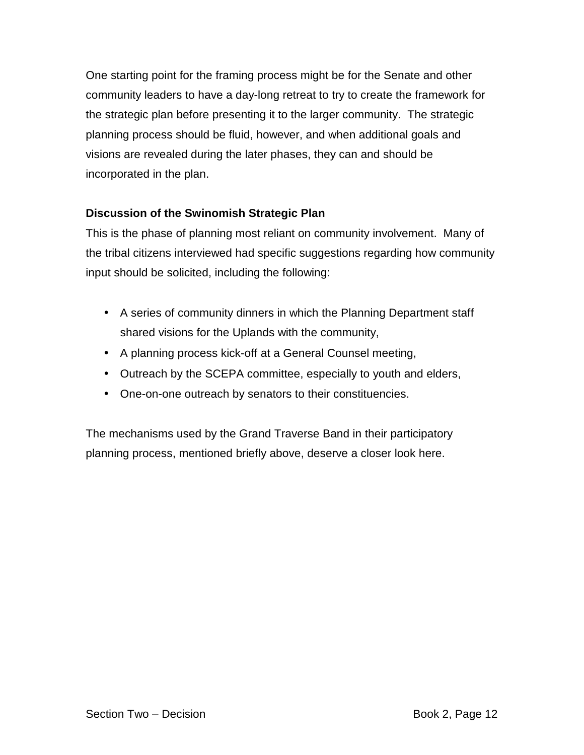One starting point for the framing process might be for the Senate and other community leaders to have a day-long retreat to try to create the framework for the strategic plan before presenting it to the larger community. The strategic planning process should be fluid, however, and when additional goals and visions are revealed during the later phases, they can and should be incorporated in the plan.

**Discussion of the Swinomish Strategic Plan**

This is the phase of planning most reliant on community involvement. Many of the tribal citizens interviewed had specific suggestions regarding how community input should be solicited, including the following:

- A series of community dinners in which the Planning Department staff shared visions for the Uplands with the community,
- A planning process kick-off at a General Counsel meeting,
- Outreach by the SCEPA committee, especially to youth and elders,
- One-on-one outreach by senators to their constituencies.

The mechanisms used by the Grand Traverse Band in their participatory planning process, mentioned briefly above, deserve a closer look here.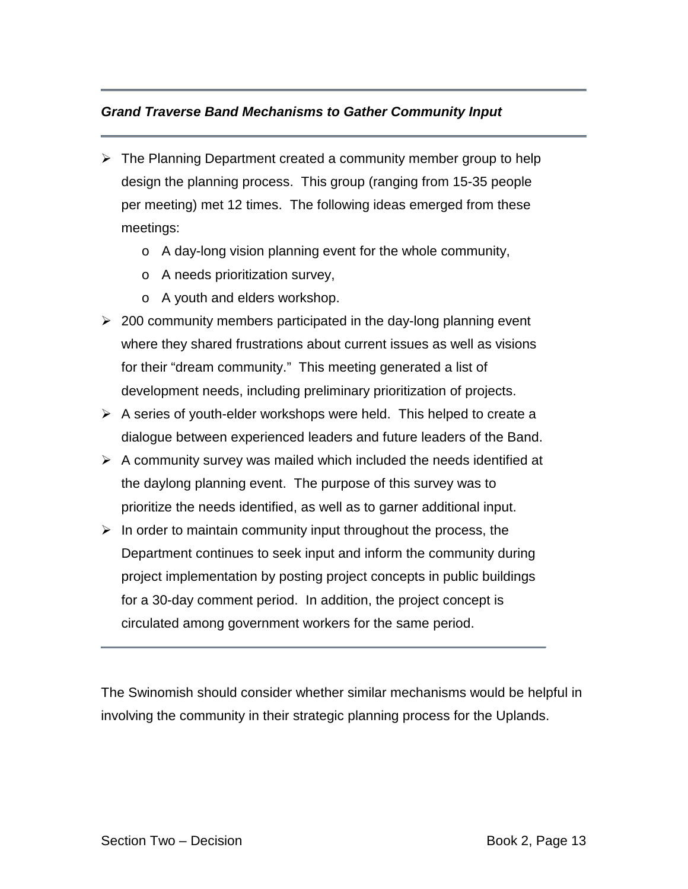***Grand Traverse Band Mechanisms to Gather Community Input***

- The Planning Department created a community member group to help design the planning process. This group (ranging from 15-35 people per meeting) met 12 times. The following ideas emerged from these meetings:
    - A day-long vision planning event for the whole community,
    - A needs prioritization survey,
    - A youth and elders workshop.
- 200 community members participated in the day-long planning event where they shared frustrations about current issues as well as visions for their "dream community." This meeting generated a list of development needs, including preliminary prioritization of projects.
- A series of youth-elder workshops were held. This helped to create a dialogue between experienced leaders and future leaders of the Band.
- A community survey was mailed which included the needs identified at the daylong planning event. The purpose of this survey was to prioritize the needs identified, as well as to garner additional input.
- In order to maintain community input throughout the process, the Department continues to seek input and inform the community during project implementation by posting project concepts in public buildings for a 30-day comment period. In addition, the project concept is circulated among government workers for the same period.

The Swinomish should consider whether similar mechanisms would be helpful in involving the community in their strategic planning process for the Uplands.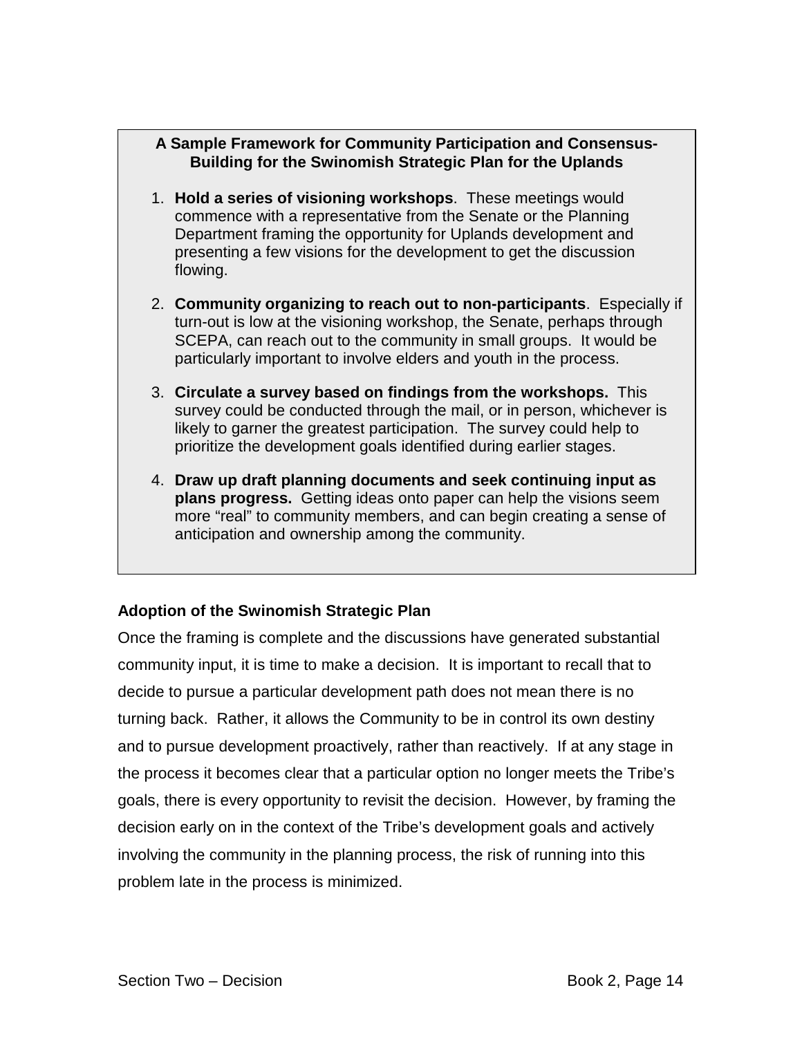**A Sample Framework for Community Participation and Consensus-Building for the Swinomish Strategic Plan for the Uplands**

1. **Hold a series of visioning workshops**. These meetings would commence with a representative from the Senate or the Planning Department framing the opportunity for Uplands development and presenting a few visions for the development to get the discussion flowing.

2. **Community organizing to reach out to non-participants**. Especially if turn-out is low at the visioning workshop, the Senate, perhaps through SCEPA, can reach out to the community in small groups. It would be particularly important to involve elders and youth in the process.

3. **Circulate a survey based on findings from the workshops.** This survey could be conducted through the mail, or in person, whichever is likely to garner the greatest participation. The survey could help to prioritize the development goals identified during earlier stages.

4. **Draw up draft planning documents and seek continuing input as plans progress.** Getting ideas onto paper can help the visions seem more "real" to community members, and can begin creating a sense of anticipation and ownership among the community.

### Adoption of the Swinomish Strategic Plan

Once the framing is complete and the discussions have generated substantial community input, it is time to make a decision. It is important to recall that to decide to pursue a particular development path does not mean there is no turning back. Rather, it allows the Community to be in control its own destiny and to pursue development proactively, rather than reactively. If at any stage in the process it becomes clear that a particular option no longer meets the Tribe's goals, there is every opportunity to revisit the decision. However, by framing the decision early on in the context of the Tribe's development goals and actively involving the community in the planning process, the risk of running into this problem late in the process is minimized.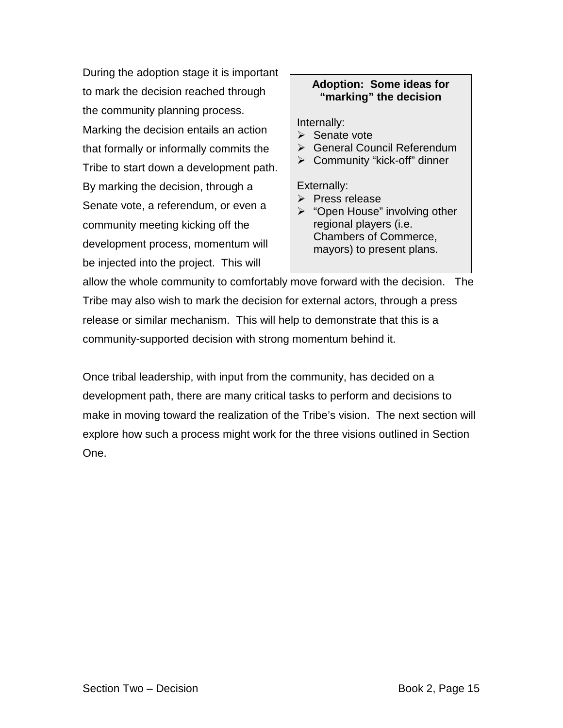During the adoption stage it is important to mark the decision reached through the community planning process. Marking the decision entails an action that formally or informally commits the Tribe to start down a development path. By marking the decision, through a Senate vote, a referendum, or even a community meeting kicking off the development process, momentum will be injected into the project. This will allow the whole community to comfortably move forward with the decision. The Tribe may also wish to mark the decision for external actors, through a press release or similar mechanism. This will help to demonstrate that this is a community-supported decision with strong momentum behind it.

> **Adoption: Some ideas for "marking" the decision**
>
> Internally:
> - Senate vote
> - General Council Referendum
> - Community "kick-off" dinner
>
> Externally:
> - Press release
> - "Open House" involving other regional players (i.e. Chambers of Commerce, mayors) to present plans.

Once tribal leadership, with input from the community, has decided on a development path, there are many critical tasks to perform and decisions to make in moving toward the realization of the Tribe's vision. The next section will explore how such a process might work for the three visions outlined in Section One.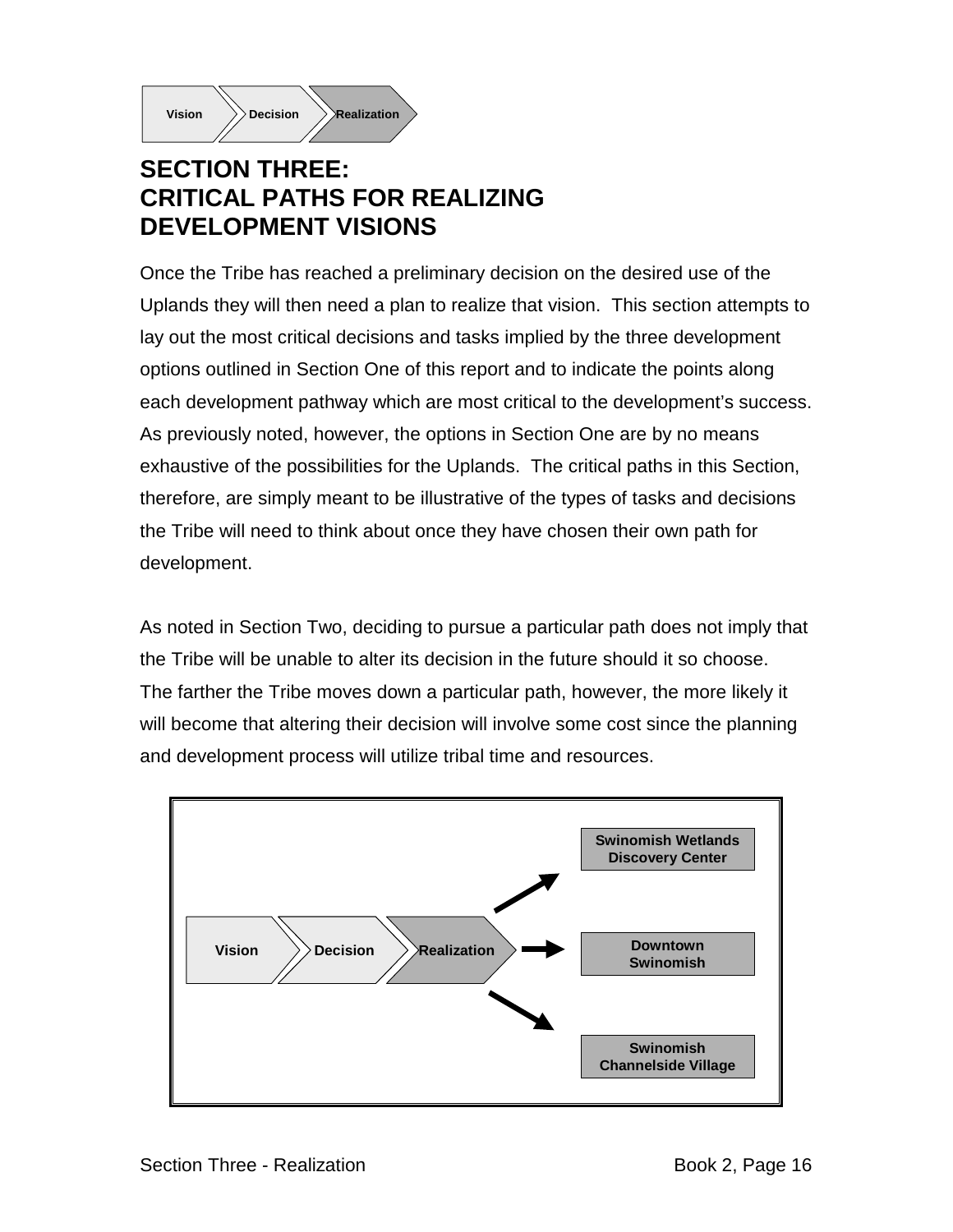Vision → Decision → Realization

# SECTION THREE: CRITICAL PATHS FOR REALIZING DEVELOPMENT VISIONS

Once the Tribe has reached a preliminary decision on the desired use of the Uplands they will then need a plan to realize that vision. This section attempts to lay out the most critical decisions and tasks implied by the three development options outlined in Section One of this report and to indicate the points along each development pathway which are most critical to the development's success. As previously noted, however, the options in Section One are by no means exhaustive of the possibilities for the Uplands. The critical paths in this Section, therefore, are simply meant to be illustrative of the types of tasks and decisions the Tribe will need to think about once they have chosen their own path for development.

As noted in Section Two, deciding to pursue a particular path does not imply that the Tribe will be unable to alter its decision in the future should it so choose. The farther the Tribe moves down a particular path, however, the more likely it will become that altering their decision will involve some cost since the planning and development process will utilize tribal time and resources.

Vision → Decision → Realization →
- Swinomish Wetlands Discovery Center
- Downtown Swinomish
- Swinomish Channelside Village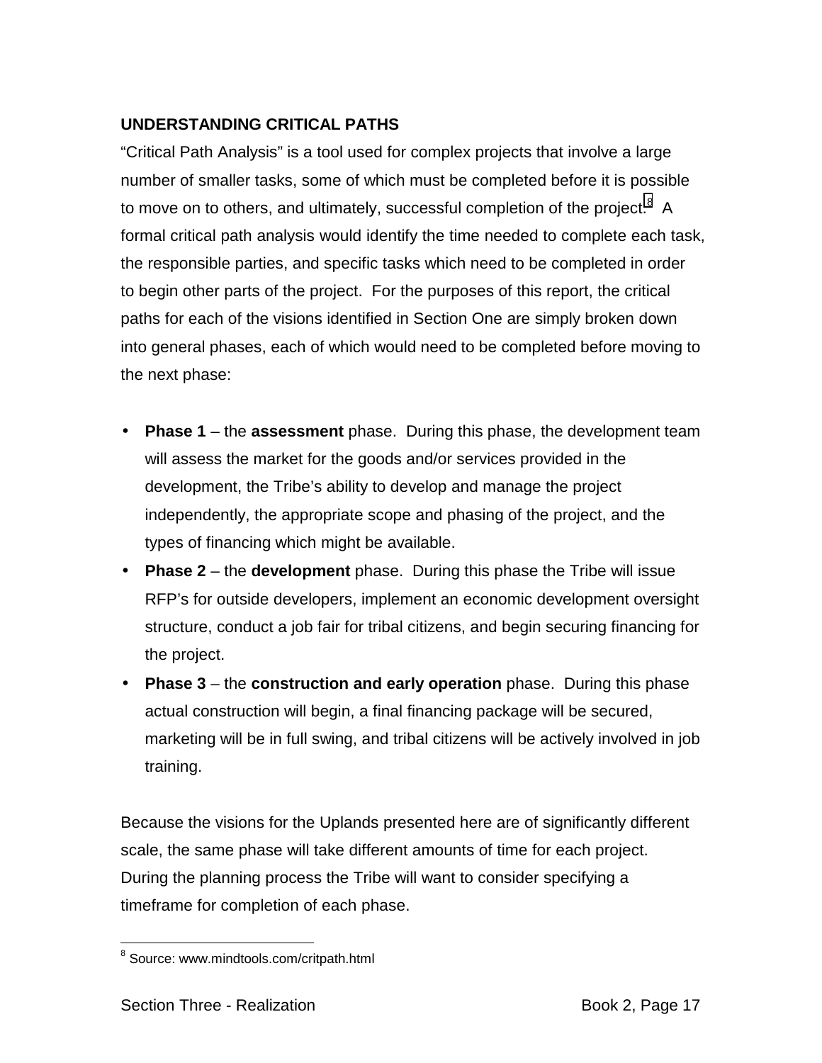## UNDERSTANDING CRITICAL PATHS

"Critical Path Analysis" is a tool used for complex projects that involve a large number of smaller tasks, some of which must be completed before it is possible to move on to others, and ultimately, successful completion of the project.[8] A formal critical path analysis would identify the time needed to complete each task, the responsible parties, and specific tasks which need to be completed in order to begin other parts of the project. For the purposes of this report, the critical paths for each of the visions identified in Section One are simply broken down into general phases, each of which would need to be completed before moving to the next phase:

- **Phase 1** – the **assessment** phase. During this phase, the development team will assess the market for the goods and/or services provided in the development, the Tribe's ability to develop and manage the project independently, the appropriate scope and phasing of the project, and the types of financing which might be available.
- **Phase 2** – the **development** phase. During this phase the Tribe will issue RFP's for outside developers, implement an economic development oversight structure, conduct a job fair for tribal citizens, and begin securing financing for the project.
- **Phase 3** – the **construction and early operation** phase. During this phase actual construction will begin, a final financing package will be secured, marketing will be in full swing, and tribal citizens will be actively involved in job training.

Because the visions for the Uplands presented here are of significantly different scale, the same phase will take different amounts of time for each project. During the planning process the Tribe will want to consider specifying a timeframe for completion of each phase.

---

[8] Source: www.mindtools.com/critpath.html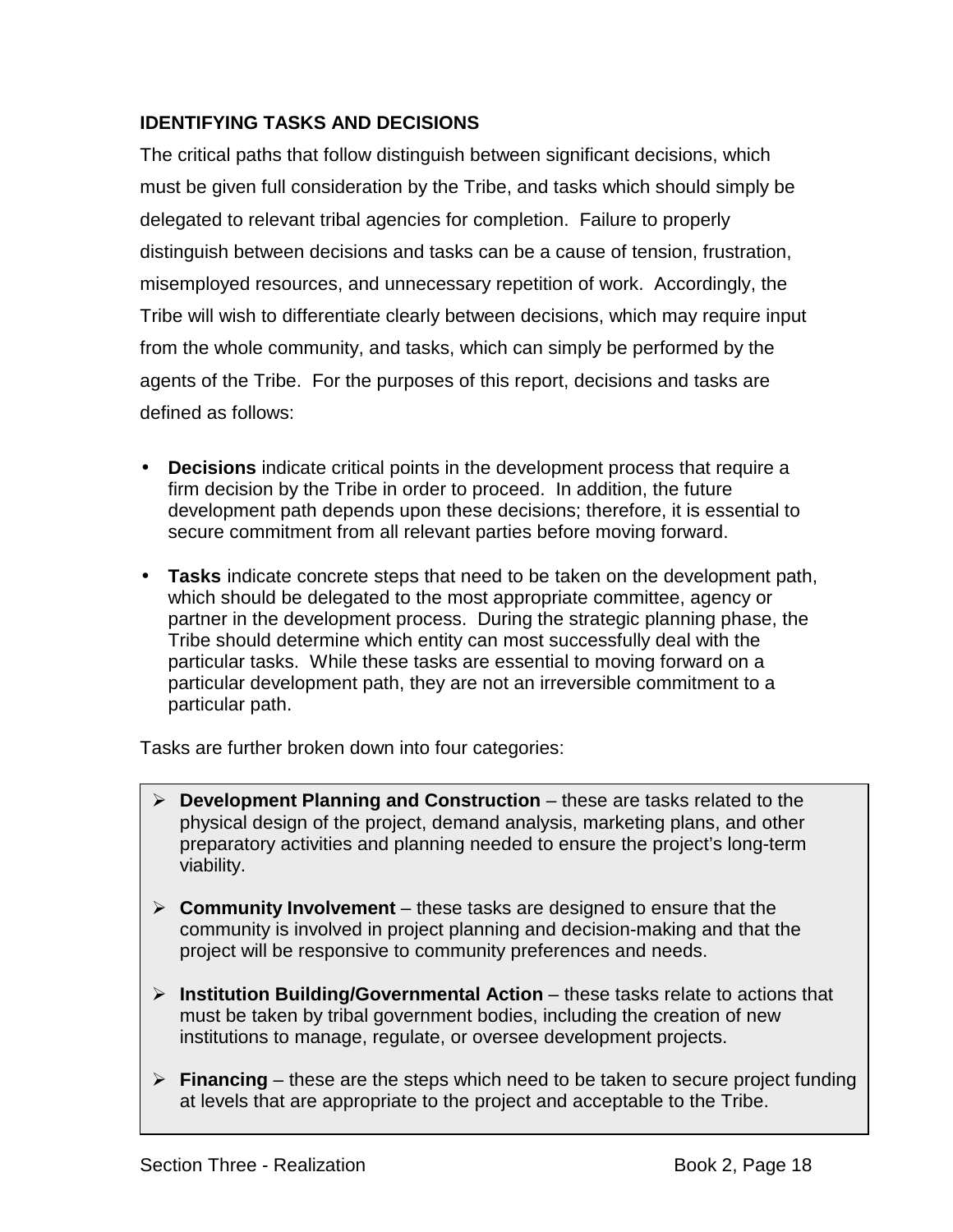## IDENTIFYING TASKS AND DECISIONS

The critical paths that follow distinguish between significant decisions, which must be given full consideration by the Tribe, and tasks which should simply be delegated to relevant tribal agencies for completion. Failure to properly distinguish between decisions and tasks can be a cause of tension, frustration, misemployed resources, and unnecessary repetition of work. Accordingly, the Tribe will wish to differentiate clearly between decisions, which may require input from the whole community, and tasks, which can simply be performed by the agents of the Tribe. For the purposes of this report, decisions and tasks are defined as follows:

- **Decisions** indicate critical points in the development process that require a firm decision by the Tribe in order to proceed. In addition, the future development path depends upon these decisions; therefore, it is essential to secure commitment from all relevant parties before moving forward.
- **Tasks** indicate concrete steps that need to be taken on the development path, which should be delegated to the most appropriate committee, agency or partner in the development process. During the strategic planning phase, the Tribe should determine which entity can most successfully deal with the particular tasks. While these tasks are essential to moving forward on a particular development path, they are not an irreversible commitment to a particular path.

Tasks are further broken down into four categories:

- **Development Planning and Construction** – these are tasks related to the physical design of the project, demand analysis, marketing plans, and other preparatory activities and planning needed to ensure the project's long-term viability.
- **Community Involvement** – these tasks are designed to ensure that the community is involved in project planning and decision-making and that the project will be responsive to community preferences and needs.
- **Institution Building/Governmental Action** – these tasks relate to actions that must be taken by tribal government bodies, including the creation of new institutions to manage, regulate, or oversee development projects.
- **Financing** – these are the steps which need to be taken to secure project funding at levels that are appropriate to the project and acceptable to the Tribe.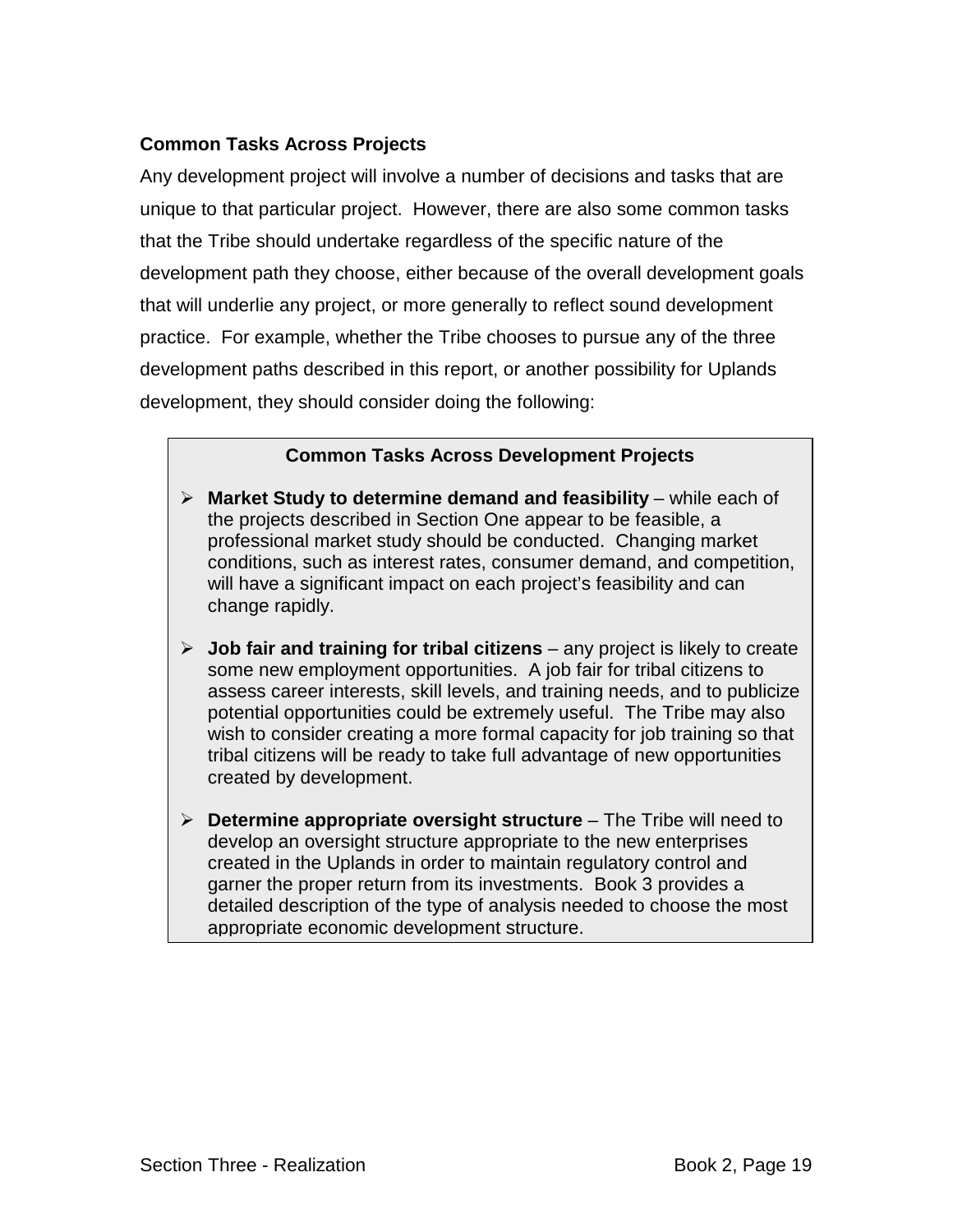### Common Tasks Across Projects

Any development project will involve a number of decisions and tasks that are unique to that particular project. However, there are also some common tasks that the Tribe should undertake regardless of the specific nature of the development path they choose, either because of the overall development goals that will underlie any project, or more generally to reflect sound development practice. For example, whether the Tribe chooses to pursue any of the three development paths described in this report, or another possibility for Uplands development, they should consider doing the following:

**Common Tasks Across Development Projects**

- **Market Study to determine demand and feasibility** – while each of the projects described in Section One appear to be feasible, a professional market study should be conducted. Changing market conditions, such as interest rates, consumer demand, and competition, will have a significant impact on each project's feasibility and can change rapidly.
- **Job fair and training for tribal citizens** – any project is likely to create some new employment opportunities. A job fair for tribal citizens to assess career interests, skill levels, and training needs, and to publicize potential opportunities could be extremely useful. The Tribe may also wish to consider creating a more formal capacity for job training so that tribal citizens will be ready to take full advantage of new opportunities created by development.
- **Determine appropriate oversight structure** – The Tribe will need to develop an oversight structure appropriate to the new enterprises created in the Uplands in order to maintain regulatory control and garner the proper return from its investments. Book 3 provides a detailed description of the type of analysis needed to choose the most appropriate economic development structure.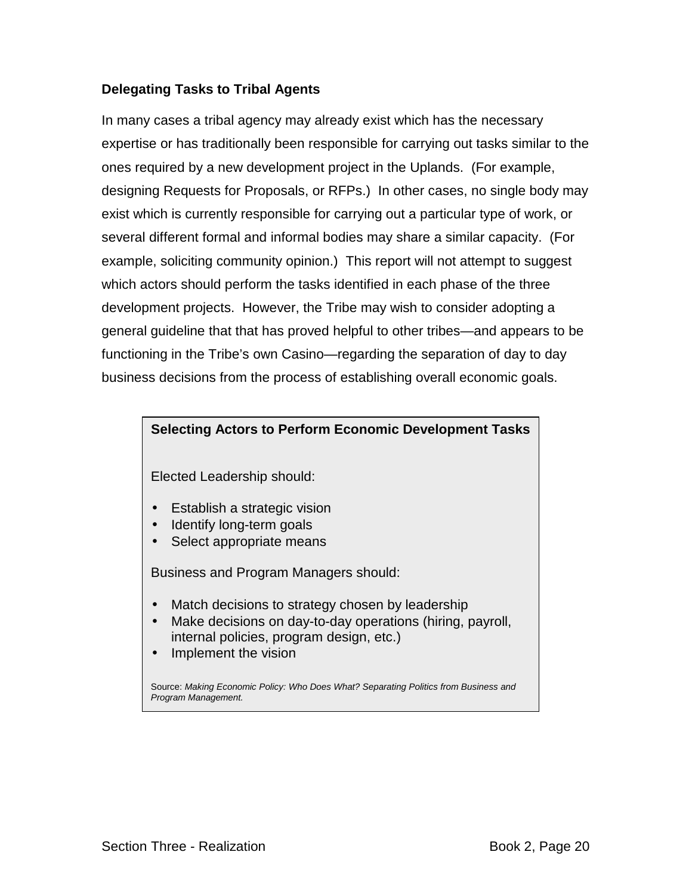### Delegating Tasks to Tribal Agents

In many cases a tribal agency may already exist which has the necessary expertise or has traditionally been responsible for carrying out tasks similar to the ones required by a new development project in the Uplands. (For example, designing Requests for Proposals, or RFPs.) In other cases, no single body may exist which is currently responsible for carrying out a particular type of work, or several different formal and informal bodies may share a similar capacity. (For example, soliciting community opinion.) This report will not attempt to suggest which actors should perform the tasks identified in each phase of the three development projects. However, the Tribe may wish to consider adopting a general guideline that that has proved helpful to other tribes—and appears to be functioning in the Tribe's own Casino—regarding the separation of day to day business decisions from the process of establishing overall economic goals.

> **Selecting Actors to Perform Economic Development Tasks**
>
> Elected Leadership should:
>
> - Establish a strategic vision
> - Identify long-term goals
> - Select appropriate means
>
> Business and Program Managers should:
>
> - Match decisions to strategy chosen by leadership
> - Make decisions on day-to-day operations (hiring, payroll, internal policies, program design, etc.)
> - Implement the vision
>
> Source: *Making Economic Policy: Who Does What? Separating Politics from Business and Program Management.*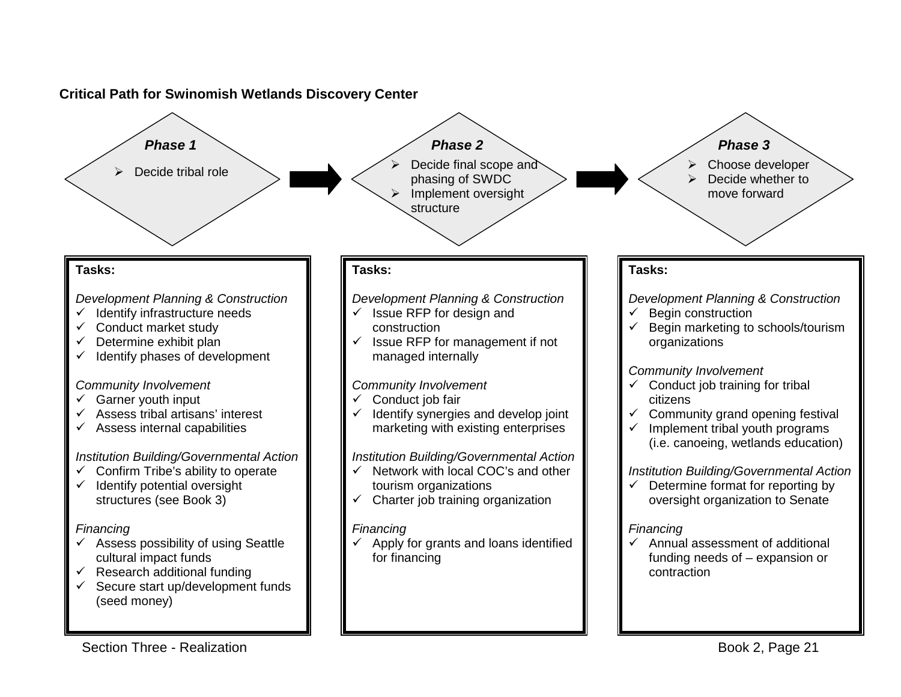**Critical Path for Swinomish Wetlands Discovery Center**

### Phase 1

- Decide tribal role

**Tasks:**

*Development Planning & Construction*
- ✓ Identify infrastructure needs
- ✓ Conduct market study
- ✓ Determine exhibit plan
- ✓ Identify phases of development

*Community Involvement*
- ✓ Garner youth input
- ✓ Assess tribal artisans' interest
- ✓ Assess internal capabilities

*Institution Building/Governmental Action*
- ✓ Confirm Tribe's ability to operate
- ✓ Identify potential oversight structures (see Book 3)

*Financing*
- ✓ Assess possibility of using Seattle cultural impact funds
- ✓ Research additional funding
- ✓ Secure start up/development funds (seed money)

### Phase 2

- Decide final scope and phasing of SWDC
- Implement oversight structure

**Tasks:**

*Development Planning & Construction*
- ✓ Issue RFP for design and construction
- ✓ Issue RFP for management if not managed internally

*Community Involvement*
- ✓ Conduct job fair
- ✓ Identify synergies and develop joint marketing with existing enterprises

*Institution Building/Governmental Action*
- ✓ Network with local COC's and other tourism organizations
- ✓ Charter job training organization

*Financing*
- ✓ Apply for grants and loans identified for financing

### Phase 3

- Choose developer
- Decide whether to move forward

**Tasks:**

*Development Planning & Construction*
- ✓ Begin construction
- ✓ Begin marketing to schools/tourism organizations

*Community Involvement*
- ✓ Conduct job training for tribal citizens
- ✓ Community grand opening festival
- ✓ Implement tribal youth programs (i.e. canoeing, wetlands education)

*Institution Building/Governmental Action*
- ✓ Determine format for reporting by oversight organization to Senate

*Financing*
- ✓ Annual assessment of additional funding needs of – expansion or contraction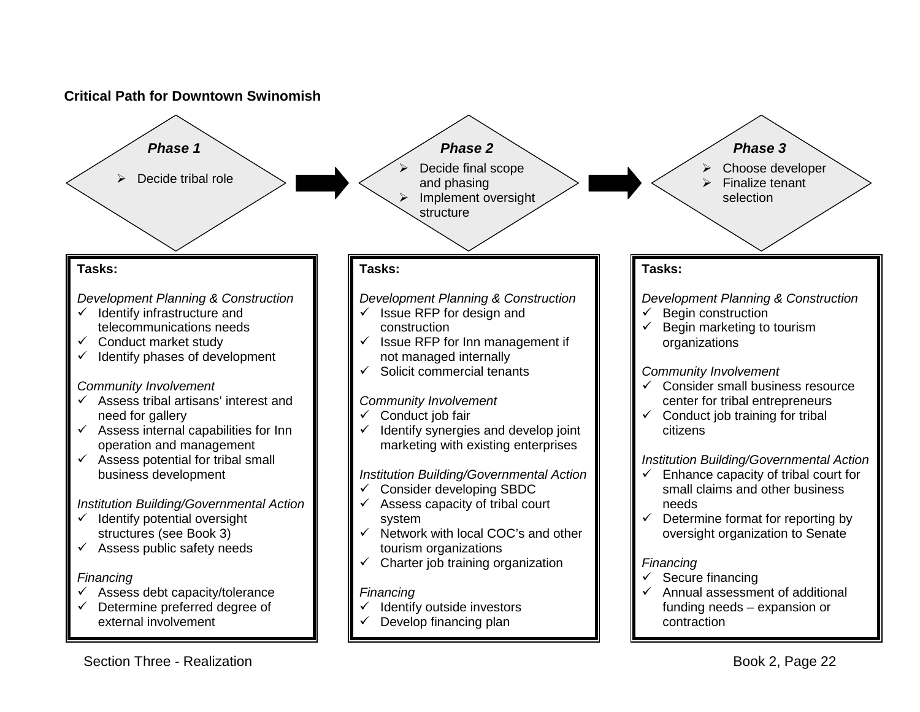**Critical Path for Downtown Swinomish**

### *Phase 1*

- Decide tribal role

→

### *Phase 2*

- Decide final scope and phasing
- Implement oversight structure

→

### *Phase 3*

- Choose developer
- Finalize tenant selection

---

**Phase 1 — Tasks:**

*Development Planning & Construction*
- ✓ Identify infrastructure and telecommunications needs
- ✓ Conduct market study
- ✓ Identify phases of development

*Community Involvement*
- ✓ Assess tribal artisans' interest and need for gallery
- ✓ Assess internal capabilities for Inn operation and management
- ✓ Assess potential for tribal small business development

*Institution Building/Governmental Action*
- ✓ Identify potential oversight structures (see Book 3)
- ✓ Assess public safety needs

*Financing*
- ✓ Assess debt capacity/tolerance
- ✓ Determine preferred degree of external involvement

**Phase 2 — Tasks:**

*Development Planning & Construction*
- ✓ Issue RFP for design and construction
- ✓ Issue RFP for Inn management if not managed internally
- ✓ Solicit commercial tenants

*Community Involvement*
- ✓ Conduct job fair
- ✓ Identify synergies and develop joint marketing with existing enterprises

*Institution Building/Governmental Action*
- ✓ Consider developing SBDC
- ✓ Assess capacity of tribal court system
- ✓ Network with local COC's and other tourism organizations
- ✓ Charter job training organization

*Financing*
- ✓ Identify outside investors
- ✓ Develop financing plan

**Phase 3 — Tasks:**

*Development Planning & Construction*
- ✓ Begin construction
- ✓ Begin marketing to tourism organizations

*Community Involvement*
- ✓ Consider small business resource center for tribal entrepreneurs
- ✓ Conduct job training for tribal citizens

*Institution Building/Governmental Action*
- ✓ Enhance capacity of tribal court for small claims and other business needs
- ✓ Determine format for reporting by oversight organization to Senate

*Financing*
- ✓ Secure financing
- ✓ Annual assessment of additional funding needs – expansion or contraction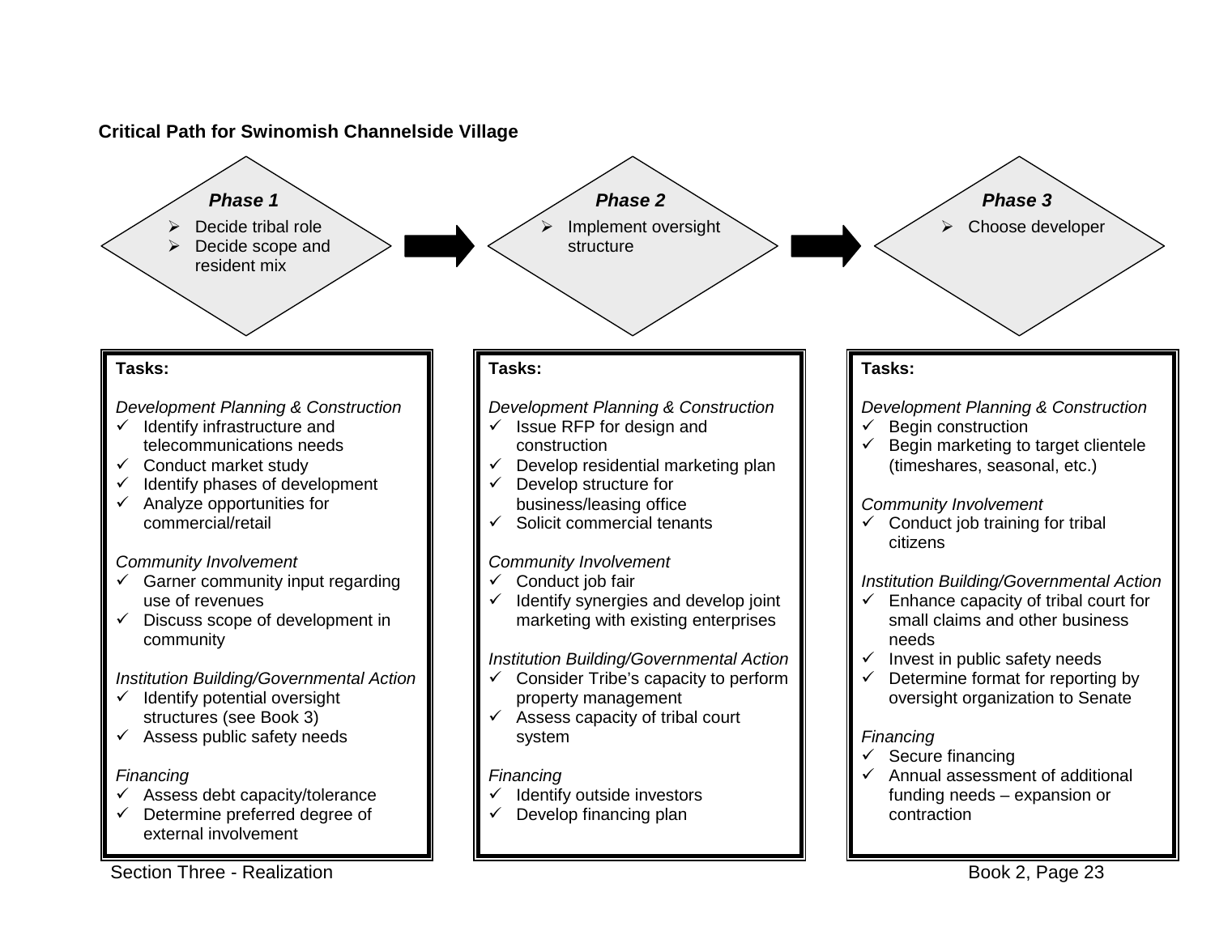**Critical Path for Swinomish Channelside Village**

### *Phase 1*

- Decide tribal role
- Decide scope and resident mix

**Tasks:**

*Development Planning & Construction*

- ✓ Identify infrastructure and telecommunications needs
- ✓ Conduct market study
- ✓ Identify phases of development
- ✓ Analyze opportunities for commercial/retail

*Community Involvement*

- ✓ Garner community input regarding use of revenues
- ✓ Discuss scope of development in community

*Institution Building/Governmental Action*

- ✓ Identify potential oversight structures (see Book 3)
- ✓ Assess public safety needs

*Financing*

- ✓ Assess debt capacity/tolerance
- ✓ Determine preferred degree of external involvement

### *Phase 2*

- Implement oversight structure

**Tasks:**

*Development Planning & Construction*

- ✓ Issue RFP for design and construction
- ✓ Develop residential marketing plan
- ✓ Develop structure for business/leasing office
- ✓ Solicit commercial tenants

*Community Involvement*

- ✓ Conduct job fair
- ✓ Identify synergies and develop joint marketing with existing enterprises

*Institution Building/Governmental Action*

- ✓ Consider Tribe's capacity to perform property management
- ✓ Assess capacity of tribal court system

*Financing*

- ✓ Identify outside investors
- ✓ Develop financing plan

### *Phase 3*

- Choose developer

**Tasks:**

*Development Planning & Construction*

- ✓ Begin construction
- ✓ Begin marketing to target clientele (timeshares, seasonal, etc.)

*Community Involvement*

- ✓ Conduct job training for tribal citizens

*Institution Building/Governmental Action*

- ✓ Enhance capacity of tribal court for small claims and other business needs
- ✓ Invest in public safety needs
- ✓ Determine format for reporting by oversight organization to Senate

*Financing*

- ✓ Secure financing
- ✓ Annual assessment of additional funding needs – expansion or contraction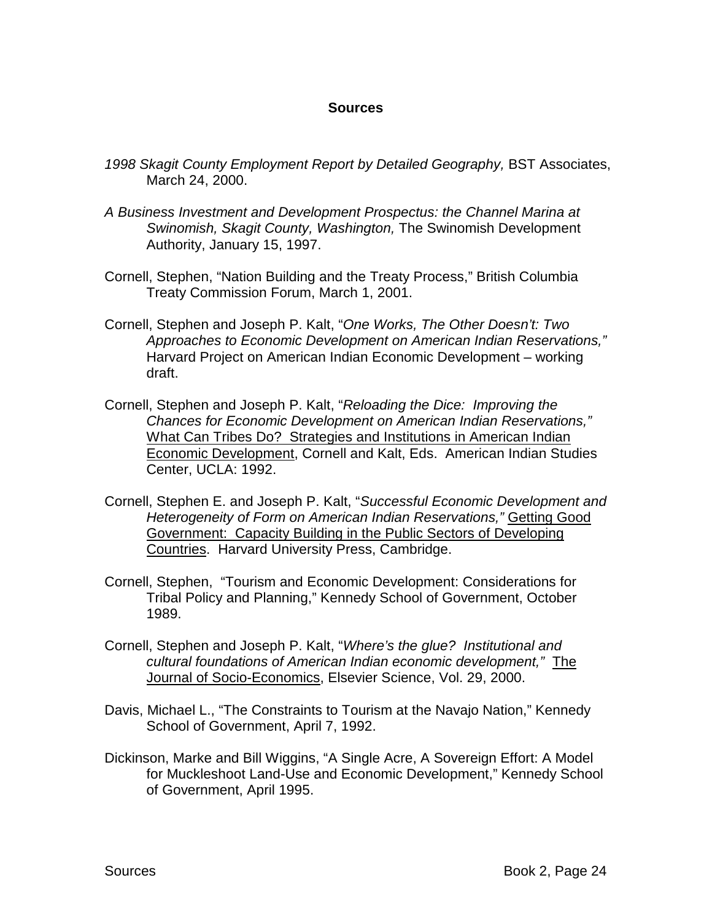## Sources

*1998 Skagit County Employment Report by Detailed Geography,* BST Associates, March 24, 2000.

*A Business Investment and Development Prospectus: the Channel Marina at Swinomish, Skagit County, Washington,* The Swinomish Development Authority, January 15, 1997.

Cornell, Stephen, "Nation Building and the Treaty Process," British Columbia Treaty Commission Forum, March 1, 2001.

Cornell, Stephen and Joseph P. Kalt, "*One Works, The Other Doesn't: Two Approaches to Economic Development on American Indian Reservations,"* Harvard Project on American Indian Economic Development – working draft.

Cornell, Stephen and Joseph P. Kalt, "*Reloading the Dice: Improving the Chances for Economic Development on American Indian Reservations,"* What Can Tribes Do? Strategies and Institutions in American Indian Economic Development, Cornell and Kalt, Eds. American Indian Studies Center, UCLA: 1992.

Cornell, Stephen E. and Joseph P. Kalt, "*Successful Economic Development and Heterogeneity of Form on American Indian Reservations,"* Getting Good Government: Capacity Building in the Public Sectors of Developing Countries. Harvard University Press, Cambridge.

Cornell, Stephen, "Tourism and Economic Development: Considerations for Tribal Policy and Planning," Kennedy School of Government, October 1989.

Cornell, Stephen and Joseph P. Kalt, "*Where's the glue? Institutional and cultural foundations of American Indian economic development,"* The Journal of Socio-Economics, Elsevier Science, Vol. 29, 2000.

Davis, Michael L., "The Constraints to Tourism at the Navajo Nation," Kennedy School of Government, April 7, 1992.

Dickinson, Marke and Bill Wiggins, "A Single Acre, A Sovereign Effort: A Model for Muckleshoot Land-Use and Economic Development," Kennedy School of Government, April 1995.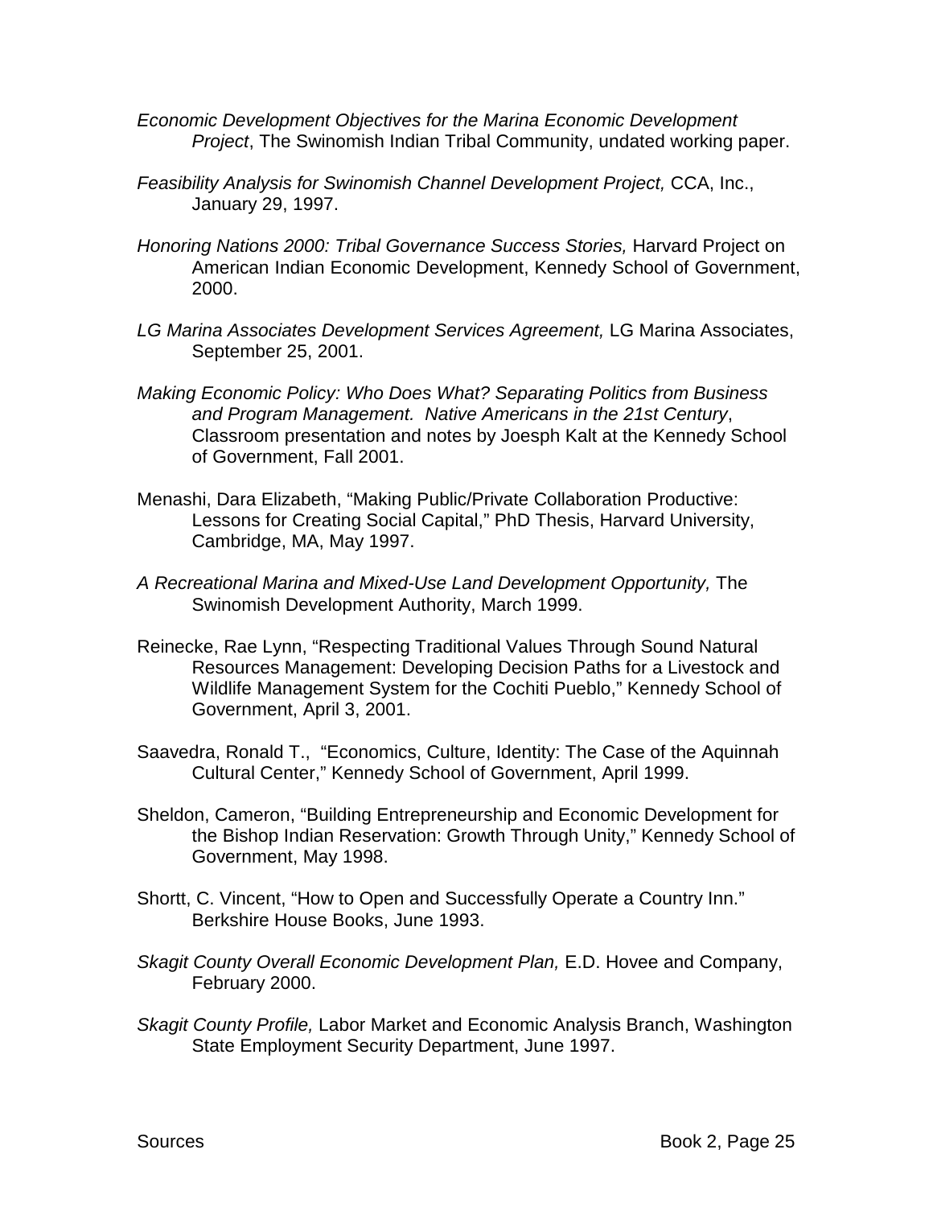*Economic Development Objectives for the Marina Economic Development Project*, The Swinomish Indian Tribal Community, undated working paper.

*Feasibility Analysis for Swinomish Channel Development Project,* CCA, Inc., January 29, 1997.

*Honoring Nations 2000: Tribal Governance Success Stories,* Harvard Project on American Indian Economic Development, Kennedy School of Government, 2000.

*LG Marina Associates Development Services Agreement,* LG Marina Associates, September 25, 2001.

*Making Economic Policy: Who Does What? Separating Politics from Business and Program Management. Native Americans in the 21st Century*, Classroom presentation and notes by Joesph Kalt at the Kennedy School of Government, Fall 2001.

Menashi, Dara Elizabeth, "Making Public/Private Collaboration Productive: Lessons for Creating Social Capital," PhD Thesis, Harvard University, Cambridge, MA, May 1997.

*A Recreational Marina and Mixed-Use Land Development Opportunity,* The Swinomish Development Authority, March 1999.

Reinecke, Rae Lynn, "Respecting Traditional Values Through Sound Natural Resources Management: Developing Decision Paths for a Livestock and Wildlife Management System for the Cochiti Pueblo," Kennedy School of Government, April 3, 2001.

Saavedra, Ronald T., "Economics, Culture, Identity: The Case of the Aquinnah Cultural Center," Kennedy School of Government, April 1999.

Sheldon, Cameron, "Building Entrepreneurship and Economic Development for the Bishop Indian Reservation: Growth Through Unity," Kennedy School of Government, May 1998.

Shortt, C. Vincent, "How to Open and Successfully Operate a Country Inn." Berkshire House Books, June 1993.

*Skagit County Overall Economic Development Plan,* E.D. Hovee and Company, February 2000.

*Skagit County Profile,* Labor Market and Economic Analysis Branch, Washington State Employment Security Department, June 1997.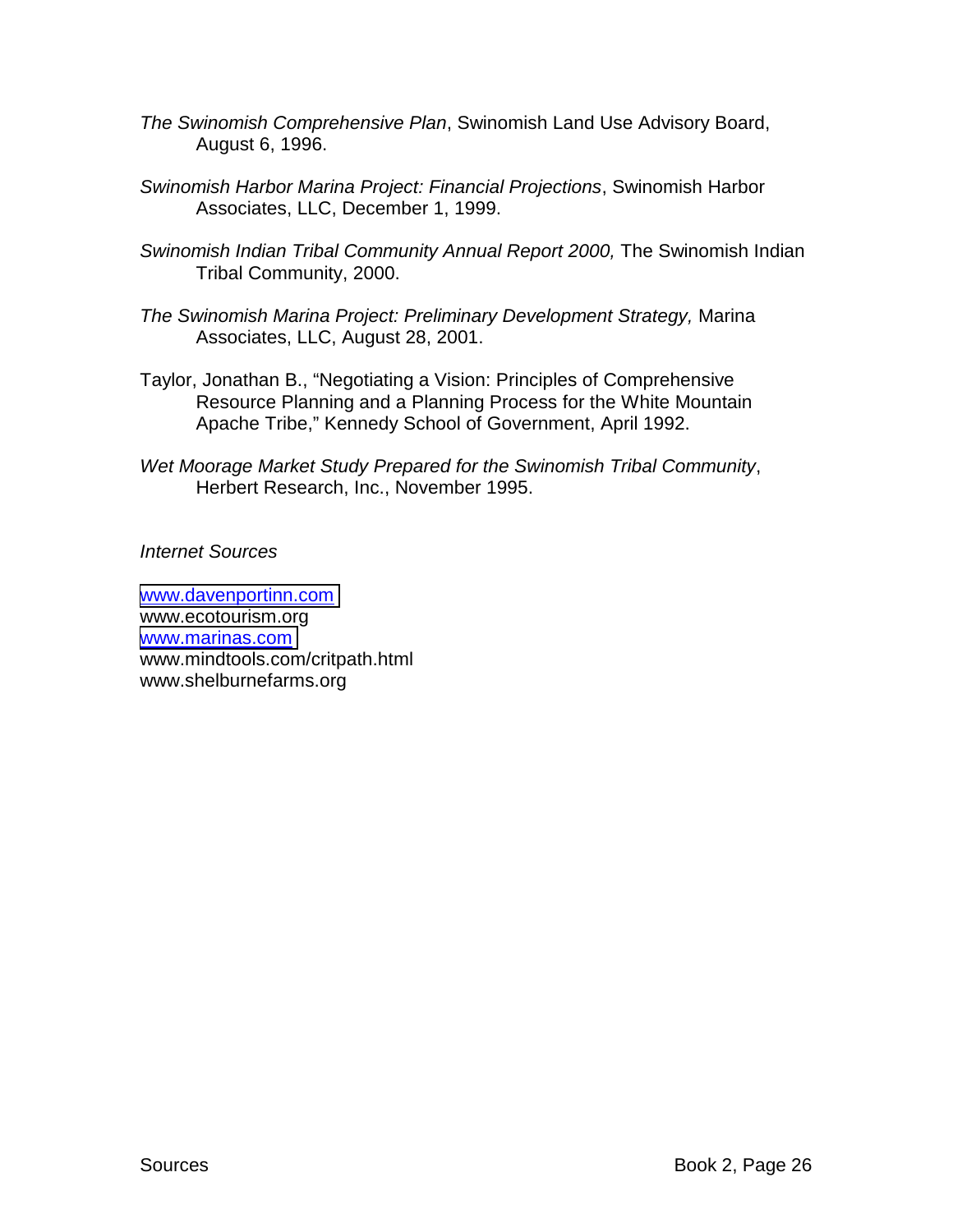*The Swinomish Comprehensive Plan*, Swinomish Land Use Advisory Board, August 6, 1996.

*Swinomish Harbor Marina Project: Financial Projections*, Swinomish Harbor Associates, LLC, December 1, 1999.

*Swinomish Indian Tribal Community Annual Report 2000,* The Swinomish Indian Tribal Community, 2000.

*The Swinomish Marina Project: Preliminary Development Strategy,* Marina Associates, LLC, August 28, 2001.

Taylor, Jonathan B., "Negotiating a Vision: Principles of Comprehensive Resource Planning and a Planning Process for the White Mountain Apache Tribe," Kennedy School of Government, April 1992.

*Wet Moorage Market Study Prepared for the Swinomish Tribal Community*, Herbert Research, Inc., November 1995.

*Internet Sources*

www.davenportinn.com  
www.ecotourism.org  
www.marinas.com  
www.mindtools.com/critpath.html  
www.shelburnefarms.org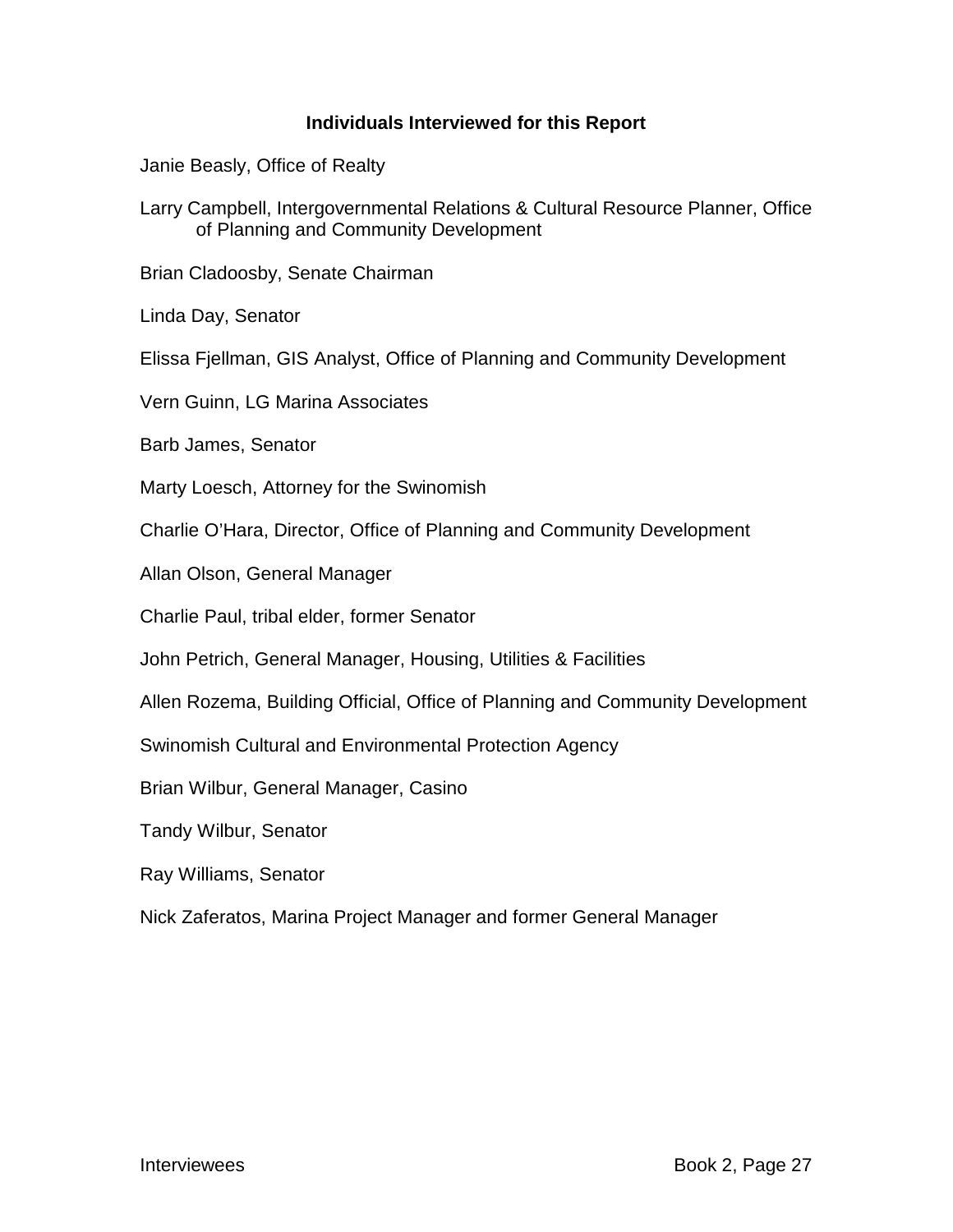## Individuals Interviewed for this Report

Janie Beasly, Office of Realty

Larry Campbell, Intergovernmental Relations & Cultural Resource Planner, Office of Planning and Community Development

Brian Cladoosby, Senate Chairman

Linda Day, Senator

Elissa Fjellman, GIS Analyst, Office of Planning and Community Development

Vern Guinn, LG Marina Associates

Barb James, Senator

Marty Loesch, Attorney for the Swinomish

Charlie O'Hara, Director, Office of Planning and Community Development

Allan Olson, General Manager

Charlie Paul, tribal elder, former Senator

John Petrich, General Manager, Housing, Utilities & Facilities

Allen Rozema, Building Official, Office of Planning and Community Development

Swinomish Cultural and Environmental Protection Agency

Brian Wilbur, General Manager, Casino

Tandy Wilbur, Senator

Ray Williams, Senator

Nick Zaferatos, Marina Project Manager and former General Manager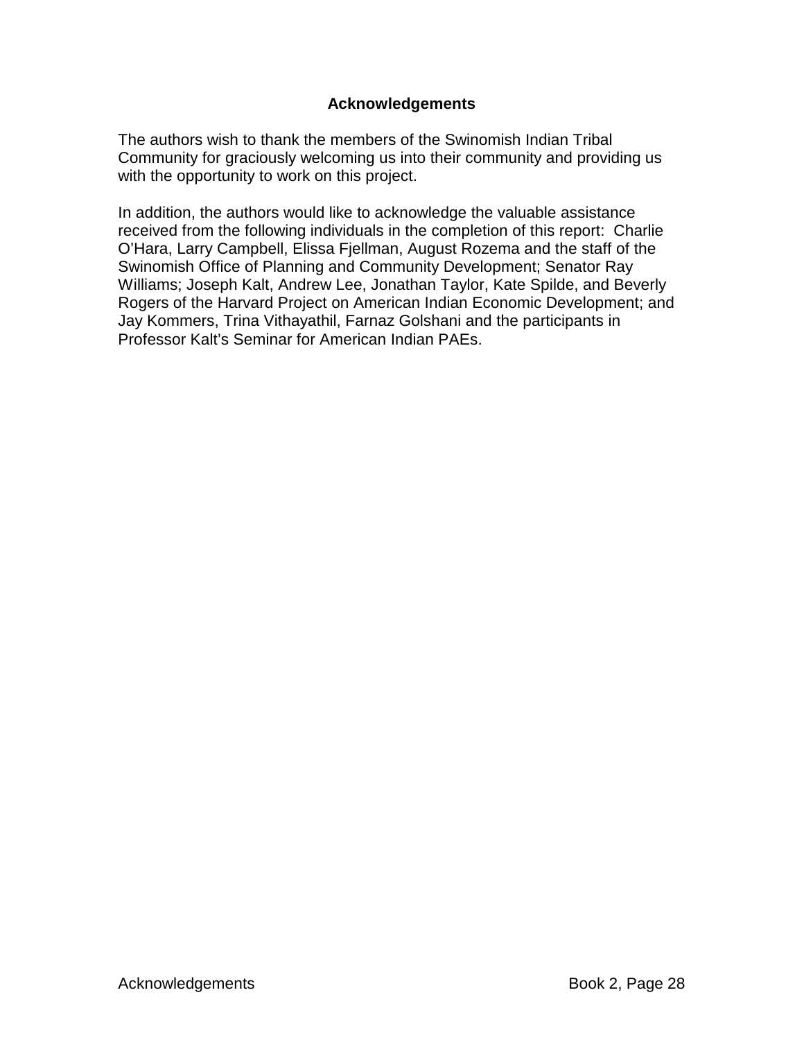## Acknowledgements

The authors wish to thank the members of the Swinomish Indian Tribal Community for graciously welcoming us into their community and providing us with the opportunity to work on this project.

In addition, the authors would like to acknowledge the valuable assistance received from the following individuals in the completion of this report: Charlie O'Hara, Larry Campbell, Elissa Fjellman, August Rozema and the staff of the Swinomish Office of Planning and Community Development; Senator Ray Williams; Joseph Kalt, Andrew Lee, Jonathan Taylor, Kate Spilde, and Beverly Rogers of the Harvard Project on American Indian Economic Development; and Jay Kommers, Trina Vithayathil, Farnaz Golshani and the participants in Professor Kalt's Seminar for American Indian PAEs.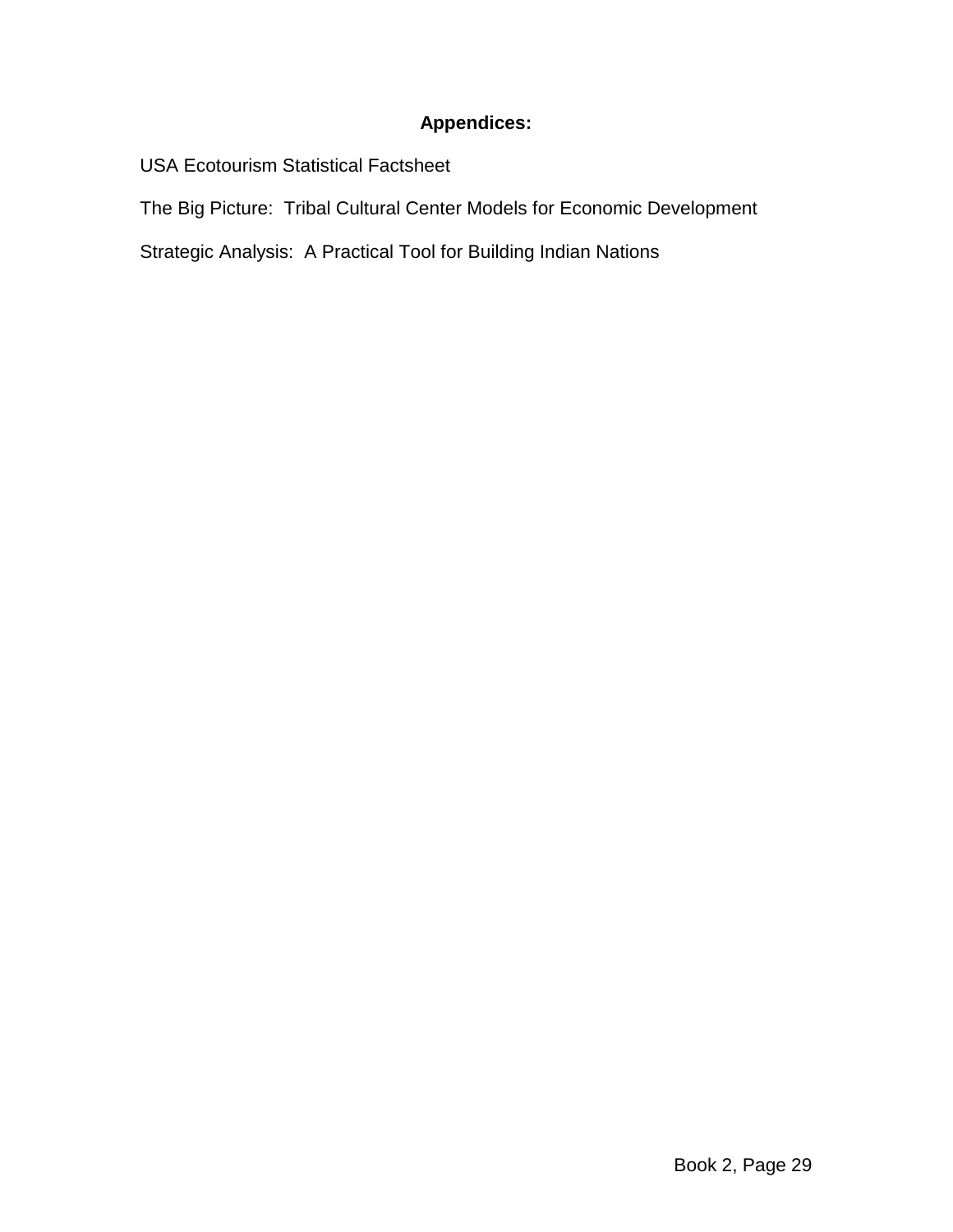## Appendices:

USA Ecotourism Statistical Factsheet

The Big Picture:  Tribal Cultural Center Models for Economic Development

Strategic Analysis:  A Practical Tool for Building Indian Nations